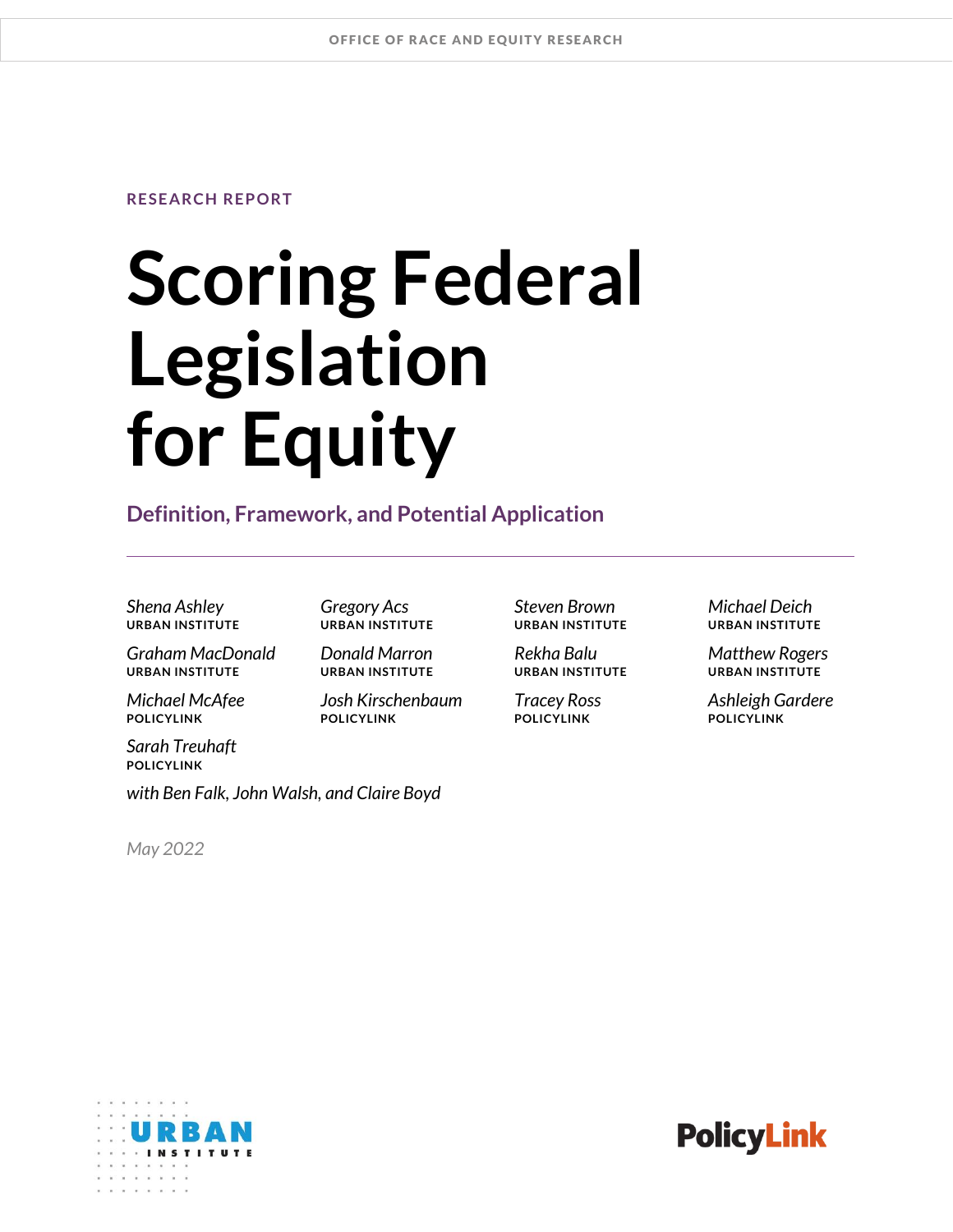OFFICE OF RACE AND EQUITY RESEARCH

RESEARCH REPORT

# Scoring Federal Legislation for Equity

## Definition, Framework, and Potential Application

*Shena Ashley*
URBAN INSTITUTE

*Gregory Acs*
URBAN INSTITUTE

*Steven Brown*
URBAN INSTITUTE

*Michael Deich*
URBAN INSTITUTE

*Graham MacDonald*
URBAN INSTITUTE

*Donald Marron*
URBAN INSTITUTE

*Rekha Balu*
URBAN INSTITUTE

*Matthew Rogers*
URBAN INSTITUTE

*Michael McAfee*
POLICYLINK

*Josh Kirschenbaum*
POLICYLINK

*Tracey Ross*
POLICYLINK

*Ashleigh Gardere*
POLICYLINK

*Sarah Treuhaft*
POLICYLINK

*with Ben Falk, John Walsh, and Claire Boyd*

*May 2022*

URBAN INSTITUTE

PolicyLink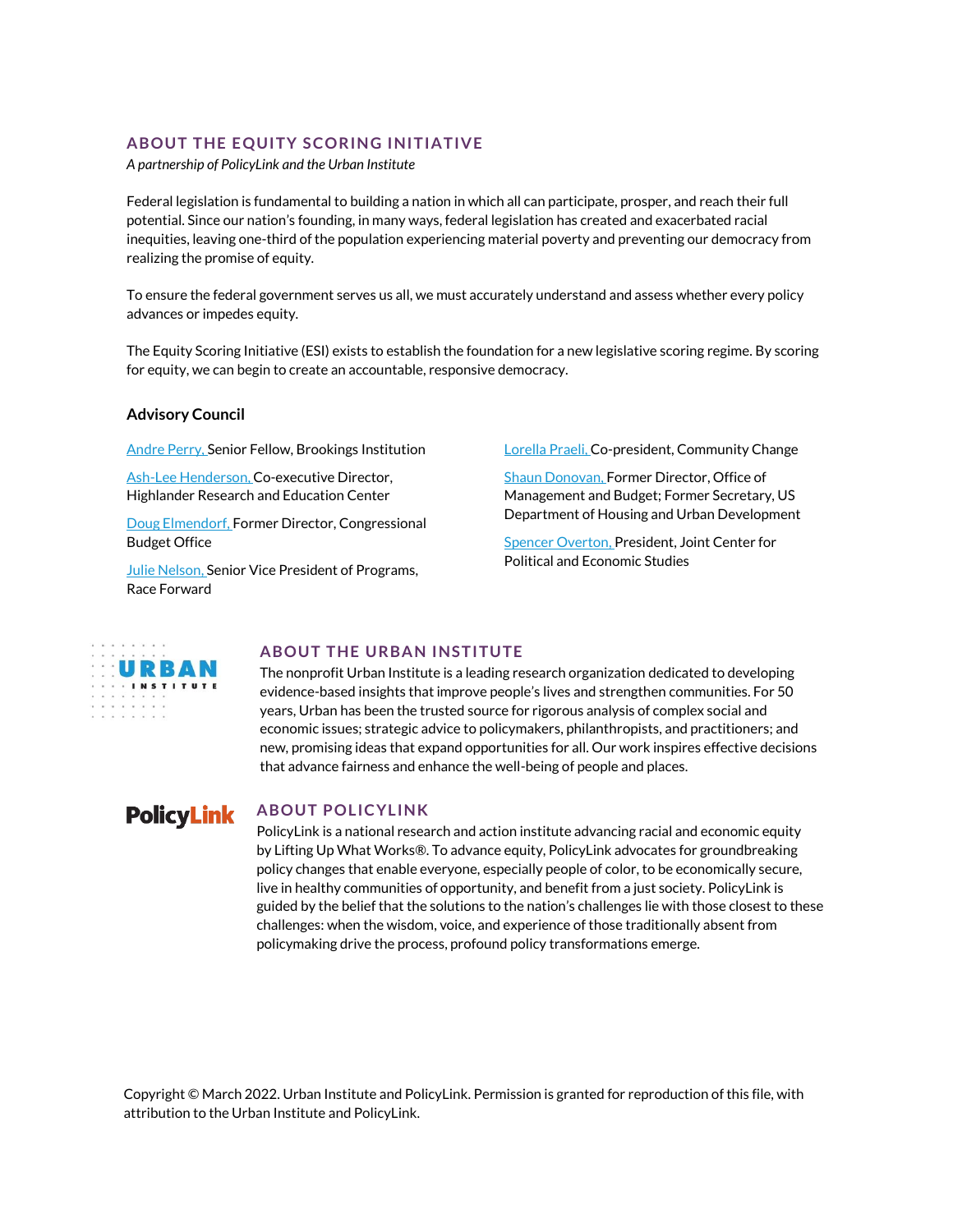## ABOUT THE EQUITY SCORING INITIATIVE

*A partnership of PolicyLink and the Urban Institute*

Federal legislation is fundamental to building a nation in which all can participate, prosper, and reach their full potential. Since our nation's founding, in many ways, federal legislation has created and exacerbated racial inequities, leaving one-third of the population experiencing material poverty and preventing our democracy from realizing the promise of equity.

To ensure the federal government serves us all, we must accurately understand and assess whether every policy advances or impedes equity.

The Equity Scoring Initiative (ESI) exists to establish the foundation for a new legislative scoring regime. By scoring for equity, we can begin to create an accountable, responsive democracy.

### Advisory Council

Andre Perry, Senior Fellow, Brookings Institution

Ash-Lee Henderson, Co-executive Director, Highlander Research and Education Center

Doug Elmendorf, Former Director, Congressional Budget Office

Julie Nelson, Senior Vice President of Programs, Race Forward

Lorella Praeli, Co-president, Community Change

Shaun Donovan, Former Director, Office of Management and Budget; Former Secretary, US Department of Housing and Urban Development

Spencer Overton, President, Joint Center for Political and Economic Studies

## ABOUT THE URBAN INSTITUTE

The nonprofit Urban Institute is a leading research organization dedicated to developing evidence-based insights that improve people's lives and strengthen communities. For 50 years, Urban has been the trusted source for rigorous analysis of complex social and economic issues; strategic advice to policymakers, philanthropists, and practitioners; and new, promising ideas that expand opportunities for all. Our work inspires effective decisions that advance fairness and enhance the well-being of people and places.

## ABOUT POLICYLINK

PolicyLink is a national research and action institute advancing racial and economic equity by Lifting Up What Works®. To advance equity, PolicyLink advocates for groundbreaking policy changes that enable everyone, especially people of color, to be economically secure, live in healthy communities of opportunity, and benefit from a just society. PolicyLink is guided by the belief that the solutions to the nation's challenges lie with those closest to these challenges: when the wisdom, voice, and experience of those traditionally absent from policymaking drive the process, profound policy transformations emerge.

Copyright © March 2022. Urban Institute and PolicyLink. Permission is granted for reproduction of this file, with attribution to the Urban Institute and PolicyLink.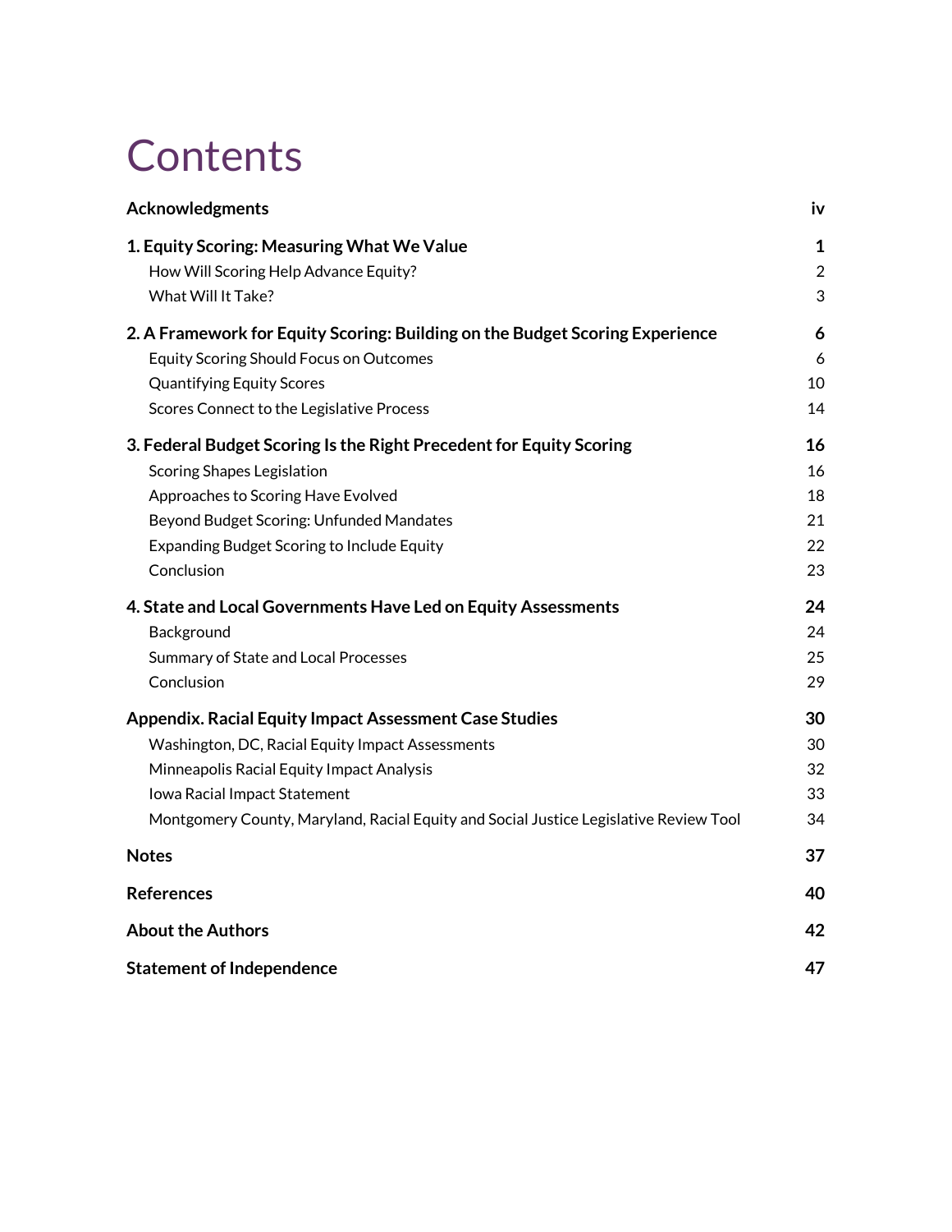# Contents

| | |
|---|---|
| **Acknowledgments** | **iv** |
| **1. Equity Scoring: Measuring What We Value** | **1** |
| How Will Scoring Help Advance Equity? | 2 |
| What Will It Take? | 3 |
| **2. A Framework for Equity Scoring: Building on the Budget Scoring Experience** | **6** |
| Equity Scoring Should Focus on Outcomes | 6 |
| Quantifying Equity Scores | 10 |
| Scores Connect to the Legislative Process | 14 |
| **3. Federal Budget Scoring Is the Right Precedent for Equity Scoring** | **16** |
| Scoring Shapes Legislation | 16 |
| Approaches to Scoring Have Evolved | 18 |
| Beyond Budget Scoring: Unfunded Mandates | 21 |
| Expanding Budget Scoring to Include Equity | 22 |
| Conclusion | 23 |
| **4. State and Local Governments Have Led on Equity Assessments** | **24** |
| Background | 24 |
| Summary of State and Local Processes | 25 |
| Conclusion | 29 |
| **Appendix. Racial Equity Impact Assessment Case Studies** | **30** |
| Washington, DC, Racial Equity Impact Assessments | 30 |
| Minneapolis Racial Equity Impact Analysis | 32 |
| Iowa Racial Impact Statement | 33 |
| Montgomery County, Maryland, Racial Equity and Social Justice Legislative Review Tool | 34 |
| **Notes** | **37** |
| **References** | **40** |
| **About the Authors** | **42** |
| **Statement of Independence** | **47** |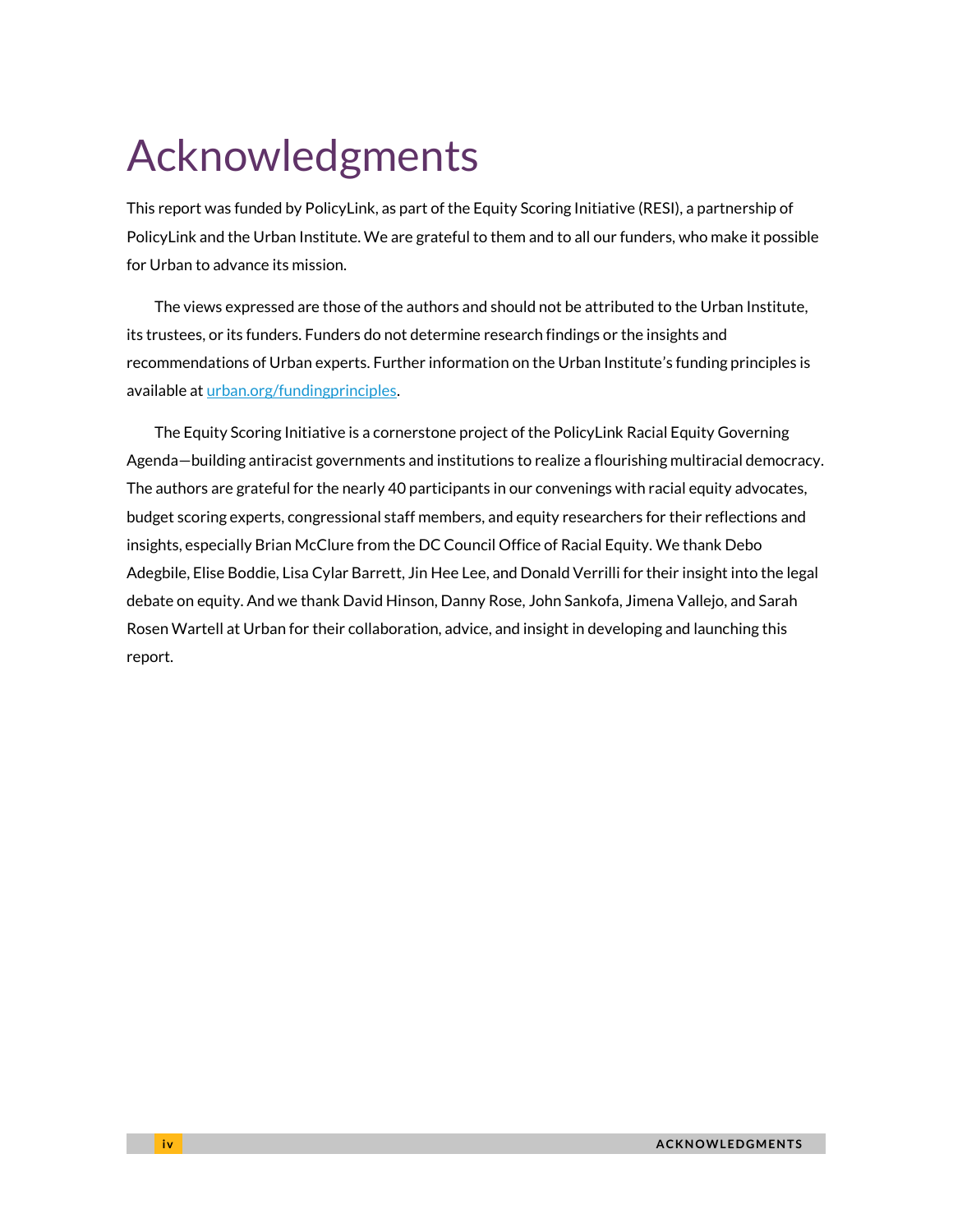# Acknowledgments

This report was funded by PolicyLink, as part of the Equity Scoring Initiative (RESI), a partnership of PolicyLink and the Urban Institute. We are grateful to them and to all our funders, who make it possible for Urban to advance its mission.

The views expressed are those of the authors and should not be attributed to the Urban Institute, its trustees, or its funders. Funders do not determine research findings or the insights and recommendations of Urban experts. Further information on the Urban Institute's funding principles is available at urban.org/fundingprinciples.

The Equity Scoring Initiative is a cornerstone project of the PolicyLink Racial Equity Governing Agenda—building antiracist governments and institutions to realize a flourishing multiracial democracy. The authors are grateful for the nearly 40 participants in our convenings with racial equity advocates, budget scoring experts, congressional staff members, and equity researchers for their reflections and insights, especially Brian McClure from the DC Council Office of Racial Equity. We thank Debo Adegbile, Elise Boddie, Lisa Cylar Barrett, Jin Hee Lee, and Donald Verrilli for their insight into the legal debate on equity. And we thank David Hinson, Danny Rose, John Sankofa, Jimena Vallejo, and Sarah Rosen Wartell at Urban for their collaboration, advice, and insight in developing and launching this report.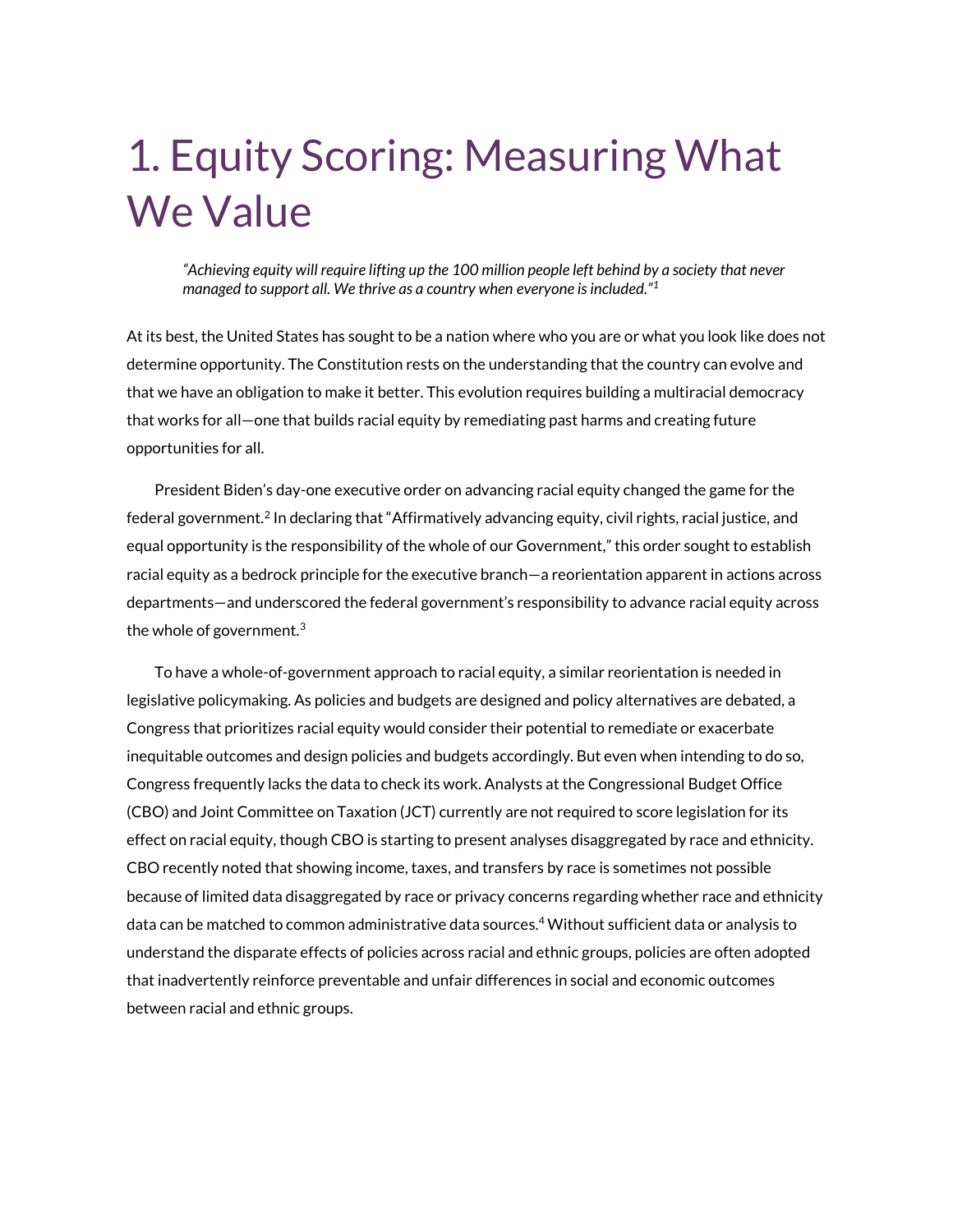# 1. Equity Scoring: Measuring What We Value

> *"Achieving equity will require lifting up the 100 million people left behind by a society that never managed to support all. We thrive as a country when everyone is included."*[1]

At its best, the United States has sought to be a nation where who you are or what you look like does not determine opportunity. The Constitution rests on the understanding that the country can evolve and that we have an obligation to make it better. This evolution requires building a multiracial democracy that works for all—one that builds racial equity by remediating past harms and creating future opportunities for all.

President Biden's day-one executive order on advancing racial equity changed the game for the federal government.[2] In declaring that "Affirmatively advancing equity, civil rights, racial justice, and equal opportunity is the responsibility of the whole of our Government," this order sought to establish racial equity as a bedrock principle for the executive branch—a reorientation apparent in actions across departments—and underscored the federal government's responsibility to advance racial equity across the whole of government.[3]

To have a whole-of-government approach to racial equity, a similar reorientation is needed in legislative policymaking. As policies and budgets are designed and policy alternatives are debated, a Congress that prioritizes racial equity would consider their potential to remediate or exacerbate inequitable outcomes and design policies and budgets accordingly. But even when intending to do so, Congress frequently lacks the data to check its work. Analysts at the Congressional Budget Office (CBO) and Joint Committee on Taxation (JCT) currently are not required to score legislation for its effect on racial equity, though CBO is starting to present analyses disaggregated by race and ethnicity. CBO recently noted that showing income, taxes, and transfers by race is sometimes not possible because of limited data disaggregated by race or privacy concerns regarding whether race and ethnicity data can be matched to common administrative data sources.[4] Without sufficient data or analysis to understand the disparate effects of policies across racial and ethnic groups, policies are often adopted that inadvertently reinforce preventable and unfair differences in social and economic outcomes between racial and ethnic groups.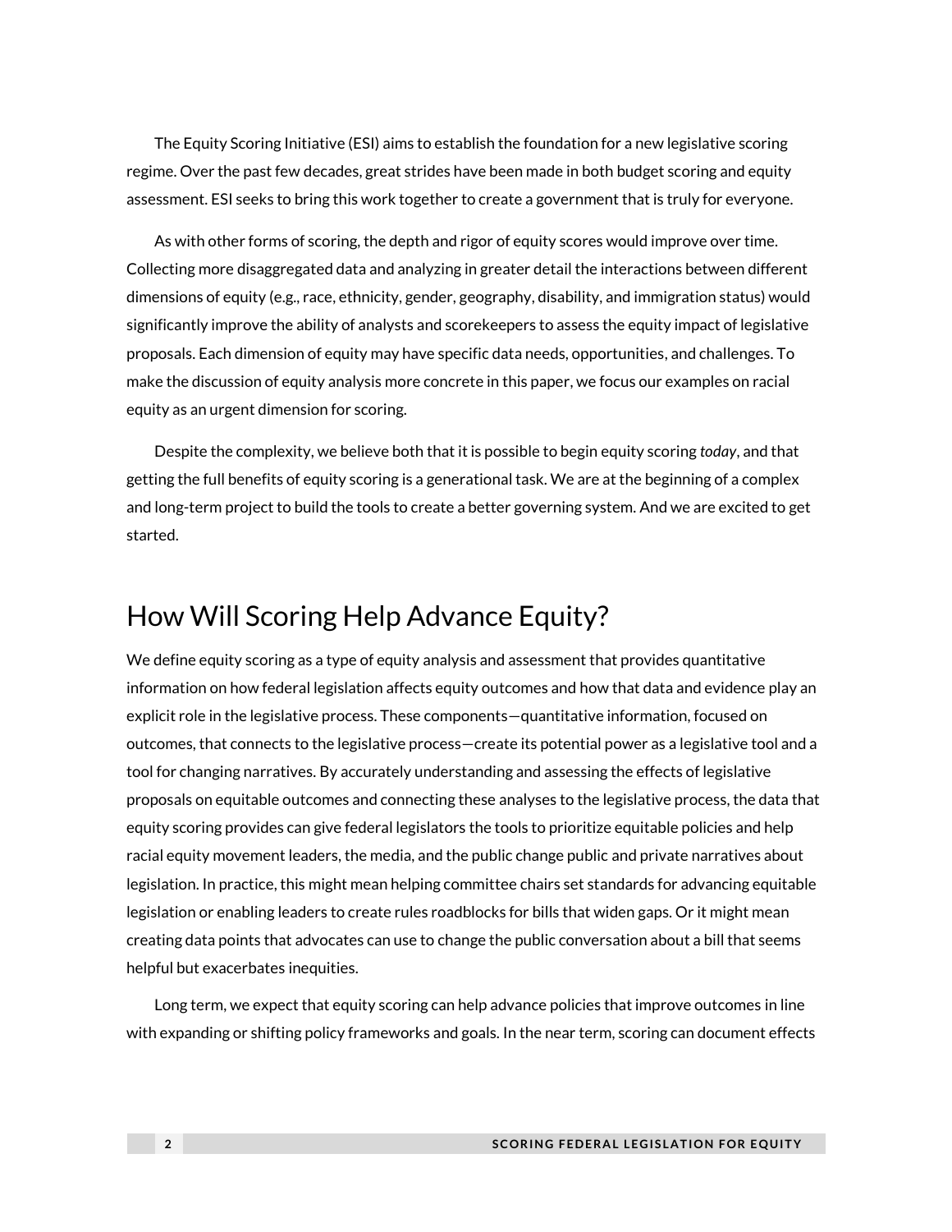The Equity Scoring Initiative (ESI) aims to establish the foundation for a new legislative scoring regime. Over the past few decades, great strides have been made in both budget scoring and equity assessment. ESI seeks to bring this work together to create a government that is truly for everyone.

As with other forms of scoring, the depth and rigor of equity scores would improve over time. Collecting more disaggregated data and analyzing in greater detail the interactions between different dimensions of equity (e.g., race, ethnicity, gender, geography, disability, and immigration status) would significantly improve the ability of analysts and scorekeepers to assess the equity impact of legislative proposals. Each dimension of equity may have specific data needs, opportunities, and challenges. To make the discussion of equity analysis more concrete in this paper, we focus our examples on racial equity as an urgent dimension for scoring.

Despite the complexity, we believe both that it is possible to begin equity scoring *today*, and that getting the full benefits of equity scoring is a generational task. We are at the beginning of a complex and long-term project to build the tools to create a better governing system. And we are excited to get started.

## How Will Scoring Help Advance Equity?

We define equity scoring as a type of equity analysis and assessment that provides quantitative information on how federal legislation affects equity outcomes and how that data and evidence play an explicit role in the legislative process. These components—quantitative information, focused on outcomes, that connects to the legislative process—create its potential power as a legislative tool and a tool for changing narratives. By accurately understanding and assessing the effects of legislative proposals on equitable outcomes and connecting these analyses to the legislative process, the data that equity scoring provides can give federal legislators the tools to prioritize equitable policies and help racial equity movement leaders, the media, and the public change public and private narratives about legislation. In practice, this might mean helping committee chairs set standards for advancing equitable legislation or enabling leaders to create rules roadblocks for bills that widen gaps. Or it might mean creating data points that advocates can use to change the public conversation about a bill that seems helpful but exacerbates inequities.

Long term, we expect that equity scoring can help advance policies that improve outcomes in line with expanding or shifting policy frameworks and goals. In the near term, scoring can document effects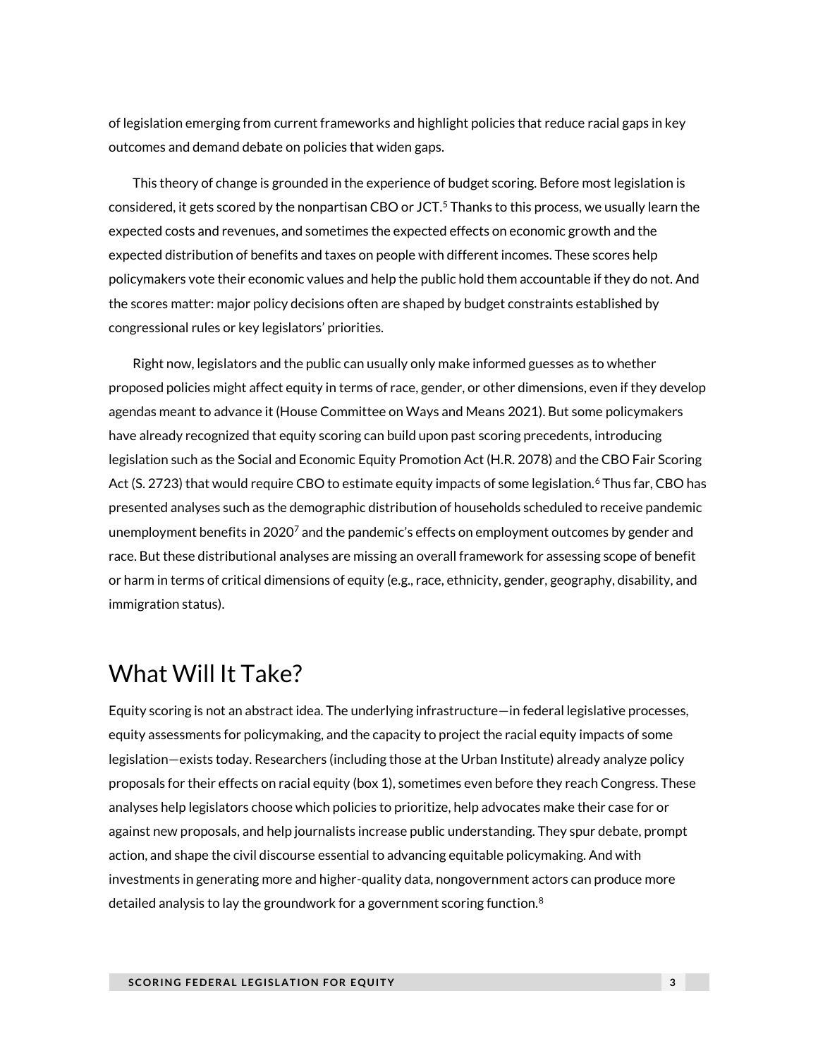of legislation emerging from current frameworks and highlight policies that reduce racial gaps in key outcomes and demand debate on policies that widen gaps.

This theory of change is grounded in the experience of budget scoring. Before most legislation is considered, it gets scored by the nonpartisan CBO or JCT.[5] Thanks to this process, we usually learn the expected costs and revenues, and sometimes the expected effects on economic growth and the expected distribution of benefits and taxes on people with different incomes. These scores help policymakers vote their economic values and help the public hold them accountable if they do not. And the scores matter: major policy decisions often are shaped by budget constraints established by congressional rules or key legislators' priorities.

Right now, legislators and the public can usually only make informed guesses as to whether proposed policies might affect equity in terms of race, gender, or other dimensions, even if they develop agendas meant to advance it (House Committee on Ways and Means 2021). But some policymakers have already recognized that equity scoring can build upon past scoring precedents, introducing legislation such as the Social and Economic Equity Promotion Act (H.R. 2078) and the CBO Fair Scoring Act (S. 2723) that would require CBO to estimate equity impacts of some legislation.[6] Thus far, CBO has presented analyses such as the demographic distribution of households scheduled to receive pandemic unemployment benefits in 2020[7] and the pandemic's effects on employment outcomes by gender and race. But these distributional analyses are missing an overall framework for assessing scope of benefit or harm in terms of critical dimensions of equity (e.g., race, ethnicity, gender, geography, disability, and immigration status).

## What Will It Take?

Equity scoring is not an abstract idea. The underlying infrastructure—in federal legislative processes, equity assessments for policymaking, and the capacity to project the racial equity impacts of some legislation—exists today. Researchers (including those at the Urban Institute) already analyze policy proposals for their effects on racial equity (box 1), sometimes even before they reach Congress. These analyses help legislators choose which policies to prioritize, help advocates make their case for or against new proposals, and help journalists increase public understanding. They spur debate, prompt action, and shape the civil discourse essential to advancing equitable policymaking. And with investments in generating more and higher-quality data, nongovernment actors can produce more detailed analysis to lay the groundwork for a government scoring function.[8]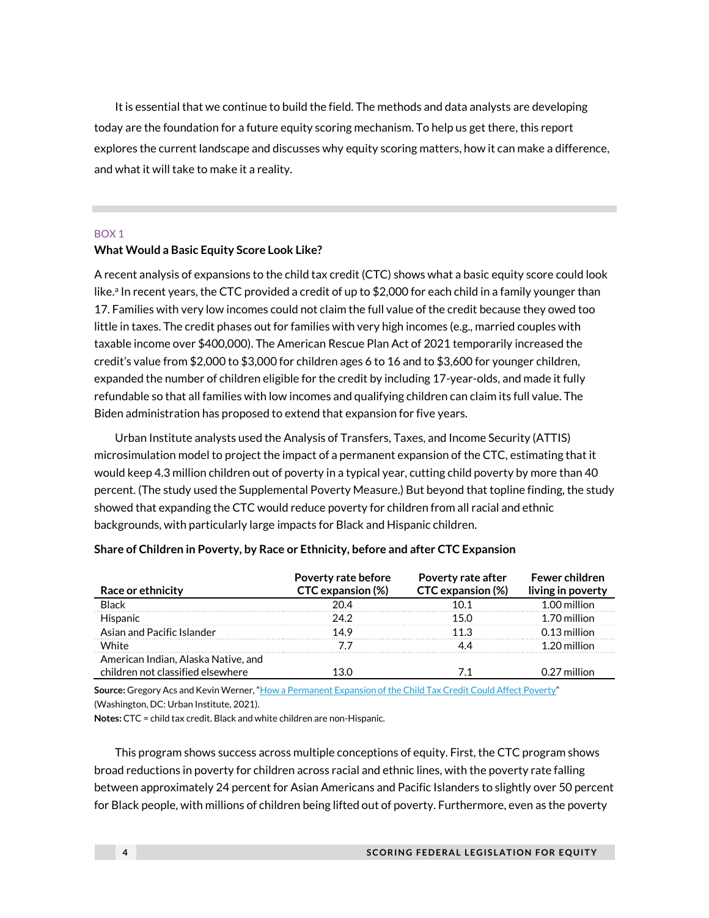It is essential that we continue to build the field. The methods and data analysts are developing today are the foundation for a future equity scoring mechanism. To help us get there, this report explores the current landscape and discusses why equity scoring matters, how it can make a difference, and what it will take to make it a reality.

---

BOX 1

**What Would a Basic Equity Score Look Like?**

A recent analysis of expansions to the child tax credit (CTC) shows what a basic equity score could look like.[a] In recent years, the CTC provided a credit of up to $2,000 for each child in a family younger than 17. Families with very low incomes could not claim the full value of the credit because they owed too little in taxes. The credit phases out for families with very high incomes (e.g., married couples with taxable income over $400,000). The American Rescue Plan Act of 2021 temporarily increased the credit's value from $2,000 to $3,000 for children ages 6 to 16 and to $3,600 for younger children, expanded the number of children eligible for the credit by including 17-year-olds, and made it fully refundable so that all families with low incomes and qualifying children can claim its full value. The Biden administration has proposed to extend that expansion for five years.

Urban Institute analysts used the Analysis of Transfers, Taxes, and Income Security (ATTIS) microsimulation model to project the impact of a permanent expansion of the CTC, estimating that it would keep 4.3 million children out of poverty in a typical year, cutting child poverty by more than 40 percent. (The study used the Supplemental Poverty Measure.) But beyond that topline finding, the study showed that expanding the CTC would reduce poverty for children from all racial and ethnic backgrounds, with particularly large impacts for Black and Hispanic children.

**Share of Children in Poverty, by Race or Ethnicity, before and after CTC Expansion**

| Race or ethnicity | Poverty rate before CTC expansion (%) | Poverty rate after CTC expansion (%) | Fewer children living in poverty |
|---|---|---|---|
| Black | 20.4 | 10.1 | 1.00 million |
| Hispanic | 24.2 | 15.0 | 1.70 million |
| Asian and Pacific Islander | 14.9 | 11.3 | 0.13 million |
| White | 7.7 | 4.4 | 1.20 million |
| American Indian, Alaska Native, and children not classified elsewhere | 13.0 | 7.1 | 0.27 million |

**Source:** Gregory Acs and Kevin Werner, "How a Permanent Expansion of the Child Tax Credit Could Affect Poverty" (Washington, DC: Urban Institute, 2021).

**Notes:** CTC = child tax credit. Black and white children are non-Hispanic.

This program shows success across multiple conceptions of equity. First, the CTC program shows broad reductions in poverty for children across racial and ethnic lines, with the poverty rate falling between approximately 24 percent for Asian Americans and Pacific Islanders to slightly over 50 percent for Black people, with millions of children being lifted out of poverty. Furthermore, even as the poverty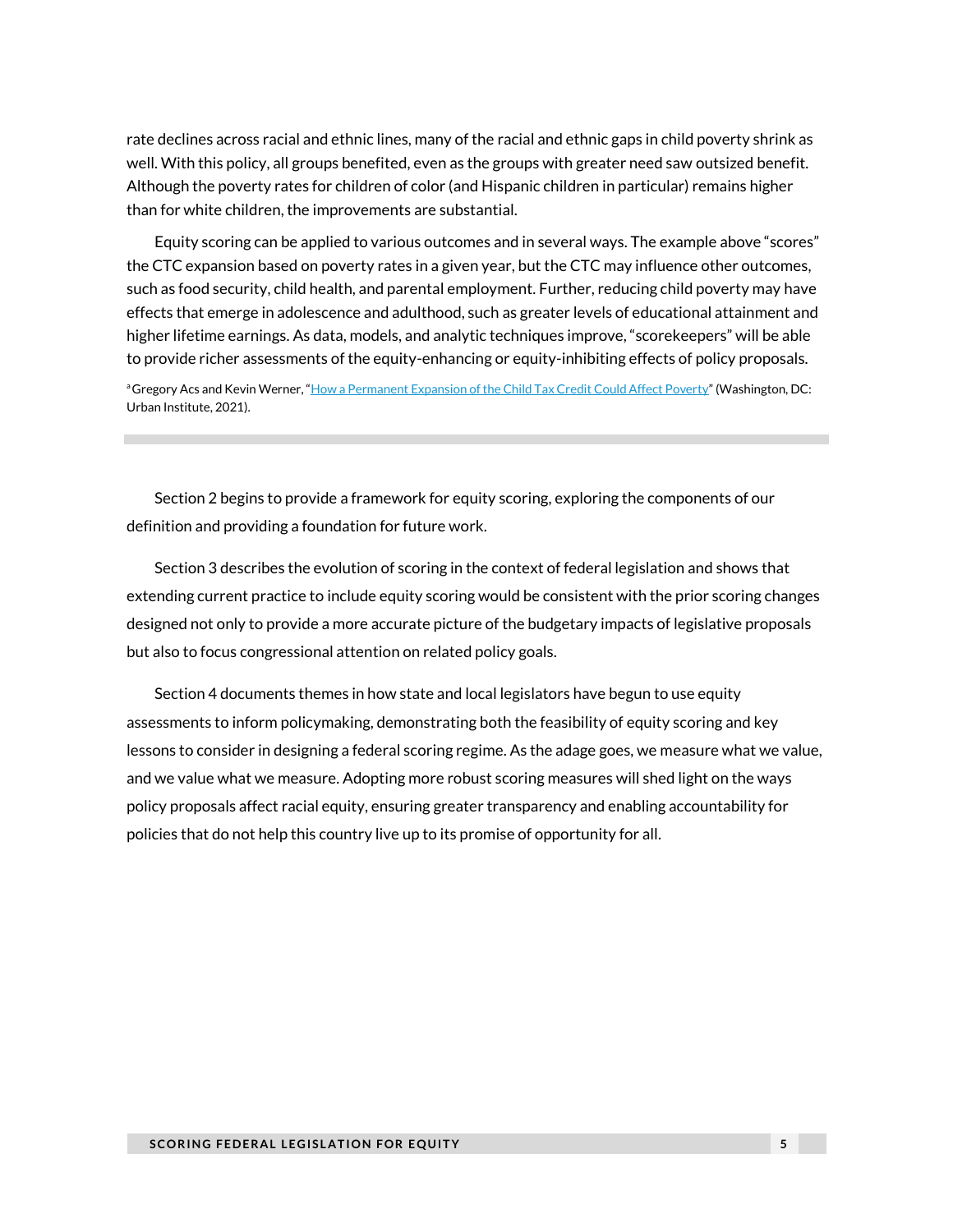rate declines across racial and ethnic lines, many of the racial and ethnic gaps in child poverty shrink as well. With this policy, all groups benefited, even as the groups with greater need saw outsized benefit. Although the poverty rates for children of color (and Hispanic children in particular) remains higher than for white children, the improvements are substantial.

Equity scoring can be applied to various outcomes and in several ways. The example above "scores" the CTC expansion based on poverty rates in a given year, but the CTC may influence other outcomes, such as food security, child health, and parental employment. Further, reducing child poverty may have effects that emerge in adolescence and adulthood, such as greater levels of educational attainment and higher lifetime earnings. As data, models, and analytic techniques improve, "scorekeepers" will be able to provide richer assessments of the equity-enhancing or equity-inhibiting effects of policy proposals.

[a] Gregory Acs and Kevin Werner, "How a Permanent Expansion of the Child Tax Credit Could Affect Poverty" (Washington, DC: Urban Institute, 2021).

---

Section 2 begins to provide a framework for equity scoring, exploring the components of our definition and providing a foundation for future work.

Section 3 describes the evolution of scoring in the context of federal legislation and shows that extending current practice to include equity scoring would be consistent with the prior scoring changes designed not only to provide a more accurate picture of the budgetary impacts of legislative proposals but also to focus congressional attention on related policy goals.

Section 4 documents themes in how state and local legislators have begun to use equity assessments to inform policymaking, demonstrating both the feasibility of equity scoring and key lessons to consider in designing a federal scoring regime. As the adage goes, we measure what we value, and we value what we measure. Adopting more robust scoring measures will shed light on the ways policy proposals affect racial equity, ensuring greater transparency and enabling accountability for policies that do not help this country live up to its promise of opportunity for all.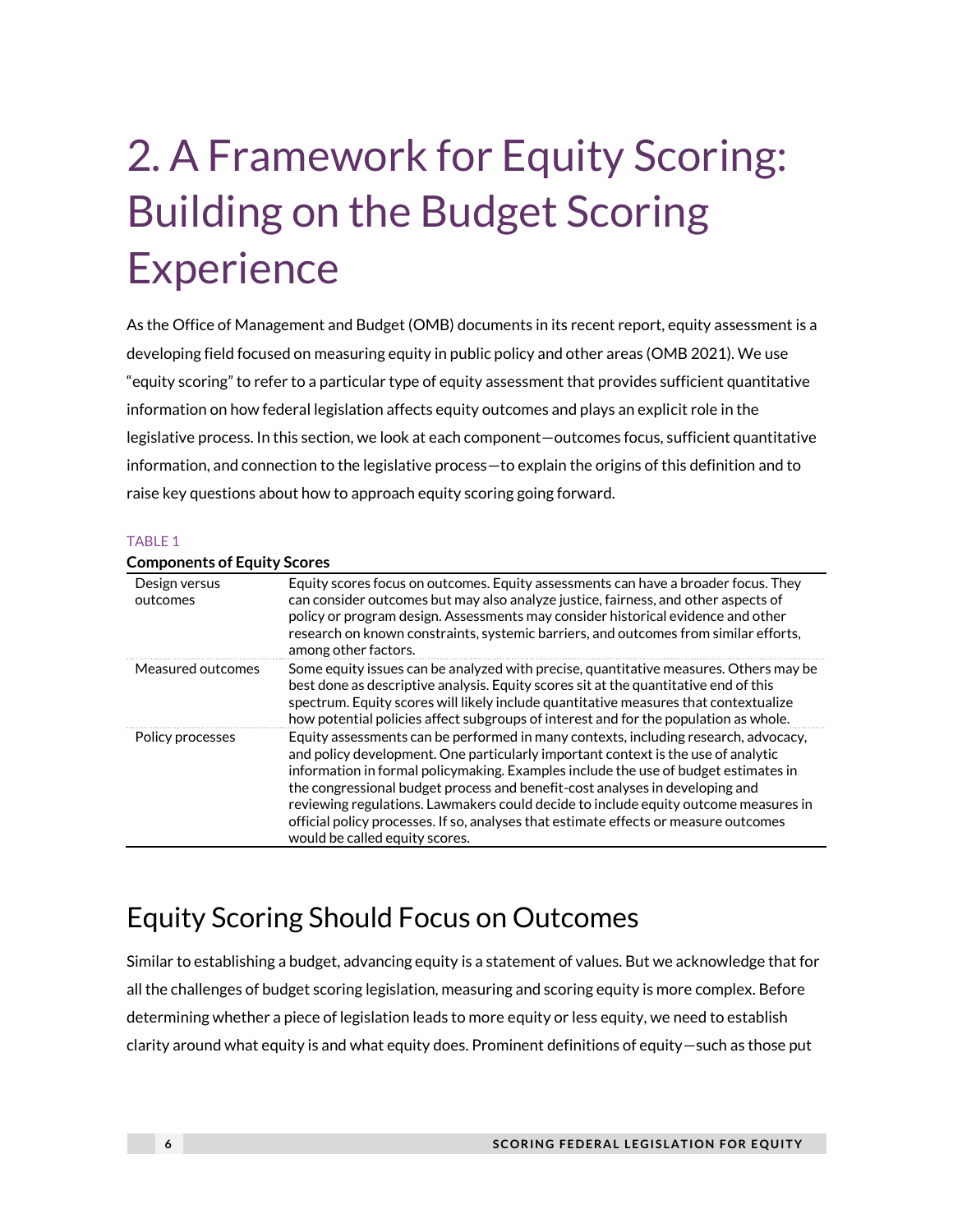# 2. A Framework for Equity Scoring: Building on the Budget Scoring Experience

As the Office of Management and Budget (OMB) documents in its recent report, equity assessment is a developing field focused on measuring equity in public policy and other areas (OMB 2021). We use "equity scoring" to refer to a particular type of equity assessment that provides sufficient quantitative information on how federal legislation affects equity outcomes and plays an explicit role in the legislative process. In this section, we look at each component—outcomes focus, sufficient quantitative information, and connection to the legislative process—to explain the origins of this definition and to raise key questions about how to approach equity scoring going forward.

TABLE 1

**Components of Equity Scores**

| | |
|---|---|
| Design versus outcomes | Equity scores focus on outcomes. Equity assessments can have a broader focus. They can consider outcomes but may also analyze justice, fairness, and other aspects of policy or program design. Assessments may consider historical evidence and other research on known constraints, systemic barriers, and outcomes from similar efforts, among other factors. |
| Measured outcomes | Some equity issues can be analyzed with precise, quantitative measures. Others may be best done as descriptive analysis. Equity scores sit at the quantitative end of this spectrum. Equity scores will likely include quantitative measures that contextualize how potential policies affect subgroups of interest and for the population as whole. |
| Policy processes | Equity assessments can be performed in many contexts, including research, advocacy, and policy development. One particularly important context is the use of analytic information in formal policymaking. Examples include the use of budget estimates in the congressional budget process and benefit-cost analyses in developing and reviewing regulations. Lawmakers could decide to include equity outcome measures in official policy processes. If so, analyses that estimate effects or measure outcomes would be called equity scores. |

## Equity Scoring Should Focus on Outcomes

Similar to establishing a budget, advancing equity is a statement of values. But we acknowledge that for all the challenges of budget scoring legislation, measuring and scoring equity is more complex. Before determining whether a piece of legislation leads to more equity or less equity, we need to establish clarity around what equity is and what equity does. Prominent definitions of equity—such as those put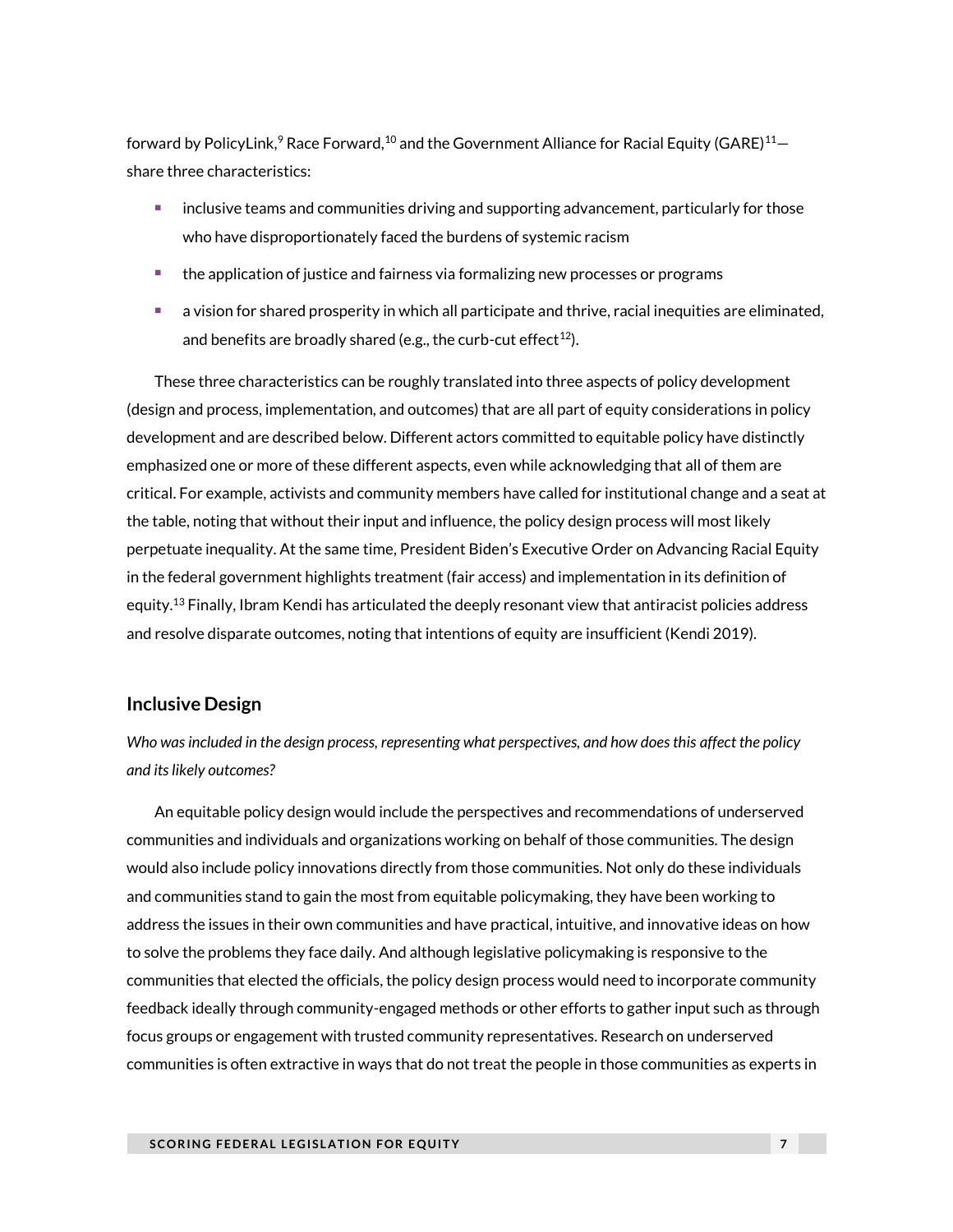forward by PolicyLink,[9] Race Forward,[10] and the Government Alliance for Racial Equity (GARE)[11]—share three characteristics:

- inclusive teams and communities driving and supporting advancement, particularly for those who have disproportionately faced the burdens of systemic racism
- the application of justice and fairness via formalizing new processes or programs
- a vision for shared prosperity in which all participate and thrive, racial inequities are eliminated, and benefits are broadly shared (e.g., the curb-cut effect[12]).

These three characteristics can be roughly translated into three aspects of policy development (design and process, implementation, and outcomes) that are all part of equity considerations in policy development and are described below. Different actors committed to equitable policy have distinctly emphasized one or more of these different aspects, even while acknowledging that all of them are critical. For example, activists and community members have called for institutional change and a seat at the table, noting that without their input and influence, the policy design process will most likely perpetuate inequality. At the same time, President Biden's Executive Order on Advancing Racial Equity in the federal government highlights treatment (fair access) and implementation in its definition of equity.[13] Finally, Ibram Kendi has articulated the deeply resonant view that antiracist policies address and resolve disparate outcomes, noting that intentions of equity are insufficient (Kendi 2019).

## Inclusive Design

*Who was included in the design process, representing what perspectives, and how does this affect the policy and its likely outcomes?*

An equitable policy design would include the perspectives and recommendations of underserved communities and individuals and organizations working on behalf of those communities. The design would also include policy innovations directly from those communities. Not only do these individuals and communities stand to gain the most from equitable policymaking, they have been working to address the issues in their own communities and have practical, intuitive, and innovative ideas on how to solve the problems they face daily. And although legislative policymaking is responsive to the communities that elected the officials, the policy design process would need to incorporate community feedback ideally through community-engaged methods or other efforts to gather input such as through focus groups or engagement with trusted community representatives. Research on underserved communities is often extractive in ways that do not treat the people in those communities as experts in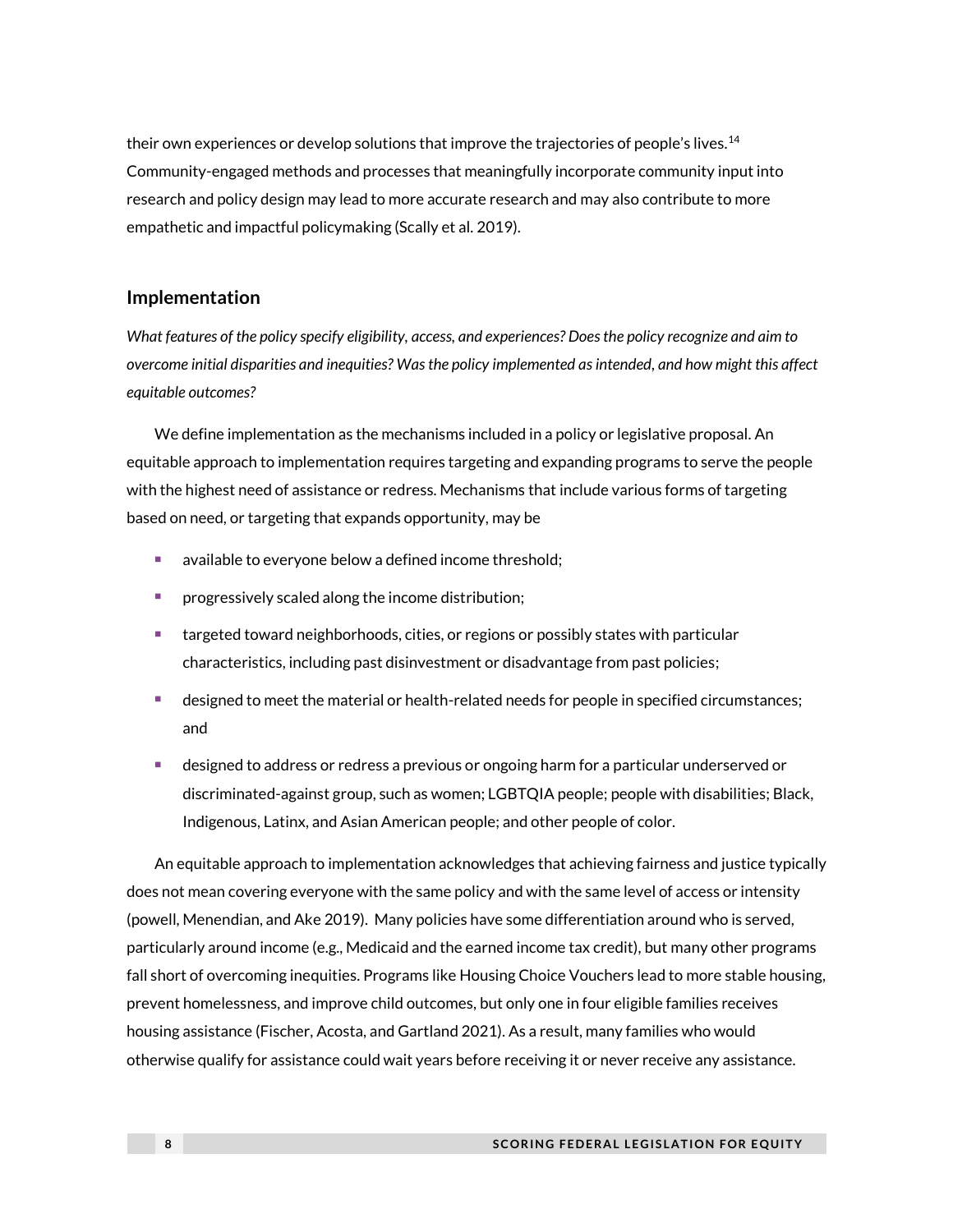their own experiences or develop solutions that improve the trajectories of people's lives.[14] Community-engaged methods and processes that meaningfully incorporate community input into research and policy design may lead to more accurate research and may also contribute to more empathetic and impactful policymaking (Scally et al. 2019).

### Implementation

*What features of the policy specify eligibility, access, and experiences? Does the policy recognize and aim to overcome initial disparities and inequities? Was the policy implemented as intended, and how might this affect equitable outcomes?*

We define implementation as the mechanisms included in a policy or legislative proposal. An equitable approach to implementation requires targeting and expanding programs to serve the people with the highest need of assistance or redress. Mechanisms that include various forms of targeting based on need, or targeting that expands opportunity, may be

- available to everyone below a defined income threshold;
- progressively scaled along the income distribution;
- targeted toward neighborhoods, cities, or regions or possibly states with particular characteristics, including past disinvestment or disadvantage from past policies;
- designed to meet the material or health-related needs for people in specified circumstances; and
- designed to address or redress a previous or ongoing harm for a particular underserved or discriminated-against group, such as women; LGBTQIA people; people with disabilities; Black, Indigenous, Latinx, and Asian American people; and other people of color.

An equitable approach to implementation acknowledges that achieving fairness and justice typically does not mean covering everyone with the same policy and with the same level of access or intensity (powell, Menendian, and Ake 2019). Many policies have some differentiation around who is served, particularly around income (e.g., Medicaid and the earned income tax credit), but many other programs fall short of overcoming inequities. Programs like Housing Choice Vouchers lead to more stable housing, prevent homelessness, and improve child outcomes, but only one in four eligible families receives housing assistance (Fischer, Acosta, and Gartland 2021). As a result, many families who would otherwise qualify for assistance could wait years before receiving it or never receive any assistance.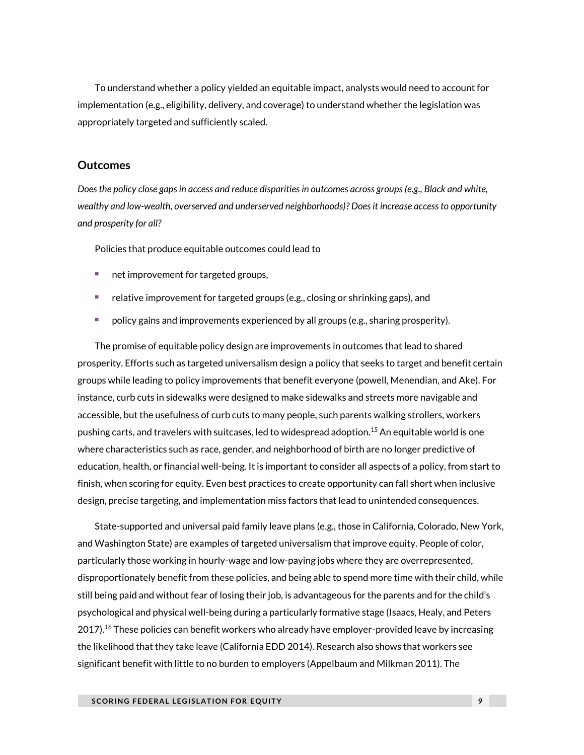To understand whether a policy yielded an equitable impact, analysts would need to account for implementation (e.g., eligibility, delivery, and coverage) to understand whether the legislation was appropriately targeted and sufficiently scaled.

## Outcomes

*Does the policy close gaps in access and reduce disparities in outcomes across groups (e.g., Black and white, wealthy and low-wealth, overserved and underserved neighborhoods)? Does it increase access to opportunity and prosperity for all?*

Policies that produce equitable outcomes could lead to

- net improvement for targeted groups,
- relative improvement for targeted groups (e.g., closing or shrinking gaps), and
- policy gains and improvements experienced by all groups (e.g., sharing prosperity).

The promise of equitable policy design are improvements in outcomes that lead to shared prosperity. Efforts such as targeted universalism design a policy that seeks to target and benefit certain groups while leading to policy improvements that benefit everyone (powell, Menendian, and Ake). For instance, curb cuts in sidewalks were designed to make sidewalks and streets more navigable and accessible, but the usefulness of curb cuts to many people, such parents walking strollers, workers pushing carts, and travelers with suitcases, led to widespread adoption.[15] An equitable world is one where characteristics such as race, gender, and neighborhood of birth are no longer predictive of education, health, or financial well-being. It is important to consider all aspects of a policy, from start to finish, when scoring for equity. Even best practices to create opportunity can fall short when inclusive design, precise targeting, and implementation miss factors that lead to unintended consequences.

State-supported and universal paid family leave plans (e.g., those in California, Colorado, New York, and Washington State) are examples of targeted universalism that improve equity. People of color, particularly those working in hourly-wage and low-paying jobs where they are overrepresented, disproportionately benefit from these policies, and being able to spend more time with their child, while still being paid and without fear of losing their job, is advantageous for the parents and for the child's psychological and physical well-being during a particularly formative stage (Isaacs, Healy, and Peters 2017).[16] These policies can benefit workers who already have employer-provided leave by increasing the likelihood that they take leave (California EDD 2014). Research also shows that workers see significant benefit with little to no burden to employers (Appelbaum and Milkman 2011). The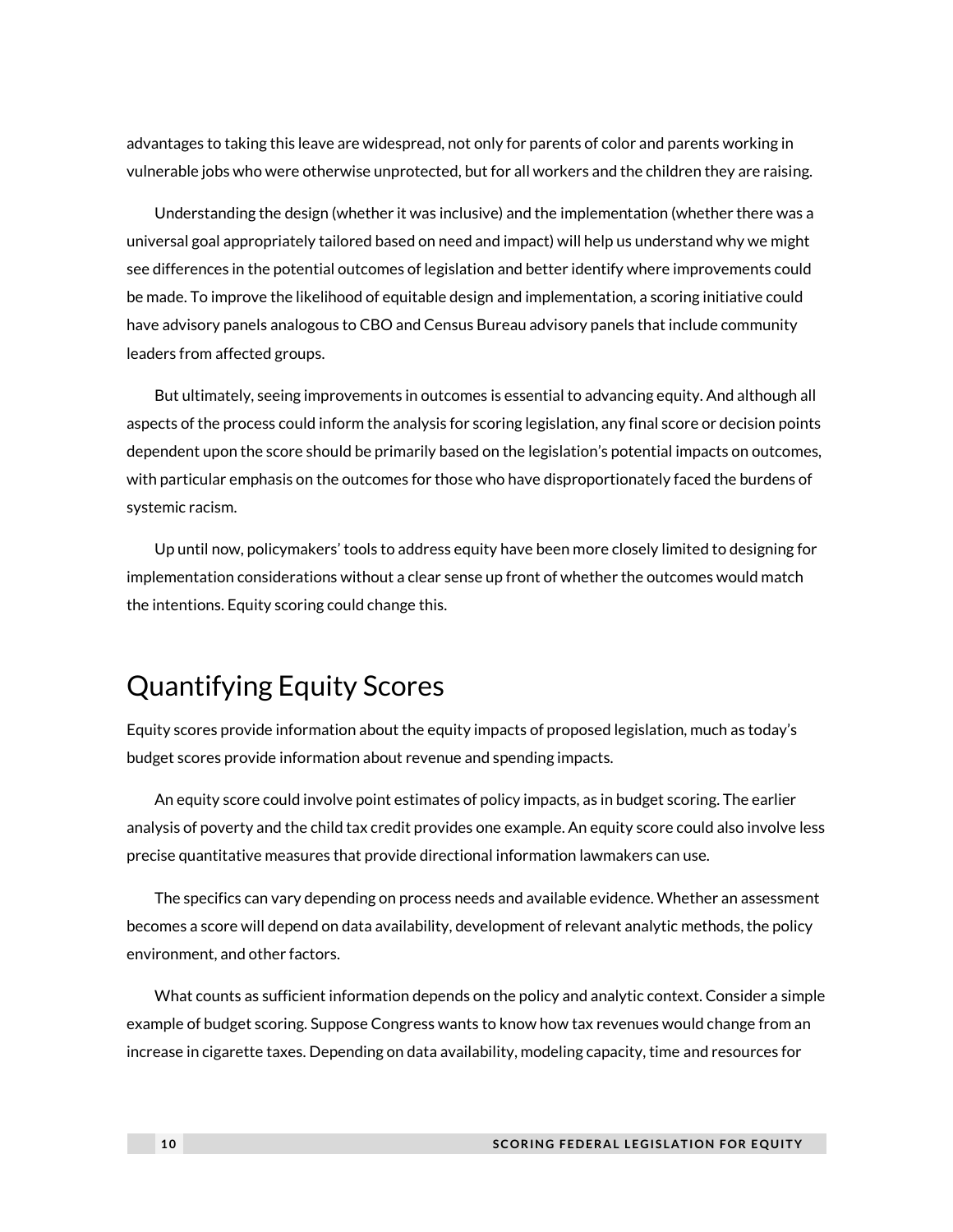advantages to taking this leave are widespread, not only for parents of color and parents working in vulnerable jobs who were otherwise unprotected, but for all workers and the children they are raising.

Understanding the design (whether it was inclusive) and the implementation (whether there was a universal goal appropriately tailored based on need and impact) will help us understand why we might see differences in the potential outcomes of legislation and better identify where improvements could be made. To improve the likelihood of equitable design and implementation, a scoring initiative could have advisory panels analogous to CBO and Census Bureau advisory panels that include community leaders from affected groups.

But ultimately, seeing improvements in outcomes is essential to advancing equity. And although all aspects of the process could inform the analysis for scoring legislation, any final score or decision points dependent upon the score should be primarily based on the legislation's potential impacts on outcomes, with particular emphasis on the outcomes for those who have disproportionately faced the burdens of systemic racism.

Up until now, policymakers' tools to address equity have been more closely limited to designing for implementation considerations without a clear sense up front of whether the outcomes would match the intentions. Equity scoring could change this.

## Quantifying Equity Scores

Equity scores provide information about the equity impacts of proposed legislation, much as today's budget scores provide information about revenue and spending impacts.

An equity score could involve point estimates of policy impacts, as in budget scoring. The earlier analysis of poverty and the child tax credit provides one example. An equity score could also involve less precise quantitative measures that provide directional information lawmakers can use.

The specifics can vary depending on process needs and available evidence. Whether an assessment becomes a score will depend on data availability, development of relevant analytic methods, the policy environment, and other factors.

What counts as sufficient information depends on the policy and analytic context. Consider a simple example of budget scoring. Suppose Congress wants to know how tax revenues would change from an increase in cigarette taxes. Depending on data availability, modeling capacity, time and resources for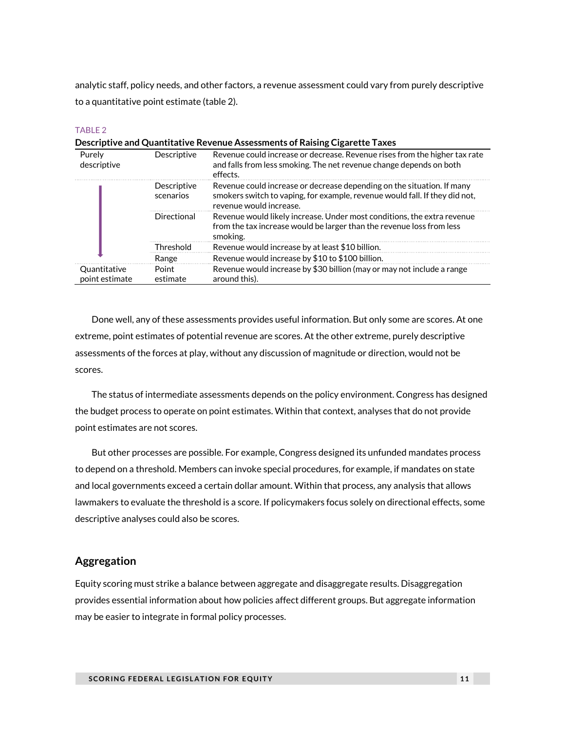analytic staff, policy needs, and other factors, a revenue assessment could vary from purely descriptive to a quantitative point estimate (table 2).

TABLE 2
**Descriptive and Quantitative Revenue Assessments of Raising Cigarette Taxes**

| | | |
|---|---|---|
| Purely descriptive | Descriptive | Revenue could increase or decrease. Revenue rises from the higher tax rate and falls from less smoking. The net revenue change depends on both effects. |
| ↓ | Descriptive scenarios | Revenue could increase or decrease depending on the situation. If many smokers switch to vaping, for example, revenue would fall. If they did not, revenue would increase. |
| | Directional | Revenue would likely increase. Under most conditions, the extra revenue from the tax increase would be larger than the revenue loss from less smoking. |
| | Threshold | Revenue would increase by at least $10 billion. |
| | Range | Revenue would increase by $10 to $100 billion. |
| Quantitative point estimate | Point estimate | Revenue would increase by $30 billion (may or may not include a range around this). |

Done well, any of these assessments provides useful information. But only some are scores. At one extreme, point estimates of potential revenue are scores. At the other extreme, purely descriptive assessments of the forces at play, without any discussion of magnitude or direction, would not be scores.

The status of intermediate assessments depends on the policy environment. Congress has designed the budget process to operate on point estimates. Within that context, analyses that do not provide point estimates are not scores.

But other processes are possible. For example, Congress designed its unfunded mandates process to depend on a threshold. Members can invoke special procedures, for example, if mandates on state and local governments exceed a certain dollar amount. Within that process, any analysis that allows lawmakers to evaluate the threshold is a score. If policymakers focus solely on directional effects, some descriptive analyses could also be scores.

## Aggregation

Equity scoring must strike a balance between aggregate and disaggregate results. Disaggregation provides essential information about how policies affect different groups. But aggregate information may be easier to integrate in formal policy processes.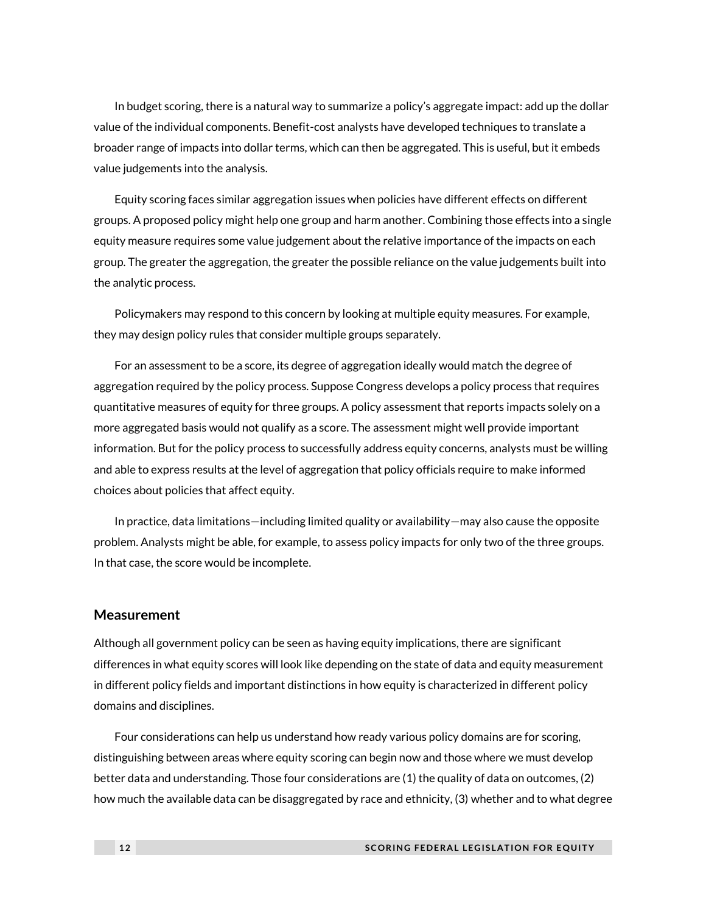In budget scoring, there is a natural way to summarize a policy's aggregate impact: add up the dollar value of the individual components. Benefit-cost analysts have developed techniques to translate a broader range of impacts into dollar terms, which can then be aggregated. This is useful, but it embeds value judgements into the analysis.

Equity scoring faces similar aggregation issues when policies have different effects on different groups. A proposed policy might help one group and harm another. Combining those effects into a single equity measure requires some value judgement about the relative importance of the impacts on each group. The greater the aggregation, the greater the possible reliance on the value judgements built into the analytic process.

Policymakers may respond to this concern by looking at multiple equity measures. For example, they may design policy rules that consider multiple groups separately.

For an assessment to be a score, its degree of aggregation ideally would match the degree of aggregation required by the policy process. Suppose Congress develops a policy process that requires quantitative measures of equity for three groups. A policy assessment that reports impacts solely on a more aggregated basis would not qualify as a score. The assessment might well provide important information. But for the policy process to successfully address equity concerns, analysts must be willing and able to express results at the level of aggregation that policy officials require to make informed choices about policies that affect equity.

In practice, data limitations—including limited quality or availability—may also cause the opposite problem. Analysts might be able, for example, to assess policy impacts for only two of the three groups. In that case, the score would be incomplete.

## Measurement

Although all government policy can be seen as having equity implications, there are significant differences in what equity scores will look like depending on the state of data and equity measurement in different policy fields and important distinctions in how equity is characterized in different policy domains and disciplines.

Four considerations can help us understand how ready various policy domains are for scoring, distinguishing between areas where equity scoring can begin now and those where we must develop better data and understanding. Those four considerations are (1) the quality of data on outcomes, (2) how much the available data can be disaggregated by race and ethnicity, (3) whether and to what degree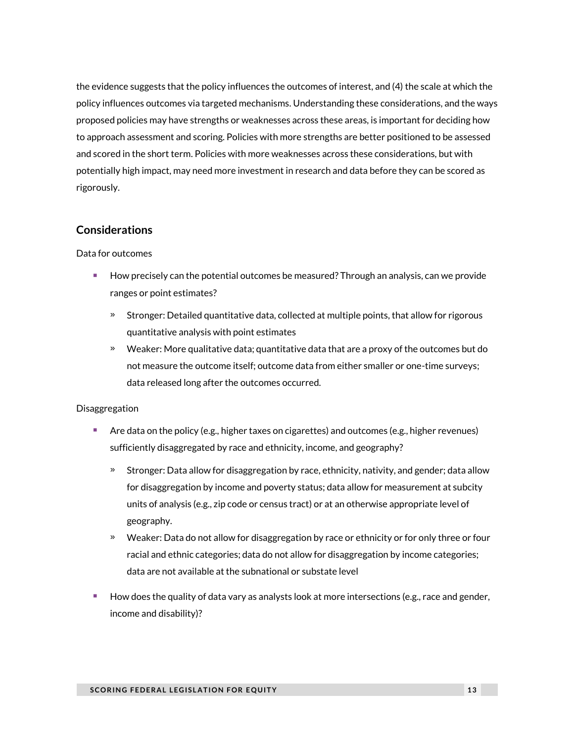the evidence suggests that the policy influences the outcomes of interest, and (4) the scale at which the policy influences outcomes via targeted mechanisms. Understanding these considerations, and the ways proposed policies may have strengths or weaknesses across these areas, is important for deciding how to approach assessment and scoring. Policies with more strengths are better positioned to be assessed and scored in the short term. Policies with more weaknesses across these considerations, but with potentially high impact, may need more investment in research and data before they can be scored as rigorously.

## Considerations

Data for outcomes

- How precisely can the potential outcomes be measured? Through an analysis, can we provide ranges or point estimates?
  - Stronger: Detailed quantitative data, collected at multiple points, that allow for rigorous quantitative analysis with point estimates
  - Weaker: More qualitative data; quantitative data that are a proxy of the outcomes but do not measure the outcome itself; outcome data from either smaller or one-time surveys; data released long after the outcomes occurred.

Disaggregation

- Are data on the policy (e.g., higher taxes on cigarettes) and outcomes (e.g., higher revenues) sufficiently disaggregated by race and ethnicity, income, and geography?
  - Stronger: Data allow for disaggregation by race, ethnicity, nativity, and gender; data allow for disaggregation by income and poverty status; data allow for measurement at subcity units of analysis (e.g., zip code or census tract) or at an otherwise appropriate level of geography.
  - Weaker: Data do not allow for disaggregation by race or ethnicity or for only three or four racial and ethnic categories; data do not allow for disaggregation by income categories; data are not available at the subnational or substate level
- How does the quality of data vary as analysts look at more intersections (e.g., race and gender, income and disability)?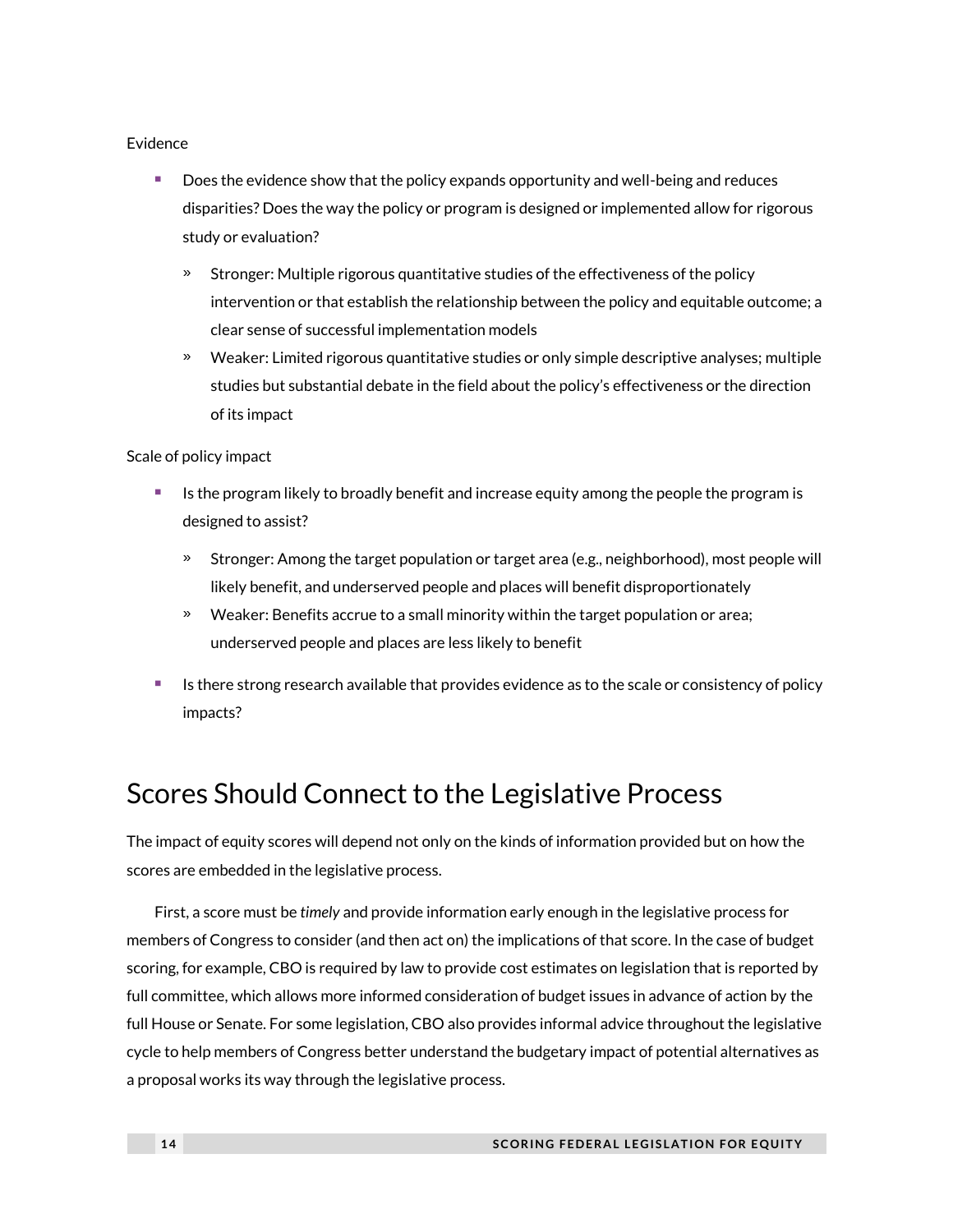Evidence

- Does the evidence show that the policy expands opportunity and well-being and reduces disparities? Does the way the policy or program is designed or implemented allow for rigorous study or evaluation?
  - Stronger: Multiple rigorous quantitative studies of the effectiveness of the policy intervention or that establish the relationship between the policy and equitable outcome; a clear sense of successful implementation models
  - Weaker: Limited rigorous quantitative studies or only simple descriptive analyses; multiple studies but substantial debate in the field about the policy's effectiveness or the direction of its impact

Scale of policy impact

- Is the program likely to broadly benefit and increase equity among the people the program is designed to assist?
  - Stronger: Among the target population or target area (e.g., neighborhood), most people will likely benefit, and underserved people and places will benefit disproportionately
  - Weaker: Benefits accrue to a small minority within the target population or area; underserved people and places are less likely to benefit
- Is there strong research available that provides evidence as to the scale or consistency of policy impacts?

## Scores Should Connect to the Legislative Process

The impact of equity scores will depend not only on the kinds of information provided but on how the scores are embedded in the legislative process.

First, a score must be *timely* and provide information early enough in the legislative process for members of Congress to consider (and then act on) the implications of that score. In the case of budget scoring, for example, CBO is required by law to provide cost estimates on legislation that is reported by full committee, which allows more informed consideration of budget issues in advance of action by the full House or Senate. For some legislation, CBO also provides informal advice throughout the legislative cycle to help members of Congress better understand the budgetary impact of potential alternatives as a proposal works its way through the legislative process.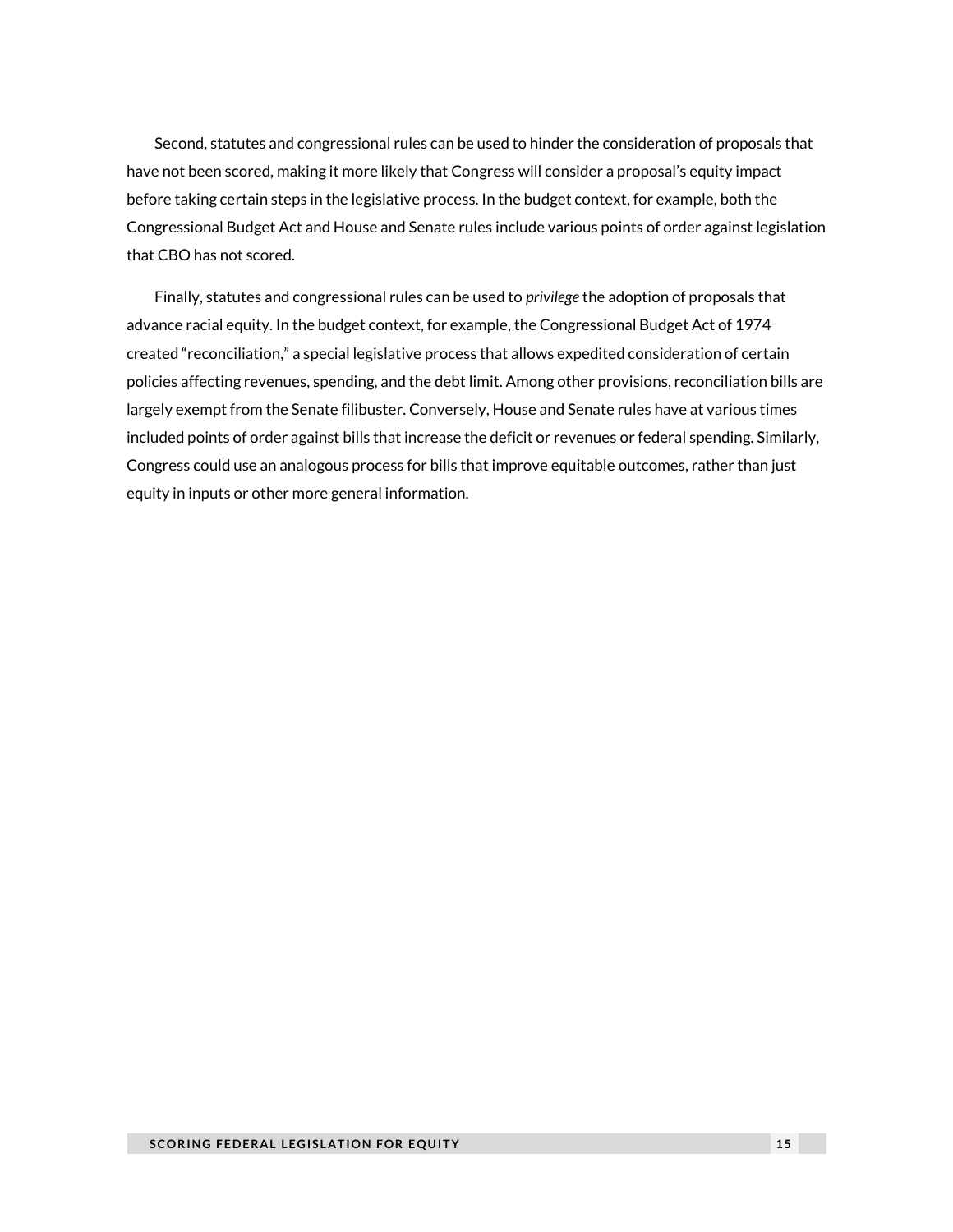Second, statutes and congressional rules can be used to hinder the consideration of proposals that have not been scored, making it more likely that Congress will consider a proposal's equity impact before taking certain steps in the legislative process. In the budget context, for example, both the Congressional Budget Act and House and Senate rules include various points of order against legislation that CBO has not scored.

Finally, statutes and congressional rules can be used to *privilege* the adoption of proposals that advance racial equity. In the budget context, for example, the Congressional Budget Act of 1974 created "reconciliation," a special legislative process that allows expedited consideration of certain policies affecting revenues, spending, and the debt limit. Among other provisions, reconciliation bills are largely exempt from the Senate filibuster. Conversely, House and Senate rules have at various times included points of order against bills that increase the deficit or revenues or federal spending. Similarly, Congress could use an analogous process for bills that improve equitable outcomes, rather than just equity in inputs or other more general information.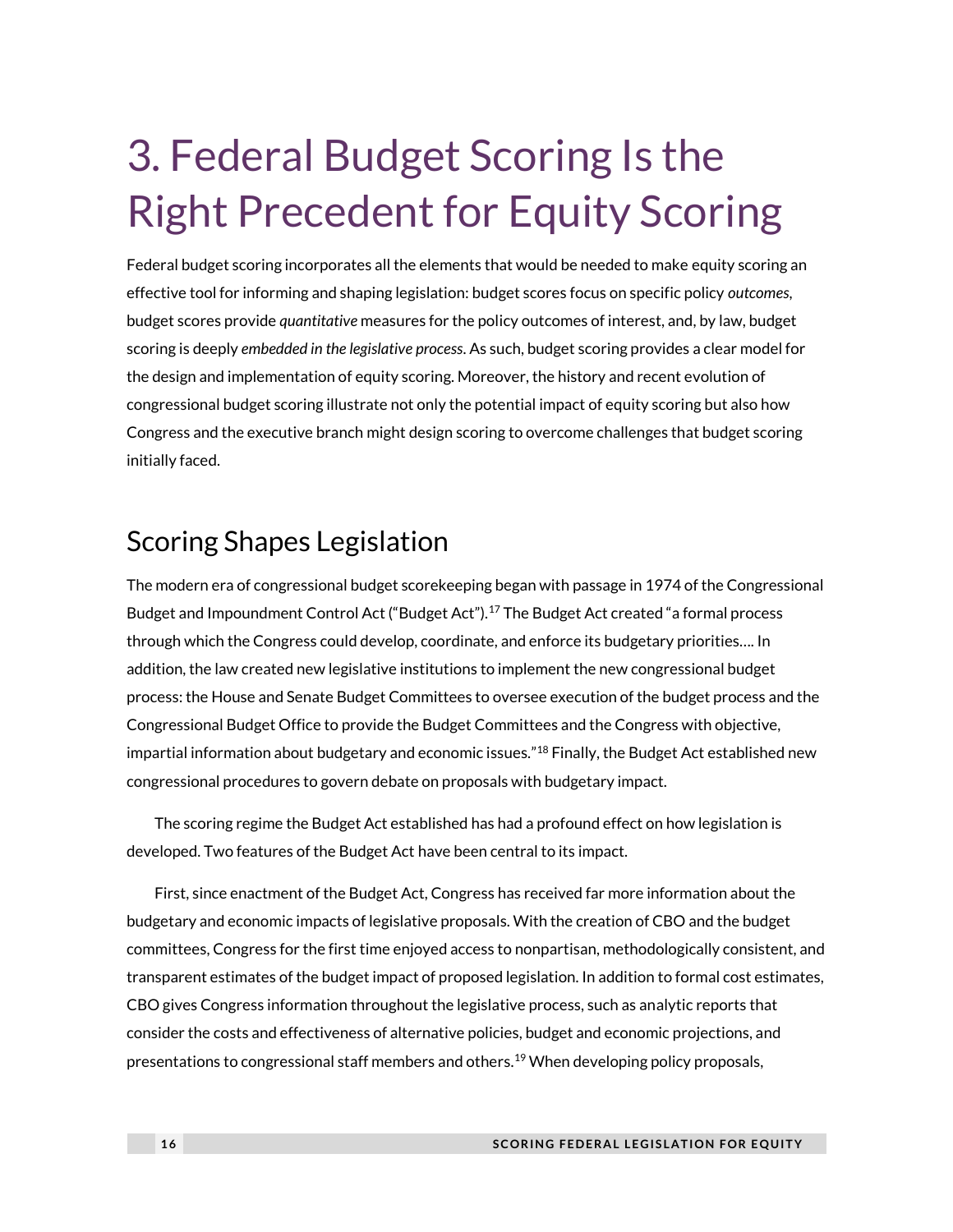# 3. Federal Budget Scoring Is the Right Precedent for Equity Scoring

Federal budget scoring incorporates all the elements that would be needed to make equity scoring an effective tool for informing and shaping legislation: budget scores focus on specific policy *outcomes*, budget scores provide *quantitative* measures for the policy outcomes of interest, and, by law, budget scoring is deeply *embedded in the legislative process*. As such, budget scoring provides a clear model for the design and implementation of equity scoring. Moreover, the history and recent evolution of congressional budget scoring illustrate not only the potential impact of equity scoring but also how Congress and the executive branch might design scoring to overcome challenges that budget scoring initially faced.

## Scoring Shapes Legislation

The modern era of congressional budget scorekeeping began with passage in 1974 of the Congressional Budget and Impoundment Control Act ("Budget Act").[17] The Budget Act created "a formal process through which the Congress could develop, coordinate, and enforce its budgetary priorities…. In addition, the law created new legislative institutions to implement the new congressional budget process: the House and Senate Budget Committees to oversee execution of the budget process and the Congressional Budget Office to provide the Budget Committees and the Congress with objective, impartial information about budgetary and economic issues."[18] Finally, the Budget Act established new congressional procedures to govern debate on proposals with budgetary impact.

The scoring regime the Budget Act established has had a profound effect on how legislation is developed. Two features of the Budget Act have been central to its impact.

First, since enactment of the Budget Act, Congress has received far more information about the budgetary and economic impacts of legislative proposals. With the creation of CBO and the budget committees, Congress for the first time enjoyed access to nonpartisan, methodologically consistent, and transparent estimates of the budget impact of proposed legislation. In addition to formal cost estimates, CBO gives Congress information throughout the legislative process, such as analytic reports that consider the costs and effectiveness of alternative policies, budget and economic projections, and presentations to congressional staff members and others.[19] When developing policy proposals,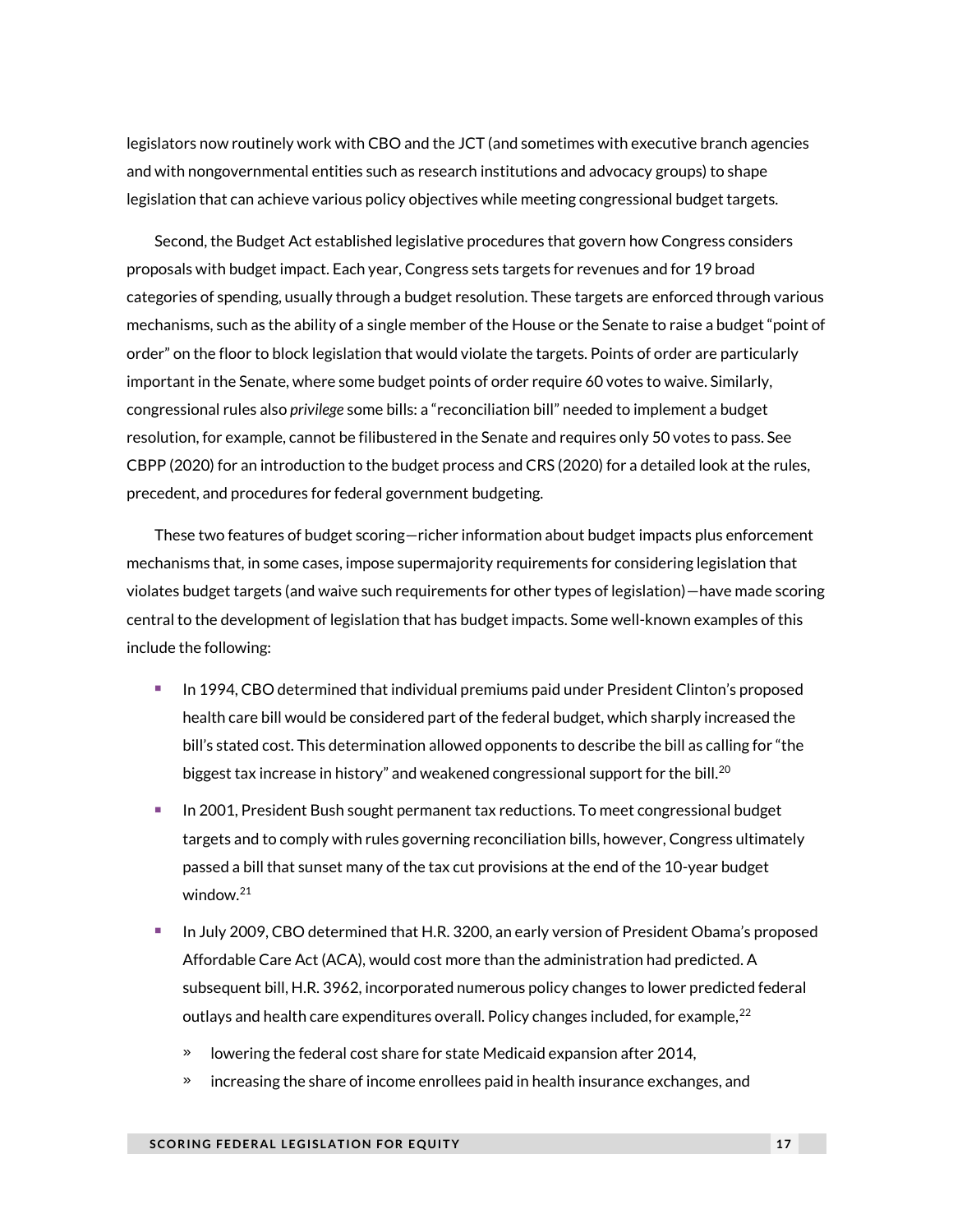legislators now routinely work with CBO and the JCT (and sometimes with executive branch agencies and with nongovernmental entities such as research institutions and advocacy groups) to shape legislation that can achieve various policy objectives while meeting congressional budget targets.

Second, the Budget Act established legislative procedures that govern how Congress considers proposals with budget impact. Each year, Congress sets targets for revenues and for 19 broad categories of spending, usually through a budget resolution. These targets are enforced through various mechanisms, such as the ability of a single member of the House or the Senate to raise a budget "point of order" on the floor to block legislation that would violate the targets. Points of order are particularly important in the Senate, where some budget points of order require 60 votes to waive. Similarly, congressional rules also *privilege* some bills: a "reconciliation bill" needed to implement a budget resolution, for example, cannot be filibustered in the Senate and requires only 50 votes to pass. See CBPP (2020) for an introduction to the budget process and CRS (2020) for a detailed look at the rules, precedent, and procedures for federal government budgeting.

These two features of budget scoring—richer information about budget impacts plus enforcement mechanisms that, in some cases, impose supermajority requirements for considering legislation that violates budget targets (and waive such requirements for other types of legislation)—have made scoring central to the development of legislation that has budget impacts. Some well-known examples of this include the following:

- In 1994, CBO determined that individual premiums paid under President Clinton's proposed health care bill would be considered part of the federal budget, which sharply increased the bill's stated cost. This determination allowed opponents to describe the bill as calling for "the biggest tax increase in history" and weakened congressional support for the bill.[20]
- In 2001, President Bush sought permanent tax reductions. To meet congressional budget targets and to comply with rules governing reconciliation bills, however, Congress ultimately passed a bill that sunset many of the tax cut provisions at the end of the 10-year budget window.[21]
- In July 2009, CBO determined that H.R. 3200, an early version of President Obama's proposed Affordable Care Act (ACA), would cost more than the administration had predicted. A subsequent bill, H.R. 3962, incorporated numerous policy changes to lower predicted federal outlays and health care expenditures overall. Policy changes included, for example,[22]
  - lowering the federal cost share for state Medicaid expansion after 2014,
  - increasing the share of income enrollees paid in health insurance exchanges, and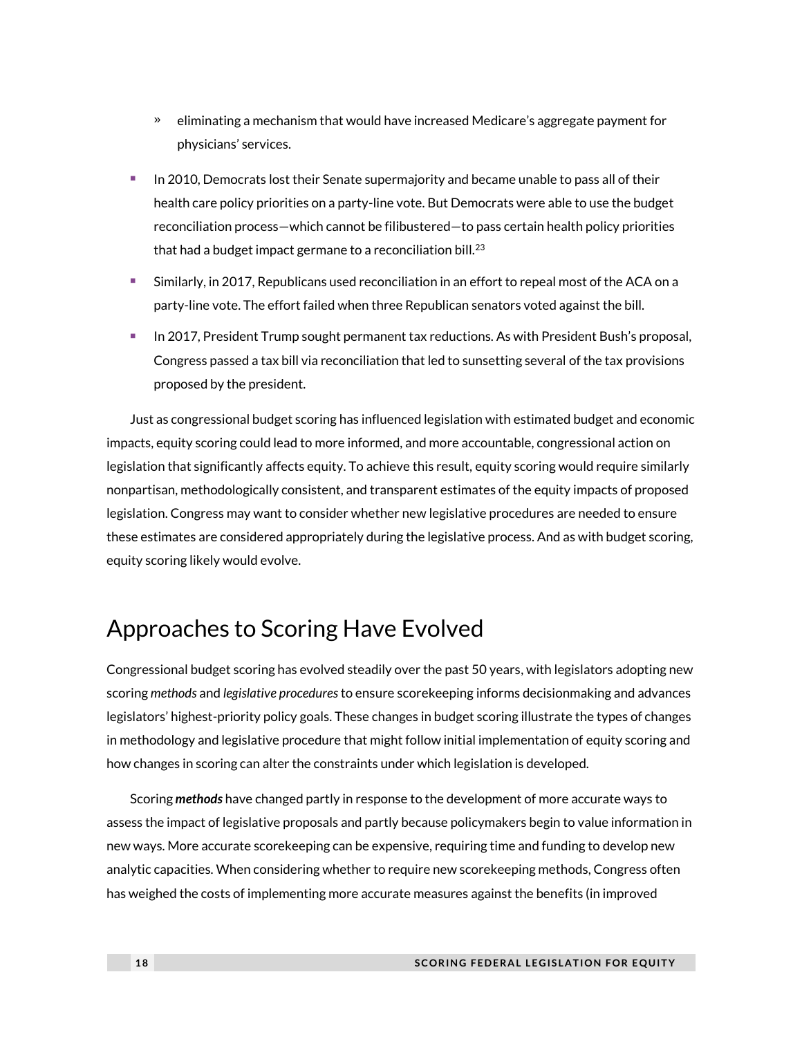- eliminating a mechanism that would have increased Medicare's aggregate payment for physicians' services.

- In 2010, Democrats lost their Senate supermajority and became unable to pass all of their health care policy priorities on a party-line vote. But Democrats were able to use the budget reconciliation process—which cannot be filibustered—to pass certain health policy priorities that had a budget impact germane to a reconciliation bill.[23]
- Similarly, in 2017, Republicans used reconciliation in an effort to repeal most of the ACA on a party-line vote. The effort failed when three Republican senators voted against the bill.
- In 2017, President Trump sought permanent tax reductions. As with President Bush's proposal, Congress passed a tax bill via reconciliation that led to sunsetting several of the tax provisions proposed by the president.

Just as congressional budget scoring has influenced legislation with estimated budget and economic impacts, equity scoring could lead to more informed, and more accountable, congressional action on legislation that significantly affects equity. To achieve this result, equity scoring would require similarly nonpartisan, methodologically consistent, and transparent estimates of the equity impacts of proposed legislation. Congress may want to consider whether new legislative procedures are needed to ensure these estimates are considered appropriately during the legislative process. And as with budget scoring, equity scoring likely would evolve.

## Approaches to Scoring Have Evolved

Congressional budget scoring has evolved steadily over the past 50 years, with legislators adopting new scoring *methods* and *legislative procedures* to ensure scorekeeping informs decisionmaking and advances legislators' highest-priority policy goals. These changes in budget scoring illustrate the types of changes in methodology and legislative procedure that might follow initial implementation of equity scoring and how changes in scoring can alter the constraints under which legislation is developed.

Scoring ***methods*** have changed partly in response to the development of more accurate ways to assess the impact of legislative proposals and partly because policymakers begin to value information in new ways. More accurate scorekeeping can be expensive, requiring time and funding to develop new analytic capacities. When considering whether to require new scorekeeping methods, Congress often has weighed the costs of implementing more accurate measures against the benefits (in improved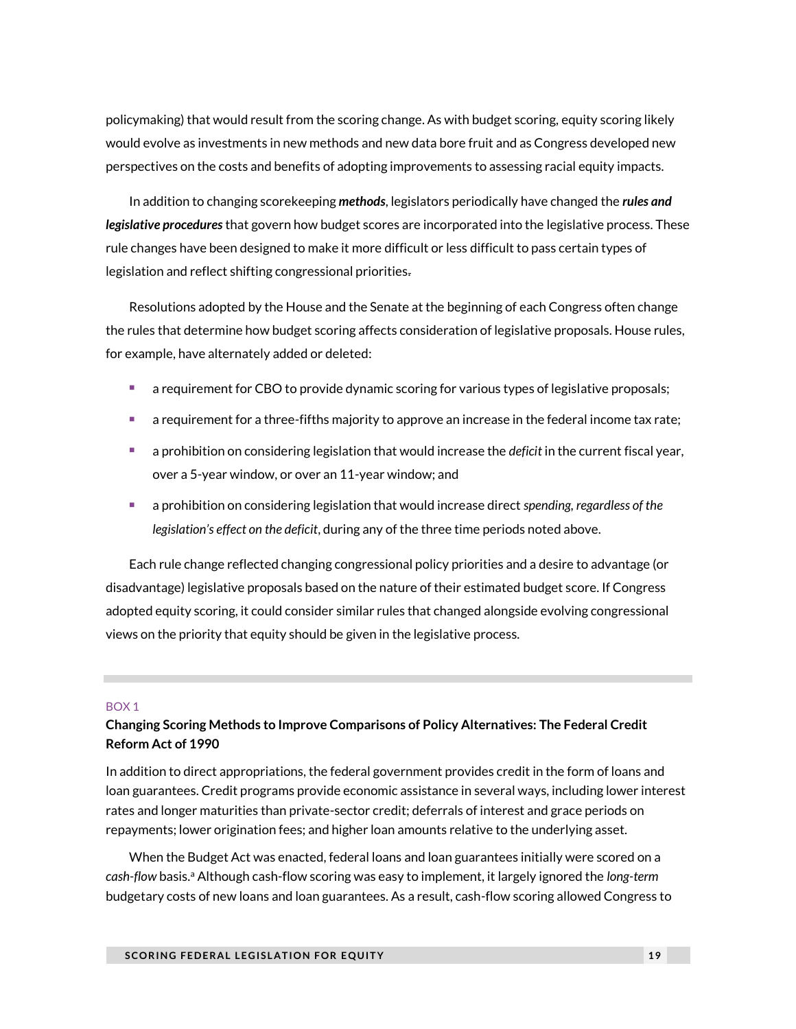policymaking) that would result from the scoring change. As with budget scoring, equity scoring likely would evolve as investments in new methods and new data bore fruit and as Congress developed new perspectives on the costs and benefits of adopting improvements to assessing racial equity impacts.

In addition to changing scorekeeping ***methods***, legislators periodically have changed the ***rules and legislative procedures*** that govern how budget scores are incorporated into the legislative process. These rule changes have been designed to make it more difficult or less difficult to pass certain types of legislation and reflect shifting congressional priorities.

Resolutions adopted by the House and the Senate at the beginning of each Congress often change the rules that determine how budget scoring affects consideration of legislative proposals. House rules, for example, have alternately added or deleted:

- a requirement for CBO to provide dynamic scoring for various types of legislative proposals;
- a requirement for a three-fifths majority to approve an increase in the federal income tax rate;
- a prohibition on considering legislation that would increase the *deficit* in the current fiscal year, over a 5-year window, or over an 11-year window; and
- a prohibition on considering legislation that would increase direct *spending, regardless of the legislation's effect on the deficit*, during any of the three time periods noted above.

Each rule change reflected changing congressional policy priorities and a desire to advantage (or disadvantage) legislative proposals based on the nature of their estimated budget score. If Congress adopted equity scoring, it could consider similar rules that changed alongside evolving congressional views on the priority that equity should be given in the legislative process.

---

BOX 1

**Changing Scoring Methods to Improve Comparisons of Policy Alternatives: The Federal Credit Reform Act of 1990**

In addition to direct appropriations, the federal government provides credit in the form of loans and loan guarantees. Credit programs provide economic assistance in several ways, including lower interest rates and longer maturities than private-sector credit; deferrals of interest and grace periods on repayments; lower origination fees; and higher loan amounts relative to the underlying asset.

When the Budget Act was enacted, federal loans and loan guarantees initially were scored on a *cash-flow* basis.[a] Although cash-flow scoring was easy to implement, it largely ignored the *long-term* budgetary costs of new loans and loan guarantees. As a result, cash-flow scoring allowed Congress to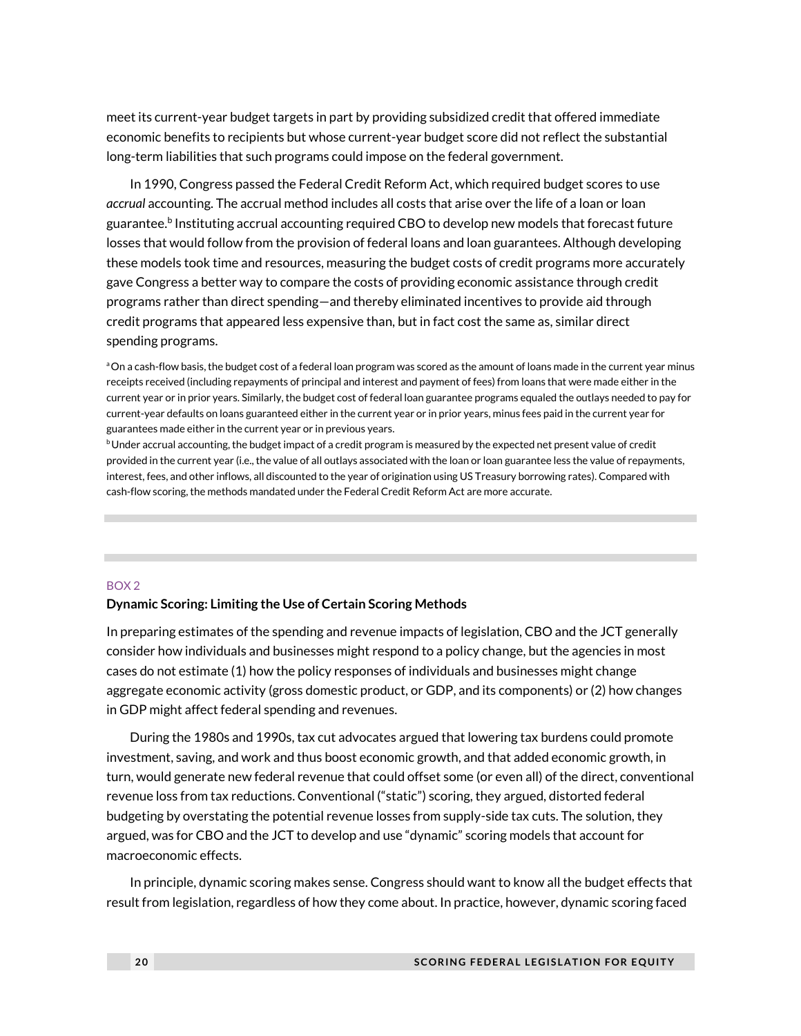meet its current-year budget targets in part by providing subsidized credit that offered immediate economic benefits to recipients but whose current-year budget score did not reflect the substantial long-term liabilities that such programs could impose on the federal government.

In 1990, Congress passed the Federal Credit Reform Act, which required budget scores to use *accrual* accounting. The accrual method includes all costs that arise over the life of a loan or loan guarantee.[b] Instituting accrual accounting required CBO to develop new models that forecast future losses that would follow from the provision of federal loans and loan guarantees. Although developing these models took time and resources, measuring the budget costs of credit programs more accurately gave Congress a better way to compare the costs of providing economic assistance through credit programs rather than direct spending—and thereby eliminated incentives to provide aid through credit programs that appeared less expensive than, but in fact cost the same as, similar direct spending programs.

[a] On a cash-flow basis, the budget cost of a federal loan program was scored as the amount of loans made in the current year minus receipts received (including repayments of principal and interest and payment of fees) from loans that were made either in the current year or in prior years. Similarly, the budget cost of federal loan guarantee programs equaled the outlays needed to pay for current-year defaults on loans guaranteed either in the current year or in prior years, minus fees paid in the current year for guarantees made either in the current year or in previous years.

[b] Under accrual accounting, the budget impact of a credit program is measured by the expected net present value of credit provided in the current year (i.e., the value of all outlays associated with the loan or loan guarantee less the value of repayments, interest, fees, and other inflows, all discounted to the year of origination using US Treasury borrowing rates). Compared with cash-flow scoring, the methods mandated under the Federal Credit Reform Act are more accurate.

BOX 2

**Dynamic Scoring: Limiting the Use of Certain Scoring Methods**

In preparing estimates of the spending and revenue impacts of legislation, CBO and the JCT generally consider how individuals and businesses might respond to a policy change, but the agencies in most cases do not estimate (1) how the policy responses of individuals and businesses might change aggregate economic activity (gross domestic product, or GDP, and its components) or (2) how changes in GDP might affect federal spending and revenues.

During the 1980s and 1990s, tax cut advocates argued that lowering tax burdens could promote investment, saving, and work and thus boost economic growth, and that added economic growth, in turn, would generate new federal revenue that could offset some (or even all) of the direct, conventional revenue loss from tax reductions. Conventional ("static") scoring, they argued, distorted federal budgeting by overstating the potential revenue losses from supply-side tax cuts. The solution, they argued, was for CBO and the JCT to develop and use "dynamic" scoring models that account for macroeconomic effects.

In principle, dynamic scoring makes sense. Congress should want to know all the budget effects that result from legislation, regardless of how they come about. In practice, however, dynamic scoring faced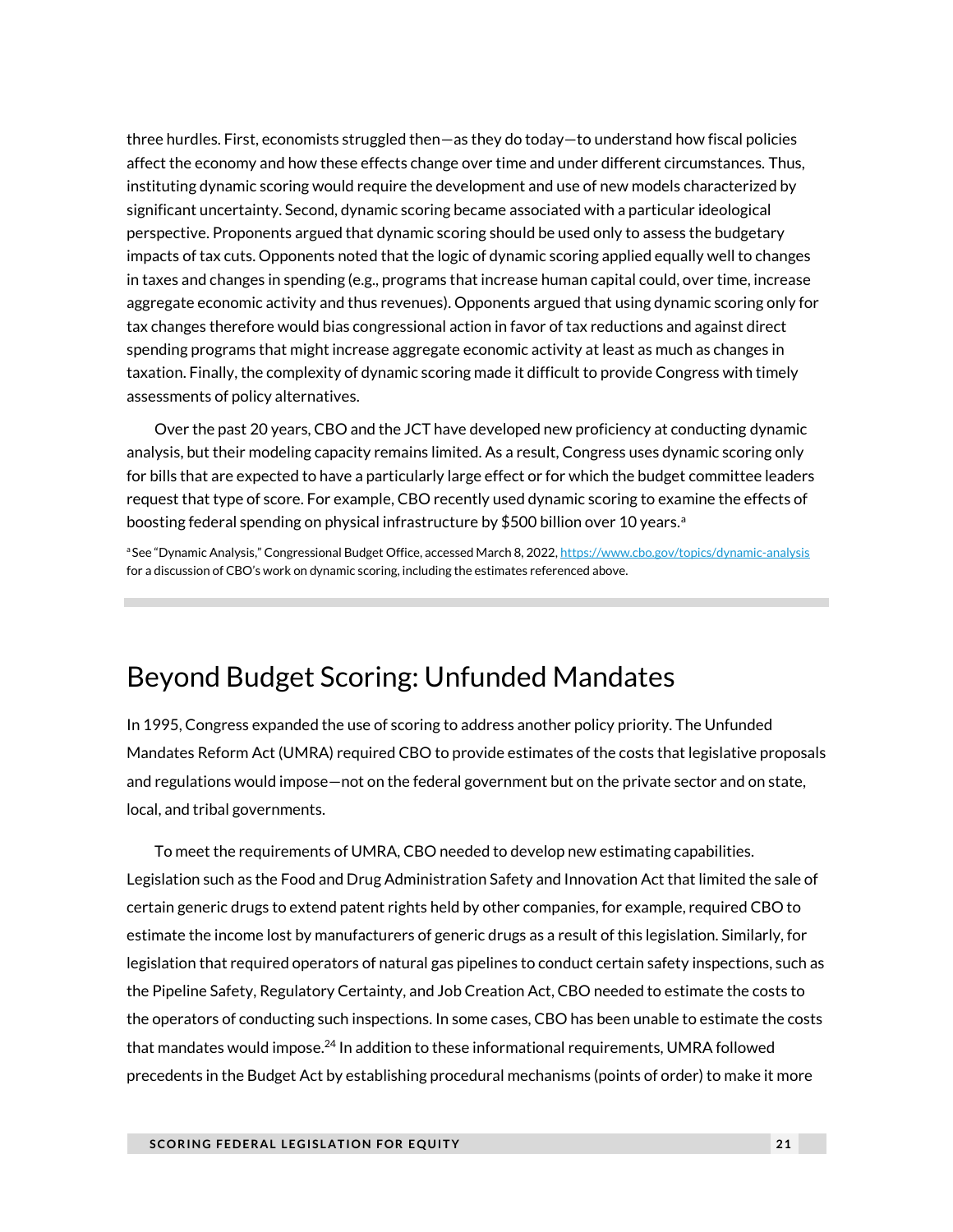three hurdles. First, economists struggled then—as they do today—to understand how fiscal policies affect the economy and how these effects change over time and under different circumstances. Thus, instituting dynamic scoring would require the development and use of new models characterized by significant uncertainty. Second, dynamic scoring became associated with a particular ideological perspective. Proponents argued that dynamic scoring should be used only to assess the budgetary impacts of tax cuts. Opponents noted that the logic of dynamic scoring applied equally well to changes in taxes and changes in spending (e.g., programs that increase human capital could, over time, increase aggregate economic activity and thus revenues). Opponents argued that using dynamic scoring only for tax changes therefore would bias congressional action in favor of tax reductions and against direct spending programs that might increase aggregate economic activity at least as much as changes in taxation. Finally, the complexity of dynamic scoring made it difficult to provide Congress with timely assessments of policy alternatives.

Over the past 20 years, CBO and the JCT have developed new proficiency at conducting dynamic analysis, but their modeling capacity remains limited. As a result, Congress uses dynamic scoring only for bills that are expected to have a particularly large effect or for which the budget committee leaders request that type of score. For example, CBO recently used dynamic scoring to examine the effects of boosting federal spending on physical infrastructure by $500 billion over 10 years.[a]

[a] See "Dynamic Analysis," Congressional Budget Office, accessed March 8, 2022, https://www.cbo.gov/topics/dynamic-analysis for a discussion of CBO's work on dynamic scoring, including the estimates referenced above.

# Beyond Budget Scoring: Unfunded Mandates

In 1995, Congress expanded the use of scoring to address another policy priority. The Unfunded Mandates Reform Act (UMRA) required CBO to provide estimates of the costs that legislative proposals and regulations would impose—not on the federal government but on the private sector and on state, local, and tribal governments.

To meet the requirements of UMRA, CBO needed to develop new estimating capabilities. Legislation such as the Food and Drug Administration Safety and Innovation Act that limited the sale of certain generic drugs to extend patent rights held by other companies, for example, required CBO to estimate the income lost by manufacturers of generic drugs as a result of this legislation. Similarly, for legislation that required operators of natural gas pipelines to conduct certain safety inspections, such as the Pipeline Safety, Regulatory Certainty, and Job Creation Act, CBO needed to estimate the costs to the operators of conducting such inspections. In some cases, CBO has been unable to estimate the costs that mandates would impose.[24] In addition to these informational requirements, UMRA followed precedents in the Budget Act by establishing procedural mechanisms (points of order) to make it more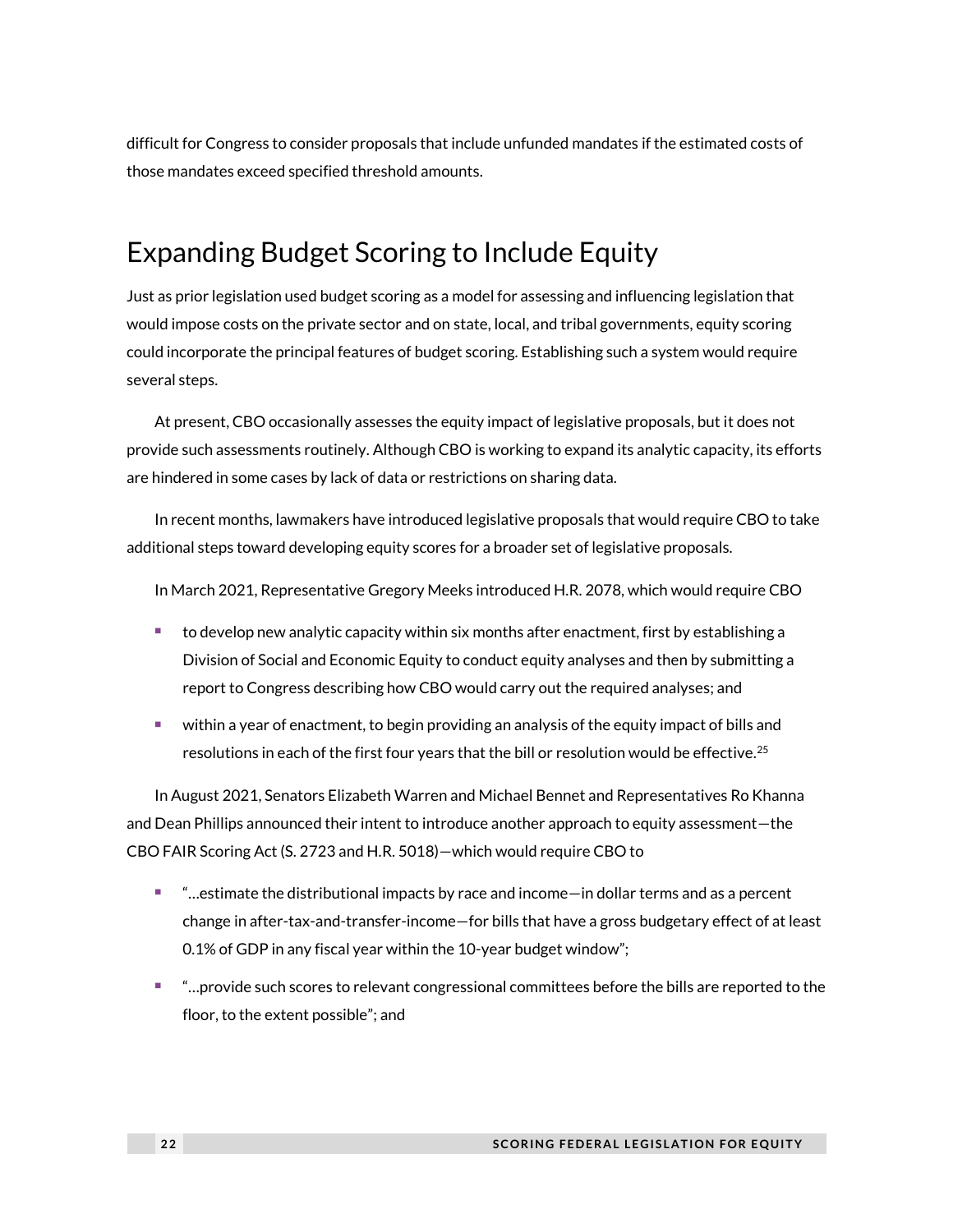difficult for Congress to consider proposals that include unfunded mandates if the estimated costs of those mandates exceed specified threshold amounts.

## Expanding Budget Scoring to Include Equity

Just as prior legislation used budget scoring as a model for assessing and influencing legislation that would impose costs on the private sector and on state, local, and tribal governments, equity scoring could incorporate the principal features of budget scoring. Establishing such a system would require several steps.

At present, CBO occasionally assesses the equity impact of legislative proposals, but it does not provide such assessments routinely. Although CBO is working to expand its analytic capacity, its efforts are hindered in some cases by lack of data or restrictions on sharing data.

In recent months, lawmakers have introduced legislative proposals that would require CBO to take additional steps toward developing equity scores for a broader set of legislative proposals.

In March 2021, Representative Gregory Meeks introduced H.R. 2078, which would require CBO

- to develop new analytic capacity within six months after enactment, first by establishing a Division of Social and Economic Equity to conduct equity analyses and then by submitting a report to Congress describing how CBO would carry out the required analyses; and
- within a year of enactment, to begin providing an analysis of the equity impact of bills and resolutions in each of the first four years that the bill or resolution would be effective.[25]

In August 2021, Senators Elizabeth Warren and Michael Bennet and Representatives Ro Khanna and Dean Phillips announced their intent to introduce another approach to equity assessment—the CBO FAIR Scoring Act (S. 2723 and H.R. 5018)—which would require CBO to

- "…estimate the distributional impacts by race and income—in dollar terms and as a percent change in after-tax-and-transfer-income—for bills that have a gross budgetary effect of at least 0.1% of GDP in any fiscal year within the 10-year budget window";
- "…provide such scores to relevant congressional committees before the bills are reported to the floor, to the extent possible"; and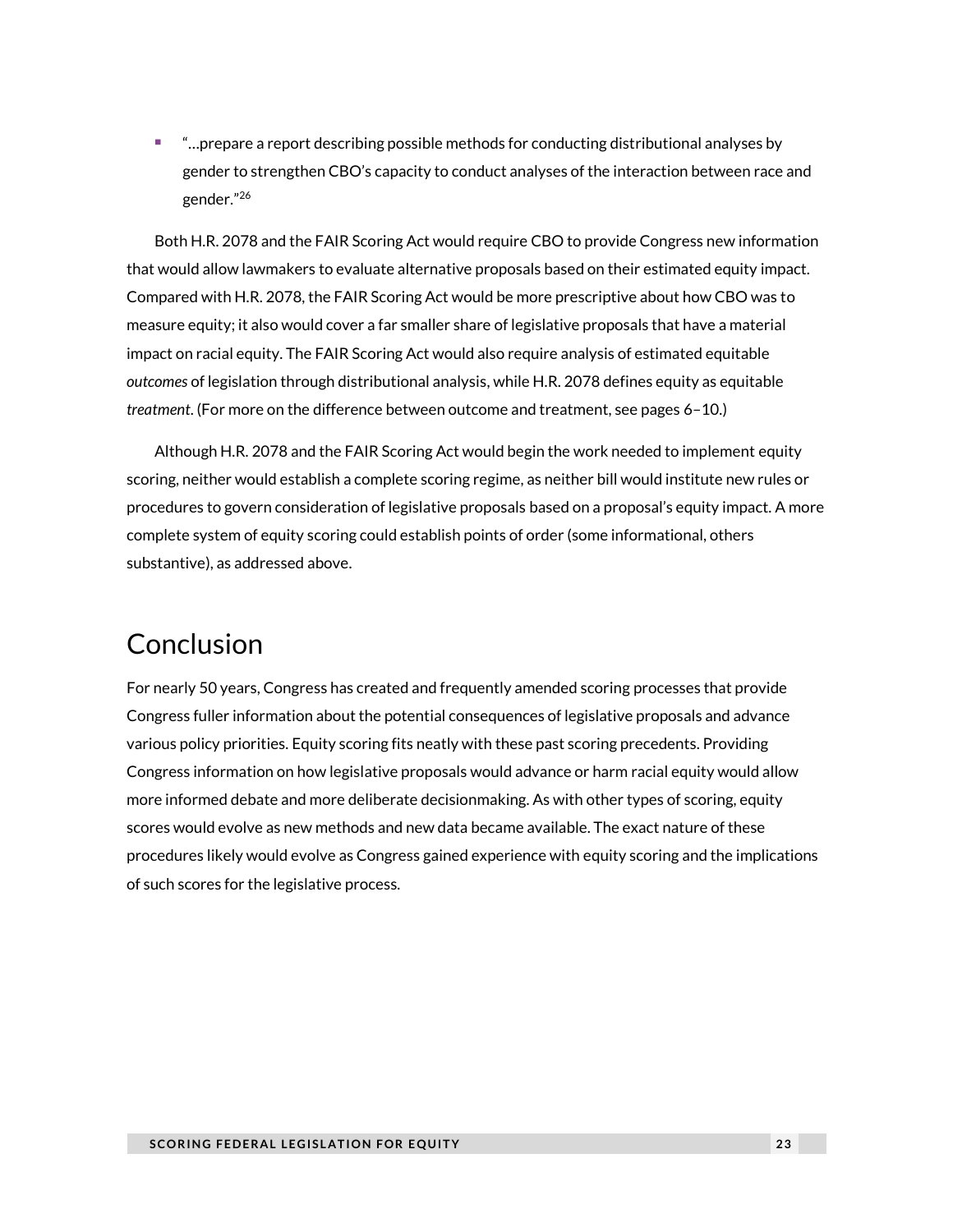- "…prepare a report describing possible methods for conducting distributional analyses by gender to strengthen CBO's capacity to conduct analyses of the interaction between race and gender."[26]

Both H.R. 2078 and the FAIR Scoring Act would require CBO to provide Congress new information that would allow lawmakers to evaluate alternative proposals based on their estimated equity impact. Compared with H.R. 2078, the FAIR Scoring Act would be more prescriptive about how CBO was to measure equity; it also would cover a far smaller share of legislative proposals that have a material impact on racial equity. The FAIR Scoring Act would also require analysis of estimated equitable *outcomes* of legislation through distributional analysis, while H.R. 2078 defines equity as equitable *treatment*. (For more on the difference between outcome and treatment, see pages 6–10.)

Although H.R. 2078 and the FAIR Scoring Act would begin the work needed to implement equity scoring, neither would establish a complete scoring regime, as neither bill would institute new rules or procedures to govern consideration of legislative proposals based on a proposal's equity impact. A more complete system of equity scoring could establish points of order (some informational, others substantive), as addressed above.

# Conclusion

For nearly 50 years, Congress has created and frequently amended scoring processes that provide Congress fuller information about the potential consequences of legislative proposals and advance various policy priorities. Equity scoring fits neatly with these past scoring precedents. Providing Congress information on how legislative proposals would advance or harm racial equity would allow more informed debate and more deliberate decisionmaking. As with other types of scoring, equity scores would evolve as new methods and new data became available. The exact nature of these procedures likely would evolve as Congress gained experience with equity scoring and the implications of such scores for the legislative process.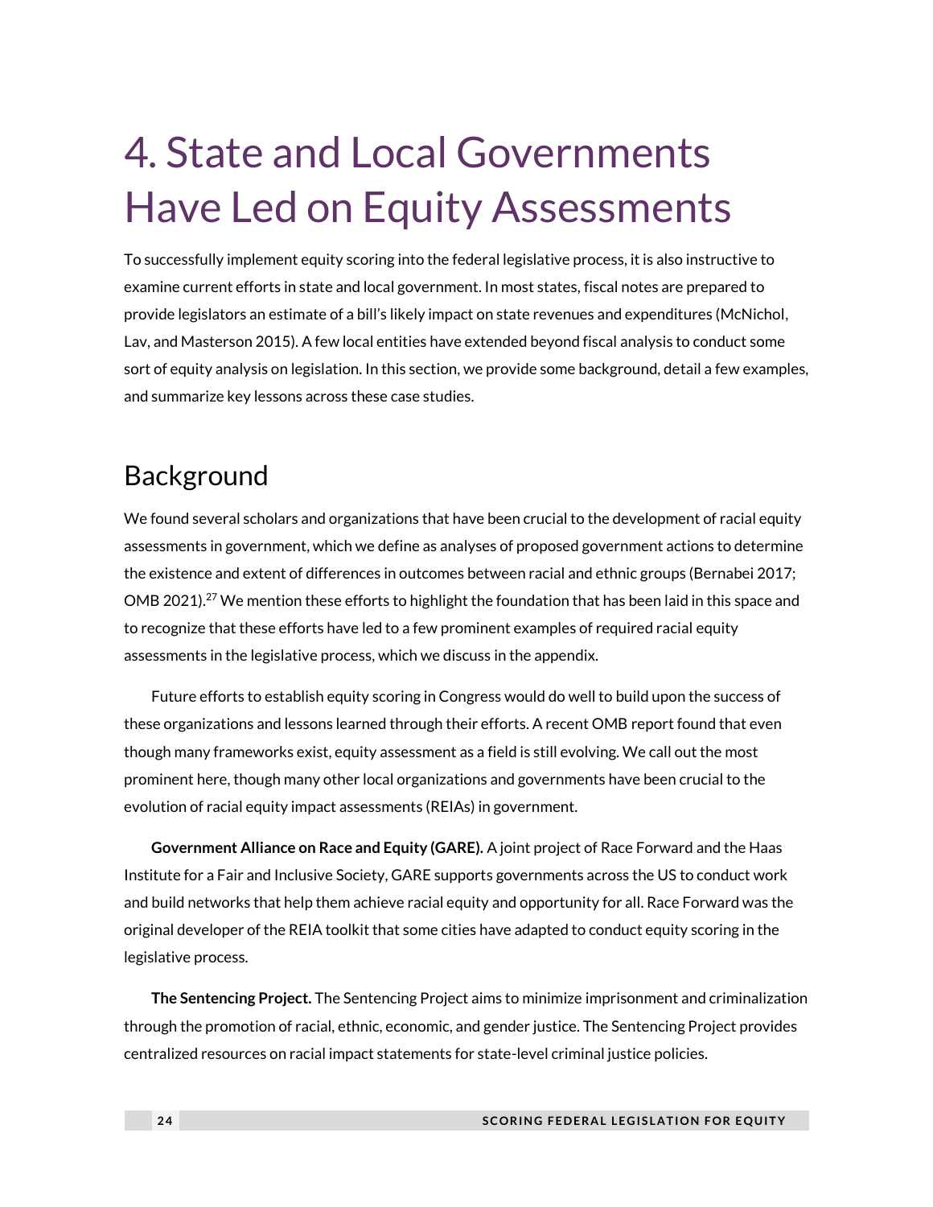# 4. State and Local Governments Have Led on Equity Assessments

To successfully implement equity scoring into the federal legislative process, it is also instructive to examine current efforts in state and local government. In most states, fiscal notes are prepared to provide legislators an estimate of a bill's likely impact on state revenues and expenditures (McNichol, Lav, and Masterson 2015). A few local entities have extended beyond fiscal analysis to conduct some sort of equity analysis on legislation. In this section, we provide some background, detail a few examples, and summarize key lessons across these case studies.

## Background

We found several scholars and organizations that have been crucial to the development of racial equity assessments in government, which we define as analyses of proposed government actions to determine the existence and extent of differences in outcomes between racial and ethnic groups (Bernabei 2017; OMB 2021).[27] We mention these efforts to highlight the foundation that has been laid in this space and to recognize that these efforts have led to a few prominent examples of required racial equity assessments in the legislative process, which we discuss in the appendix.

Future efforts to establish equity scoring in Congress would do well to build upon the success of these organizations and lessons learned through their efforts. A recent OMB report found that even though many frameworks exist, equity assessment as a field is still evolving. We call out the most prominent here, though many other local organizations and governments have been crucial to the evolution of racial equity impact assessments (REIAs) in government.

**Government Alliance on Race and Equity (GARE).** A joint project of Race Forward and the Haas Institute for a Fair and Inclusive Society, GARE supports governments across the US to conduct work and build networks that help them achieve racial equity and opportunity for all. Race Forward was the original developer of the REIA toolkit that some cities have adapted to conduct equity scoring in the legislative process.

**The Sentencing Project.** The Sentencing Project aims to minimize imprisonment and criminalization through the promotion of racial, ethnic, economic, and gender justice. The Sentencing Project provides centralized resources on racial impact statements for state-level criminal justice policies.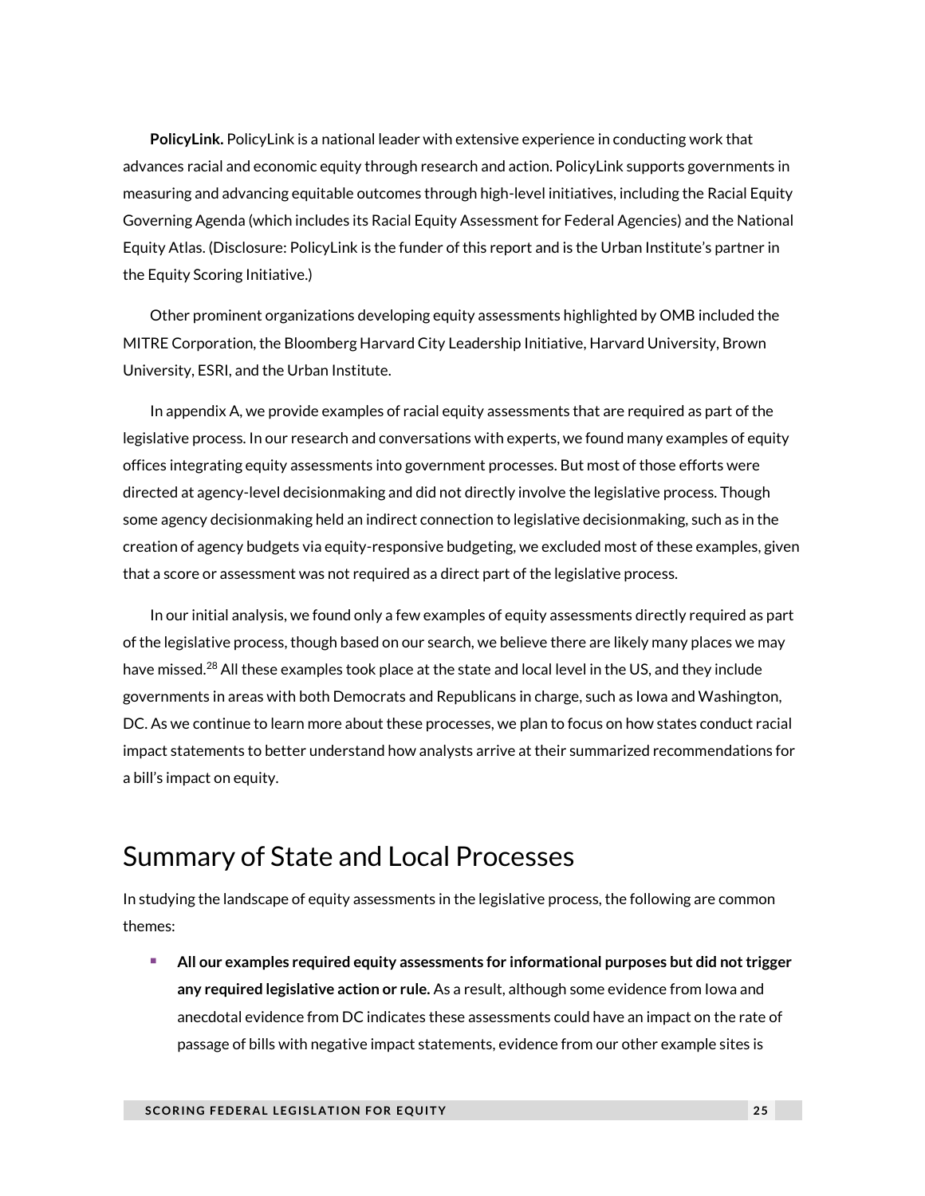**PolicyLink.** PolicyLink is a national leader with extensive experience in conducting work that advances racial and economic equity through research and action. PolicyLink supports governments in measuring and advancing equitable outcomes through high-level initiatives, including the Racial Equity Governing Agenda (which includes its Racial Equity Assessment for Federal Agencies) and the National Equity Atlas. (Disclosure: PolicyLink is the funder of this report and is the Urban Institute's partner in the Equity Scoring Initiative.)

Other prominent organizations developing equity assessments highlighted by OMB included the MITRE Corporation, the Bloomberg Harvard City Leadership Initiative, Harvard University, Brown University, ESRI, and the Urban Institute.

In appendix A, we provide examples of racial equity assessments that are required as part of the legislative process. In our research and conversations with experts, we found many examples of equity offices integrating equity assessments into government processes. But most of those efforts were directed at agency-level decisionmaking and did not directly involve the legislative process. Though some agency decisionmaking held an indirect connection to legislative decisionmaking, such as in the creation of agency budgets via equity-responsive budgeting, we excluded most of these examples, given that a score or assessment was not required as a direct part of the legislative process.

In our initial analysis, we found only a few examples of equity assessments directly required as part of the legislative process, though based on our search, we believe there are likely many places we may have missed.[28] All these examples took place at the state and local level in the US, and they include governments in areas with both Democrats and Republicans in charge, such as Iowa and Washington, DC. As we continue to learn more about these processes, we plan to focus on how states conduct racial impact statements to better understand how analysts arrive at their summarized recommendations for a bill's impact on equity.

## Summary of State and Local Processes

In studying the landscape of equity assessments in the legislative process, the following are common themes:

- **All our examples required equity assessments for informational purposes but did not trigger any required legislative action or rule.** As a result, although some evidence from Iowa and anecdotal evidence from DC indicates these assessments could have an impact on the rate of passage of bills with negative impact statements, evidence from our other example sites is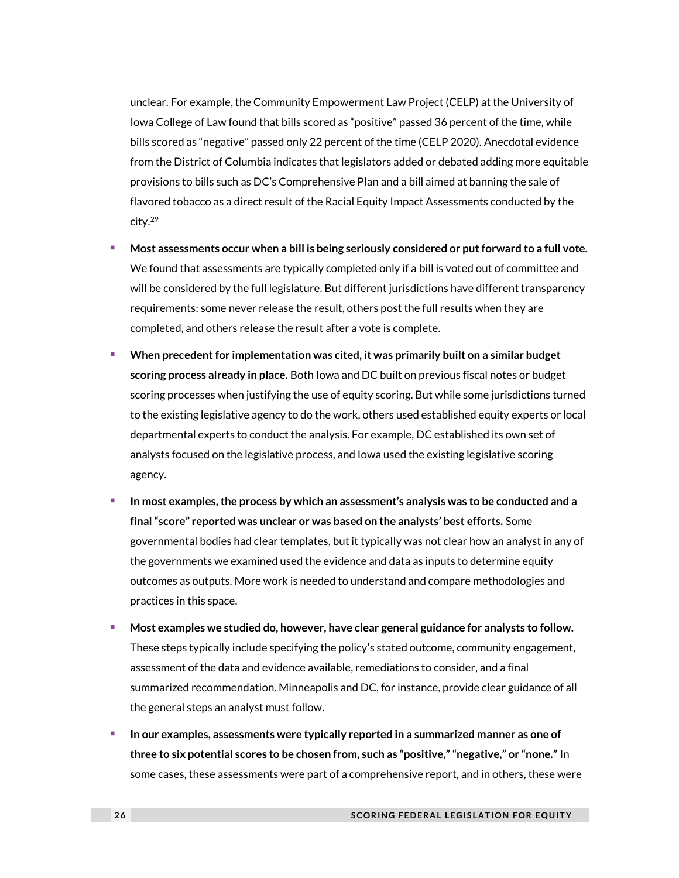unclear. For example, the Community Empowerment Law Project (CELP) at the University of Iowa College of Law found that bills scored as "positive" passed 36 percent of the time, while bills scored as "negative" passed only 22 percent of the time (CELP 2020). Anecdotal evidence from the District of Columbia indicates that legislators added or debated adding more equitable provisions to bills such as DC's Comprehensive Plan and a bill aimed at banning the sale of flavored tobacco as a direct result of the Racial Equity Impact Assessments conducted by the city.[29]

- **Most assessments occur when a bill is being seriously considered or put forward to a full vote.** We found that assessments are typically completed only if a bill is voted out of committee and will be considered by the full legislature. But different jurisdictions have different transparency requirements: some never release the result, others post the full results when they are completed, and others release the result after a vote is complete.
- **When precedent for implementation was cited, it was primarily built on a similar budget scoring process already in place.** Both Iowa and DC built on previous fiscal notes or budget scoring processes when justifying the use of equity scoring. But while some jurisdictions turned to the existing legislative agency to do the work, others used established equity experts or local departmental experts to conduct the analysis. For example, DC established its own set of analysts focused on the legislative process, and Iowa used the existing legislative scoring agency.
- **In most examples, the process by which an assessment's analysis was to be conducted and a final "score" reported was unclear or was based on the analysts' best efforts.** Some governmental bodies had clear templates, but it typically was not clear how an analyst in any of the governments we examined used the evidence and data as inputs to determine equity outcomes as outputs. More work is needed to understand and compare methodologies and practices in this space.
- **Most examples we studied do, however, have clear general guidance for analysts to follow.** These steps typically include specifying the policy's stated outcome, community engagement, assessment of the data and evidence available, remediations to consider, and a final summarized recommendation. Minneapolis and DC, for instance, provide clear guidance of all the general steps an analyst must follow.
- **In our examples, assessments were typically reported in a summarized manner as one of three to six potential scores to be chosen from, such as "positive," "negative," or "none."** In some cases, these assessments were part of a comprehensive report, and in others, these were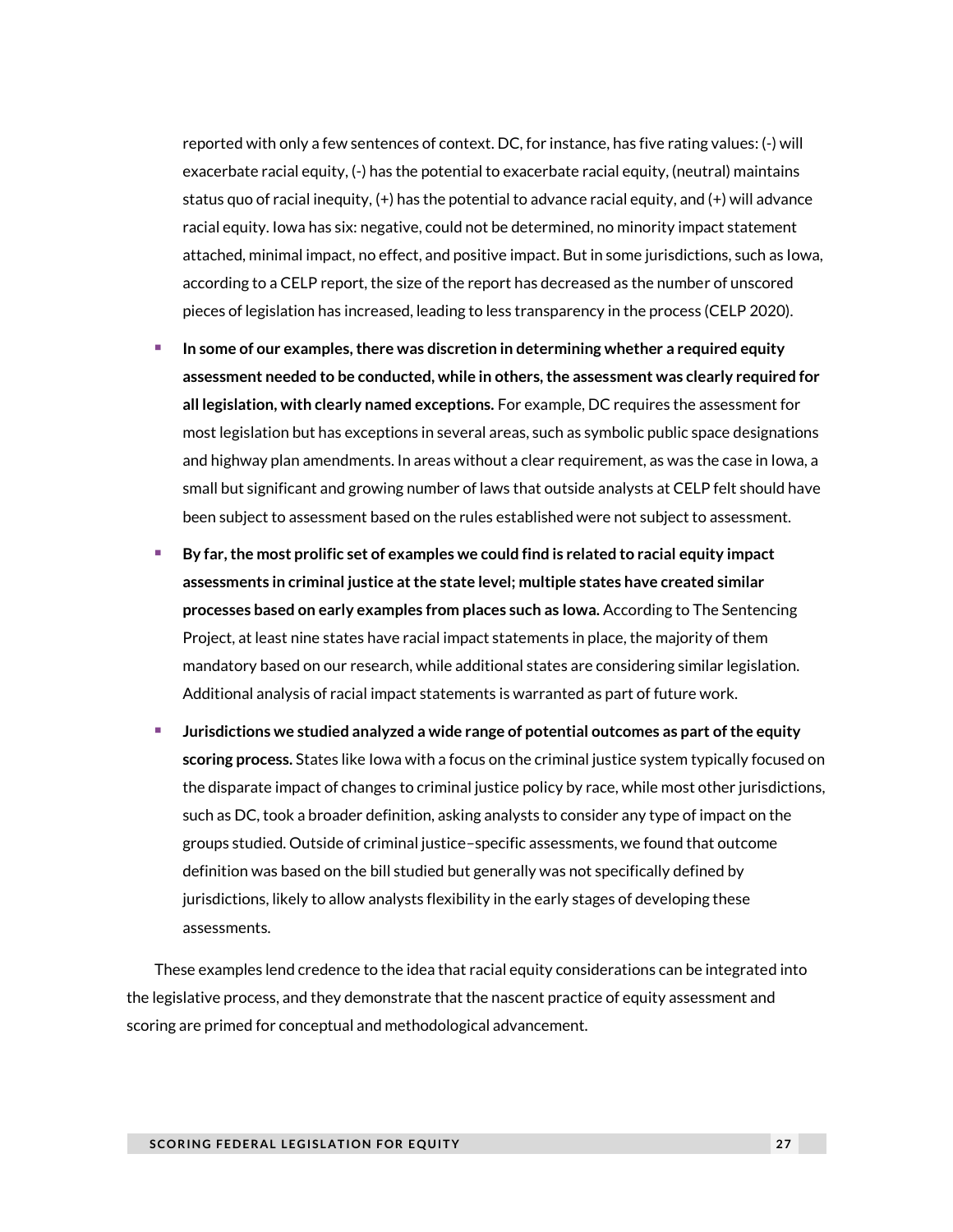reported with only a few sentences of context. DC, for instance, has five rating values: (-) will exacerbate racial equity, (-) has the potential to exacerbate racial equity, (neutral) maintains status quo of racial inequity, (+) has the potential to advance racial equity, and (+) will advance racial equity. Iowa has six: negative, could not be determined, no minority impact statement attached, minimal impact, no effect, and positive impact. But in some jurisdictions, such as Iowa, according to a CELP report, the size of the report has decreased as the number of unscored pieces of legislation has increased, leading to less transparency in the process (CELP 2020).

- **In some of our examples, there was discretion in determining whether a required equity assessment needed to be conducted, while in others, the assessment was clearly required for all legislation, with clearly named exceptions.** For example, DC requires the assessment for most legislation but has exceptions in several areas, such as symbolic public space designations and highway plan amendments. In areas without a clear requirement, as was the case in Iowa, a small but significant and growing number of laws that outside analysts at CELP felt should have been subject to assessment based on the rules established were not subject to assessment.
- **By far, the most prolific set of examples we could find is related to racial equity impact assessments in criminal justice at the state level; multiple states have created similar processes based on early examples from places such as Iowa.** According to The Sentencing Project, at least nine states have racial impact statements in place, the majority of them mandatory based on our research, while additional states are considering similar legislation. Additional analysis of racial impact statements is warranted as part of future work.
- **Jurisdictions we studied analyzed a wide range of potential outcomes as part of the equity scoring process.** States like Iowa with a focus on the criminal justice system typically focused on the disparate impact of changes to criminal justice policy by race, while most other jurisdictions, such as DC, took a broader definition, asking analysts to consider any type of impact on the groups studied. Outside of criminal justice–specific assessments, we found that outcome definition was based on the bill studied but generally was not specifically defined by jurisdictions, likely to allow analysts flexibility in the early stages of developing these assessments.

These examples lend credence to the idea that racial equity considerations can be integrated into the legislative process, and they demonstrate that the nascent practice of equity assessment and scoring are primed for conceptual and methodological advancement.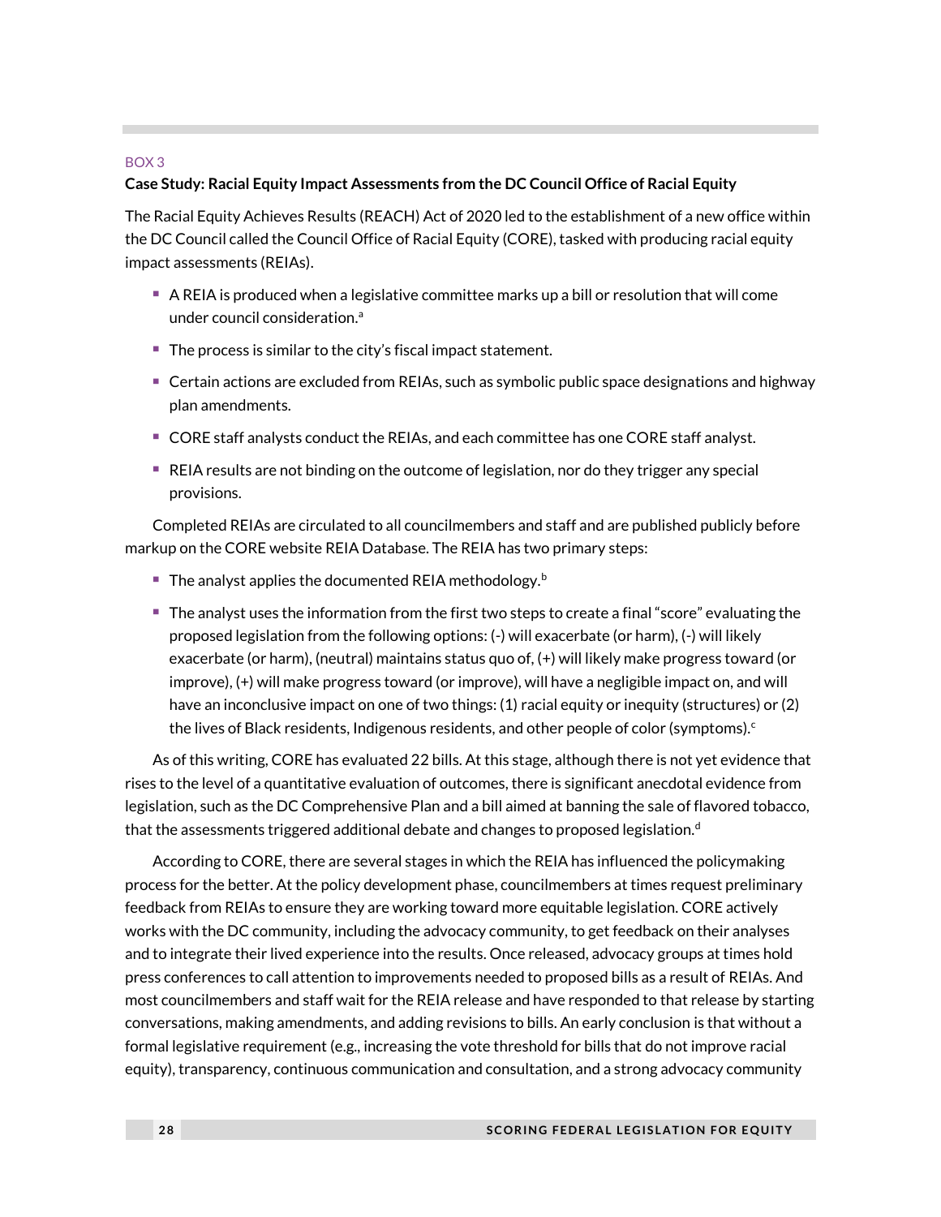BOX 3

**Case Study: Racial Equity Impact Assessments from the DC Council Office of Racial Equity**

The Racial Equity Achieves Results (REACH) Act of 2020 led to the establishment of a new office within the DC Council called the Council Office of Racial Equity (CORE), tasked with producing racial equity impact assessments (REIAs).

- A REIA is produced when a legislative committee marks up a bill or resolution that will come under council consideration.[a]
- The process is similar to the city's fiscal impact statement.
- Certain actions are excluded from REIAs, such as symbolic public space designations and highway plan amendments.
- CORE staff analysts conduct the REIAs, and each committee has one CORE staff analyst.
- REIA results are not binding on the outcome of legislation, nor do they trigger any special provisions.

Completed REIAs are circulated to all councilmembers and staff and are published publicly before markup on the CORE website REIA Database. The REIA has two primary steps:

- The analyst applies the documented REIA methodology.[b]
- The analyst uses the information from the first two steps to create a final "score" evaluating the proposed legislation from the following options: (-) will exacerbate (or harm), (-) will likely exacerbate (or harm), (neutral) maintains status quo of, (+) will likely make progress toward (or improve), (+) will make progress toward (or improve), will have a negligible impact on, and will have an inconclusive impact on one of two things: (1) racial equity or inequity (structures) or (2) the lives of Black residents, Indigenous residents, and other people of color (symptoms).[c]

As of this writing, CORE has evaluated 22 bills. At this stage, although there is not yet evidence that rises to the level of a quantitative evaluation of outcomes, there is significant anecdotal evidence from legislation, such as the DC Comprehensive Plan and a bill aimed at banning the sale of flavored tobacco, that the assessments triggered additional debate and changes to proposed legislation.[d]

According to CORE, there are several stages in which the REIA has influenced the policymaking process for the better. At the policy development phase, councilmembers at times request preliminary feedback from REIAs to ensure they are working toward more equitable legislation. CORE actively works with the DC community, including the advocacy community, to get feedback on their analyses and to integrate their lived experience into the results. Once released, advocacy groups at times hold press conferences to call attention to improvements needed to proposed bills as a result of REIAs. And most councilmembers and staff wait for the REIA release and have responded to that release by starting conversations, making amendments, and adding revisions to bills. An early conclusion is that without a formal legislative requirement (e.g., increasing the vote threshold for bills that do not improve racial equity), transparency, continuous communication and consultation, and a strong advocacy community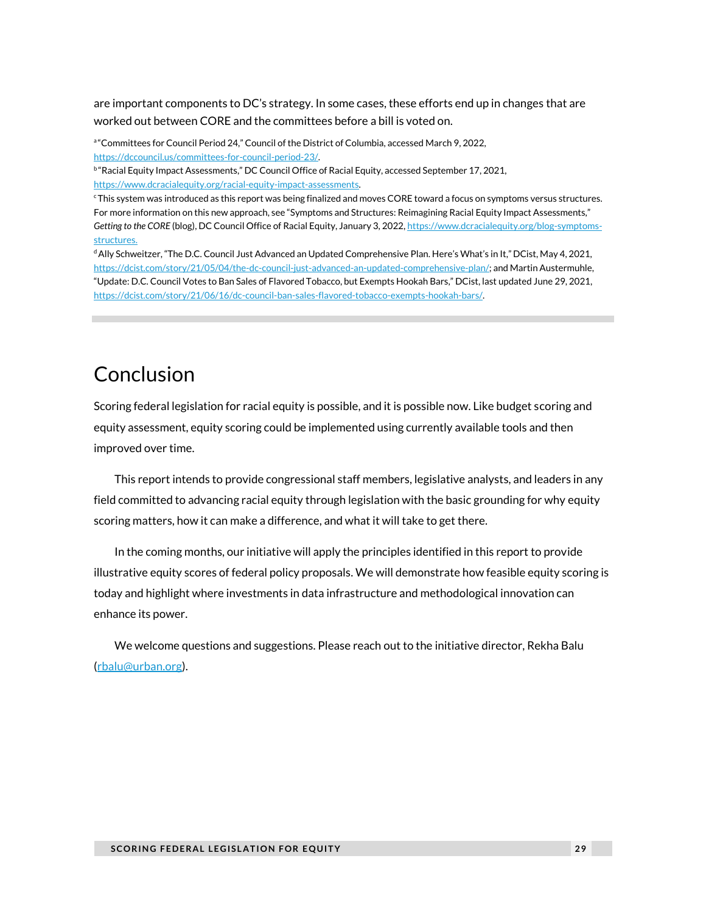are important components to DC's strategy. In some cases, these efforts end up in changes that are worked out between CORE and the committees before a bill is voted on.

[a] "Committees for Council Period 24," Council of the District of Columbia, accessed March 9, 2022, https://dccouncil.us/committees-for-council-period-23/.

[b] "Racial Equity Impact Assessments," DC Council Office of Racial Equity, accessed September 17, 2021, https://www.dcracialequity.org/racial-equity-impact-assessments.

[c] This system was introduced as this report was being finalized and moves CORE toward a focus on symptoms versus structures. For more information on this new approach, see "Symptoms and Structures: Reimagining Racial Equity Impact Assessments," *Getting to the CORE* (blog), DC Council Office of Racial Equity, January 3, 2022, https://www.dcracialequity.org/blog-symptoms-structures.

[d] Ally Schweitzer, "The D.C. Council Just Advanced an Updated Comprehensive Plan. Here's What's in It," DCist, May 4, 2021, https://dcist.com/story/21/05/04/the-dc-council-just-advanced-an-updated-comprehensive-plan/; and Martin Austermuhle, "Update: D.C. Council Votes to Ban Sales of Flavored Tobacco, but Exempts Hookah Bars," DCist, last updated June 29, 2021, https://dcist.com/story/21/06/16/dc-council-ban-sales-flavored-tobacco-exempts-hookah-bars/.

# Conclusion

Scoring federal legislation for racial equity is possible, and it is possible now. Like budget scoring and equity assessment, equity scoring could be implemented using currently available tools and then improved over time.

This report intends to provide congressional staff members, legislative analysts, and leaders in any field committed to advancing racial equity through legislation with the basic grounding for why equity scoring matters, how it can make a difference, and what it will take to get there.

In the coming months, our initiative will apply the principles identified in this report to provide illustrative equity scores of federal policy proposals. We will demonstrate how feasible equity scoring is today and highlight where investments in data infrastructure and methodological innovation can enhance its power.

We welcome questions and suggestions. Please reach out to the initiative director, Rekha Balu (rbalu@urban.org).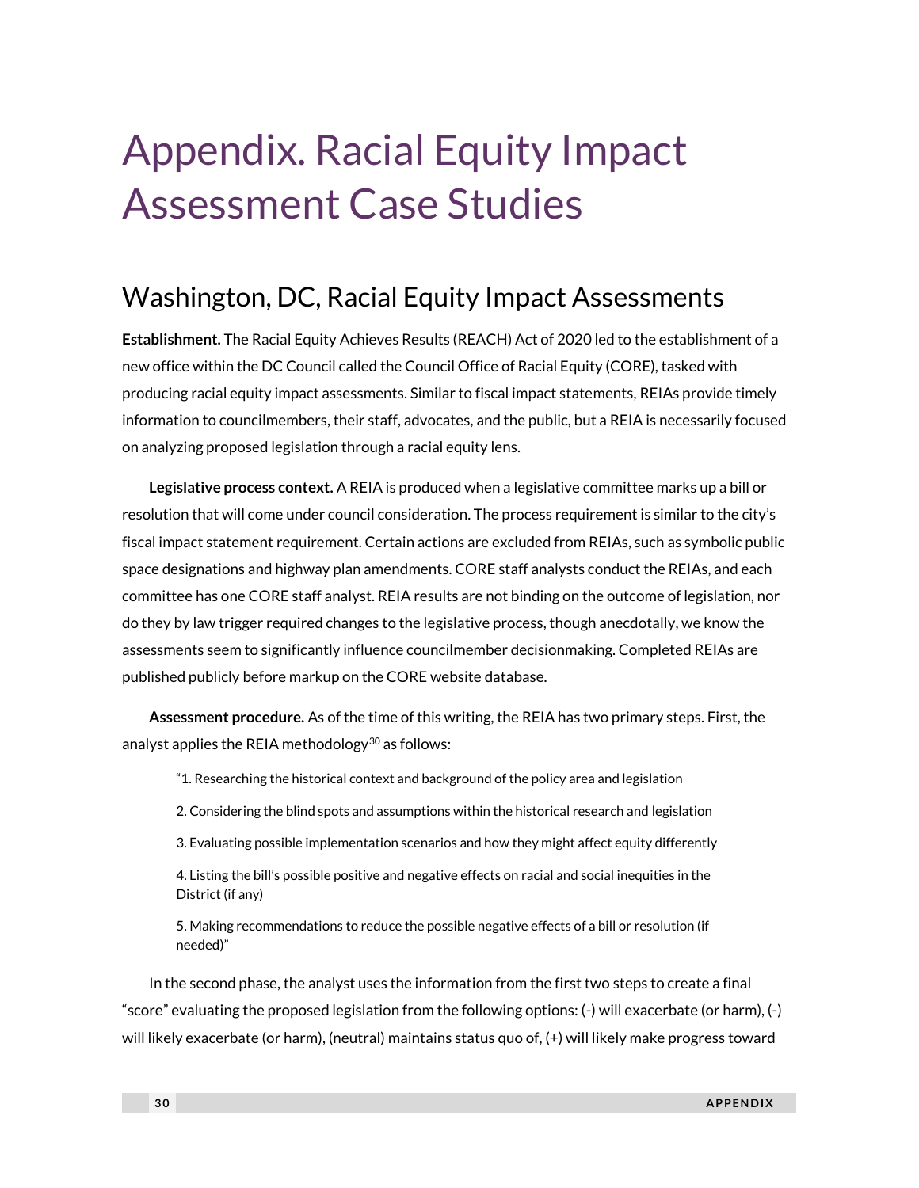# Appendix. Racial Equity Impact Assessment Case Studies

## Washington, DC, Racial Equity Impact Assessments

**Establishment.** The Racial Equity Achieves Results (REACH) Act of 2020 led to the establishment of a new office within the DC Council called the Council Office of Racial Equity (CORE), tasked with producing racial equity impact assessments. Similar to fiscal impact statements, REIAs provide timely information to councilmembers, their staff, advocates, and the public, but a REIA is necessarily focused on analyzing proposed legislation through a racial equity lens.

**Legislative process context.** A REIA is produced when a legislative committee marks up a bill or resolution that will come under council consideration. The process requirement is similar to the city's fiscal impact statement requirement. Certain actions are excluded from REIAs, such as symbolic public space designations and highway plan amendments. CORE staff analysts conduct the REIAs, and each committee has one CORE staff analyst. REIA results are not binding on the outcome of legislation, nor do they by law trigger required changes to the legislative process, though anecdotally, we know the assessments seem to significantly influence councilmember decisionmaking. Completed REIAs are published publicly before markup on the CORE website database.

**Assessment procedure.** As of the time of this writing, the REIA has two primary steps. First, the analyst applies the REIA methodology[30] as follows:

> "1. Researching the historical context and background of the policy area and legislation
>
> 2. Considering the blind spots and assumptions within the historical research and legislation
>
> 3. Evaluating possible implementation scenarios and how they might affect equity differently
>
> 4. Listing the bill's possible positive and negative effects on racial and social inequities in the District (if any)
>
> 5. Making recommendations to reduce the possible negative effects of a bill or resolution (if needed)"

In the second phase, the analyst uses the information from the first two steps to create a final "score" evaluating the proposed legislation from the following options: (-) will exacerbate (or harm), (-) will likely exacerbate (or harm), (neutral) maintains status quo of, (+) will likely make progress toward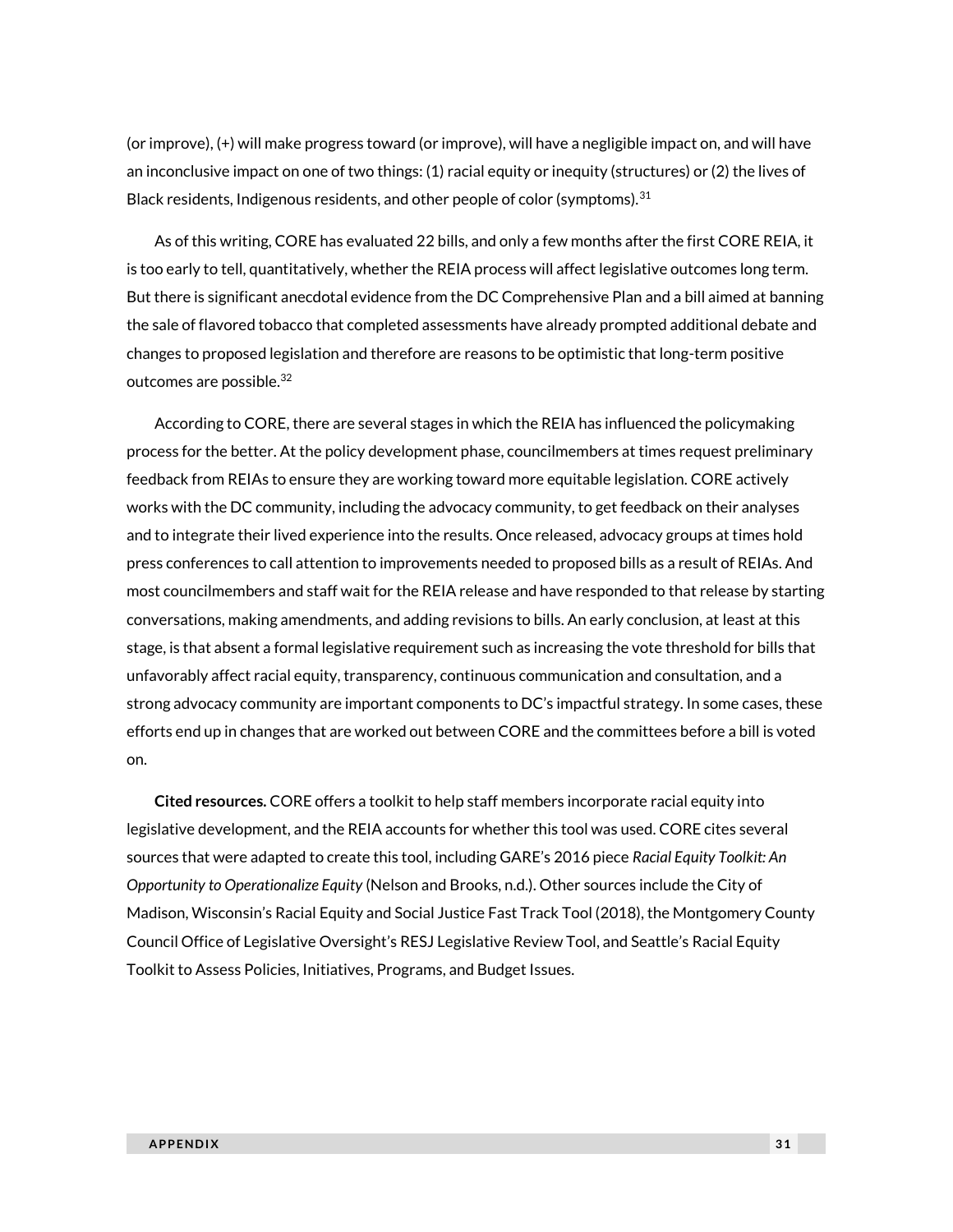(or improve), (+) will make progress toward (or improve), will have a negligible impact on, and will have an inconclusive impact on one of two things: (1) racial equity or inequity (structures) or (2) the lives of Black residents, Indigenous residents, and other people of color (symptoms).[31]

As of this writing, CORE has evaluated 22 bills, and only a few months after the first CORE REIA, it is too early to tell, quantitatively, whether the REIA process will affect legislative outcomes long term. But there is significant anecdotal evidence from the DC Comprehensive Plan and a bill aimed at banning the sale of flavored tobacco that completed assessments have already prompted additional debate and changes to proposed legislation and therefore are reasons to be optimistic that long-term positive outcomes are possible.[32]

According to CORE, there are several stages in which the REIA has influenced the policymaking process for the better. At the policy development phase, councilmembers at times request preliminary feedback from REIAs to ensure they are working toward more equitable legislation. CORE actively works with the DC community, including the advocacy community, to get feedback on their analyses and to integrate their lived experience into the results. Once released, advocacy groups at times hold press conferences to call attention to improvements needed to proposed bills as a result of REIAs. And most councilmembers and staff wait for the REIA release and have responded to that release by starting conversations, making amendments, and adding revisions to bills. An early conclusion, at least at this stage, is that absent a formal legislative requirement such as increasing the vote threshold for bills that unfavorably affect racial equity, transparency, continuous communication and consultation, and a strong advocacy community are important components to DC's impactful strategy. In some cases, these efforts end up in changes that are worked out between CORE and the committees before a bill is voted on.

**Cited resources.** CORE offers a toolkit to help staff members incorporate racial equity into legislative development, and the REIA accounts for whether this tool was used. CORE cites several sources that were adapted to create this tool, including GARE's 2016 piece *Racial Equity Toolkit: An Opportunity to Operationalize Equity* (Nelson and Brooks, n.d.). Other sources include the City of Madison, Wisconsin's Racial Equity and Social Justice Fast Track Tool (2018), the Montgomery County Council Office of Legislative Oversight's RESJ Legislative Review Tool, and Seattle's Racial Equity Toolkit to Assess Policies, Initiatives, Programs, and Budget Issues.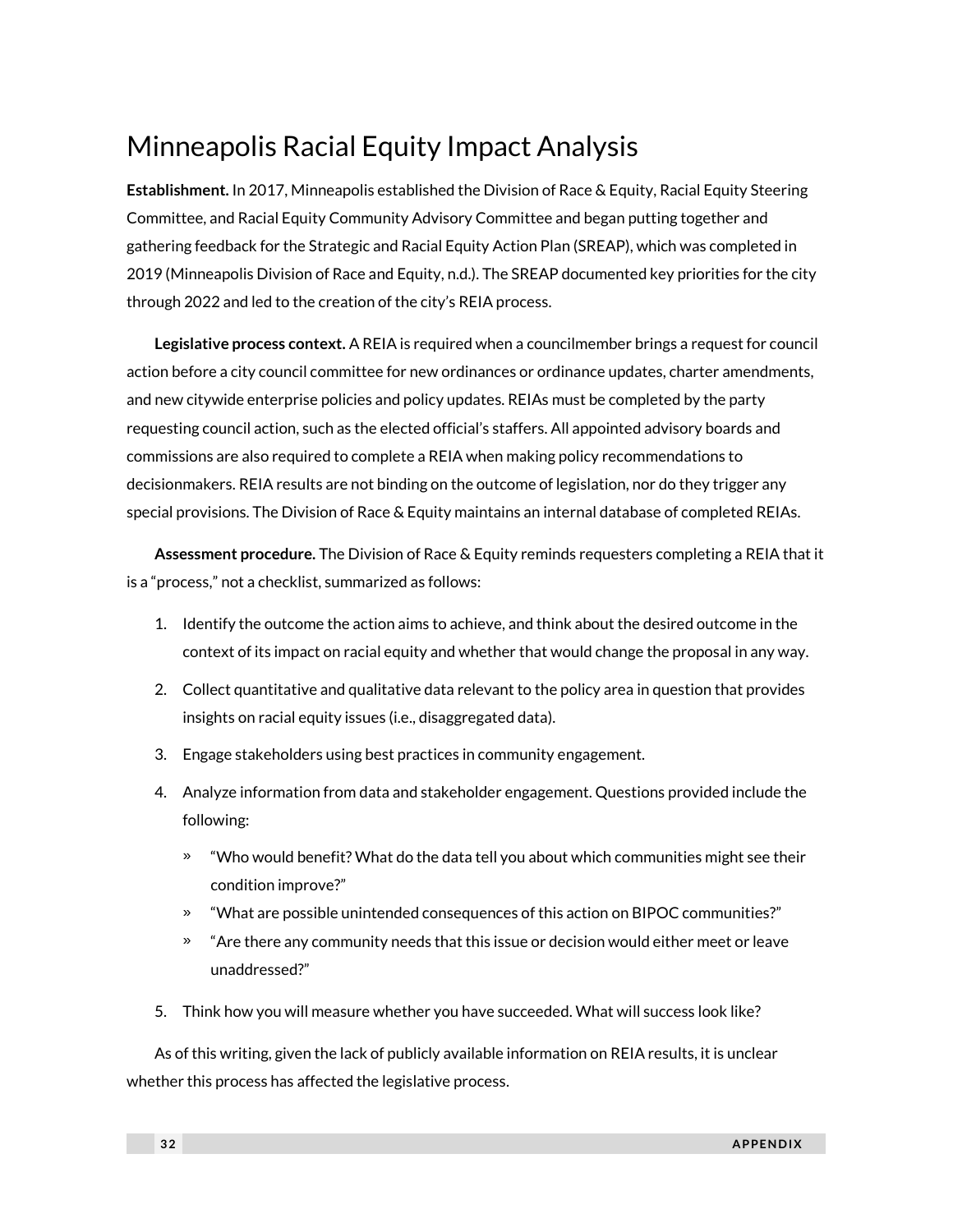# Minneapolis Racial Equity Impact Analysis

**Establishment.** In 2017, Minneapolis established the Division of Race & Equity, Racial Equity Steering Committee, and Racial Equity Community Advisory Committee and began putting together and gathering feedback for the Strategic and Racial Equity Action Plan (SREAP), which was completed in 2019 (Minneapolis Division of Race and Equity, n.d.). The SREAP documented key priorities for the city through 2022 and led to the creation of the city's REIA process.

**Legislative process context.** A REIA is required when a councilmember brings a request for council action before a city council committee for new ordinances or ordinance updates, charter amendments, and new citywide enterprise policies and policy updates. REIAs must be completed by the party requesting council action, such as the elected official's staffers. All appointed advisory boards and commissions are also required to complete a REIA when making policy recommendations to decisionmakers. REIA results are not binding on the outcome of legislation, nor do they trigger any special provisions. The Division of Race & Equity maintains an internal database of completed REIAs.

**Assessment procedure.** The Division of Race & Equity reminds requesters completing a REIA that it is a "process," not a checklist, summarized as follows:

1. Identify the outcome the action aims to achieve, and think about the desired outcome in the context of its impact on racial equity and whether that would change the proposal in any way.
2. Collect quantitative and qualitative data relevant to the policy area in question that provides insights on racial equity issues (i.e., disaggregated data).
3. Engage stakeholders using best practices in community engagement.
4. Analyze information from data and stakeholder engagement. Questions provided include the following:
   - "Who would benefit? What do the data tell you about which communities might see their condition improve?"
   - "What are possible unintended consequences of this action on BIPOC communities?"
   - "Are there any community needs that this issue or decision would either meet or leave unaddressed?"
5. Think how you will measure whether you have succeeded. What will success look like?

As of this writing, given the lack of publicly available information on REIA results, it is unclear whether this process has affected the legislative process.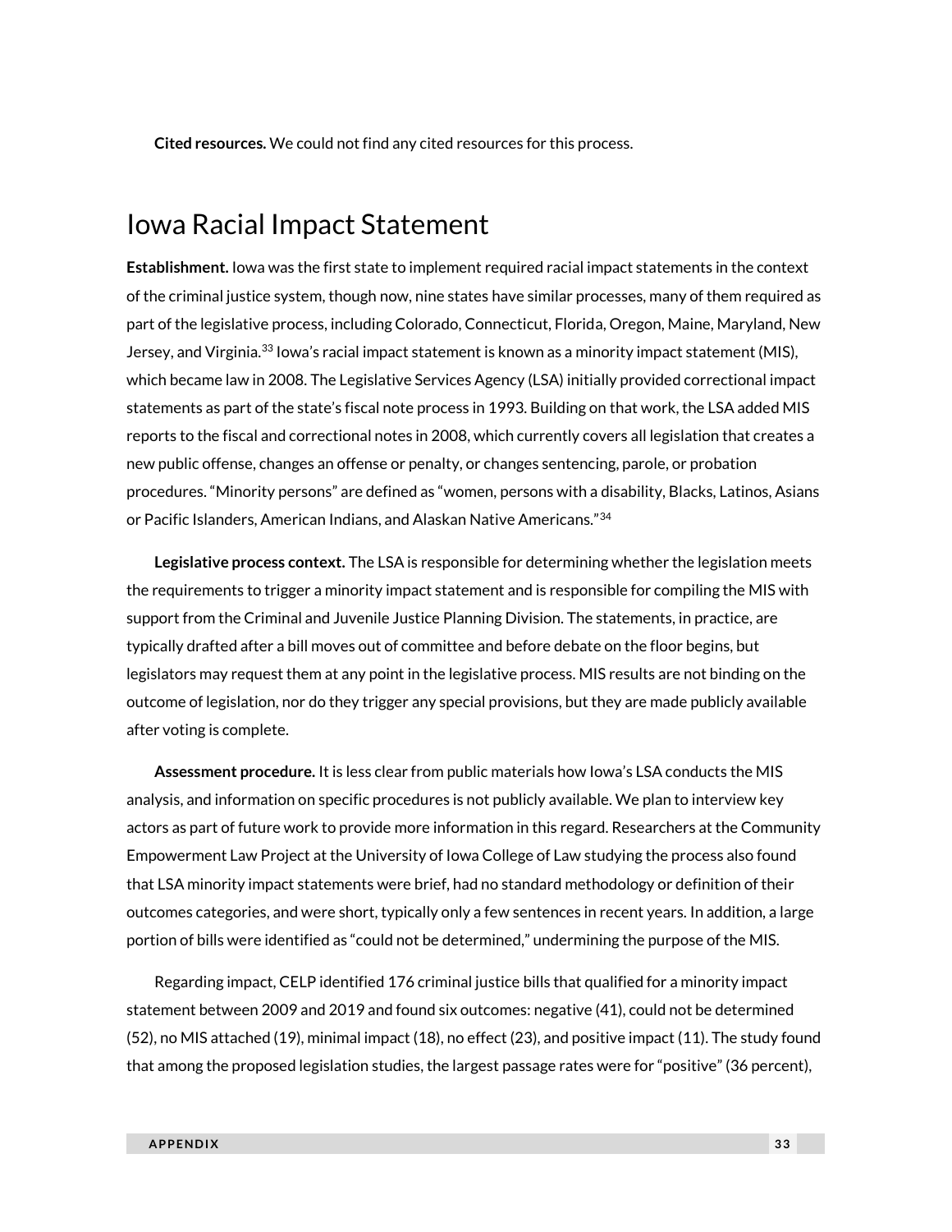**Cited resources.** We could not find any cited resources for this process.

## Iowa Racial Impact Statement

**Establishment.** Iowa was the first state to implement required racial impact statements in the context of the criminal justice system, though now, nine states have similar processes, many of them required as part of the legislative process, including Colorado, Connecticut, Florida, Oregon, Maine, Maryland, New Jersey, and Virginia.[33] Iowa's racial impact statement is known as a minority impact statement (MIS), which became law in 2008. The Legislative Services Agency (LSA) initially provided correctional impact statements as part of the state's fiscal note process in 1993. Building on that work, the LSA added MIS reports to the fiscal and correctional notes in 2008, which currently covers all legislation that creates a new public offense, changes an offense or penalty, or changes sentencing, parole, or probation procedures. "Minority persons" are defined as "women, persons with a disability, Blacks, Latinos, Asians or Pacific Islanders, American Indians, and Alaskan Native Americans."[34]

**Legislative process context.** The LSA is responsible for determining whether the legislation meets the requirements to trigger a minority impact statement and is responsible for compiling the MIS with support from the Criminal and Juvenile Justice Planning Division. The statements, in practice, are typically drafted after a bill moves out of committee and before debate on the floor begins, but legislators may request them at any point in the legislative process. MIS results are not binding on the outcome of legislation, nor do they trigger any special provisions, but they are made publicly available after voting is complete.

**Assessment procedure.** It is less clear from public materials how Iowa's LSA conducts the MIS analysis, and information on specific procedures is not publicly available. We plan to interview key actors as part of future work to provide more information in this regard. Researchers at the Community Empowerment Law Project at the University of Iowa College of Law studying the process also found that LSA minority impact statements were brief, had no standard methodology or definition of their outcomes categories, and were short, typically only a few sentences in recent years. In addition, a large portion of bills were identified as "could not be determined," undermining the purpose of the MIS.

Regarding impact, CELP identified 176 criminal justice bills that qualified for a minority impact statement between 2009 and 2019 and found six outcomes: negative (41), could not be determined (52), no MIS attached (19), minimal impact (18), no effect (23), and positive impact (11). The study found that among the proposed legislation studies, the largest passage rates were for "positive" (36 percent),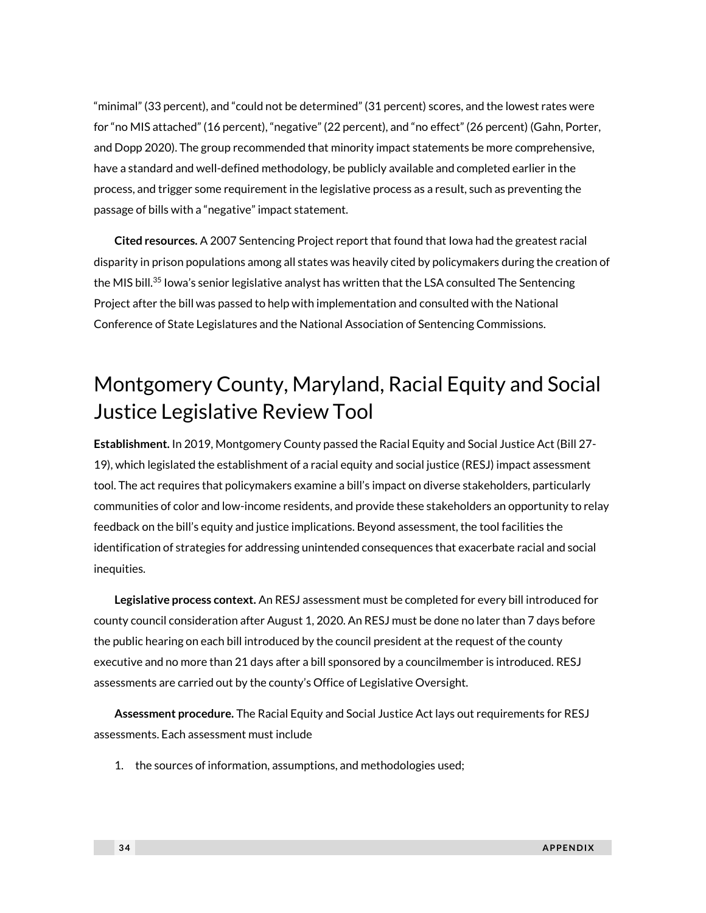"minimal" (33 percent), and "could not be determined" (31 percent) scores, and the lowest rates were for "no MIS attached" (16 percent), "negative" (22 percent), and "no effect" (26 percent) (Gahn, Porter, and Dopp 2020). The group recommended that minority impact statements be more comprehensive, have a standard and well-defined methodology, be publicly available and completed earlier in the process, and trigger some requirement in the legislative process as a result, such as preventing the passage of bills with a "negative" impact statement.

**Cited resources.** A 2007 Sentencing Project report that found that Iowa had the greatest racial disparity in prison populations among all states was heavily cited by policymakers during the creation of the MIS bill.[35] Iowa's senior legislative analyst has written that the LSA consulted The Sentencing Project after the bill was passed to help with implementation and consulted with the National Conference of State Legislatures and the National Association of Sentencing Commissions.

## Montgomery County, Maryland, Racial Equity and Social Justice Legislative Review Tool

**Establishment.** In 2019, Montgomery County passed the Racial Equity and Social Justice Act (Bill 27-19), which legislated the establishment of a racial equity and social justice (RESJ) impact assessment tool. The act requires that policymakers examine a bill's impact on diverse stakeholders, particularly communities of color and low-income residents, and provide these stakeholders an opportunity to relay feedback on the bill's equity and justice implications. Beyond assessment, the tool facilities the identification of strategies for addressing unintended consequences that exacerbate racial and social inequities.

**Legislative process context.** An RESJ assessment must be completed for every bill introduced for county council consideration after August 1, 2020. An RESJ must be done no later than 7 days before the public hearing on each bill introduced by the council president at the request of the county executive and no more than 21 days after a bill sponsored by a councilmember is introduced. RESJ assessments are carried out by the county's Office of Legislative Oversight.

**Assessment procedure.** The Racial Equity and Social Justice Act lays out requirements for RESJ assessments. Each assessment must include

1. the sources of information, assumptions, and methodologies used;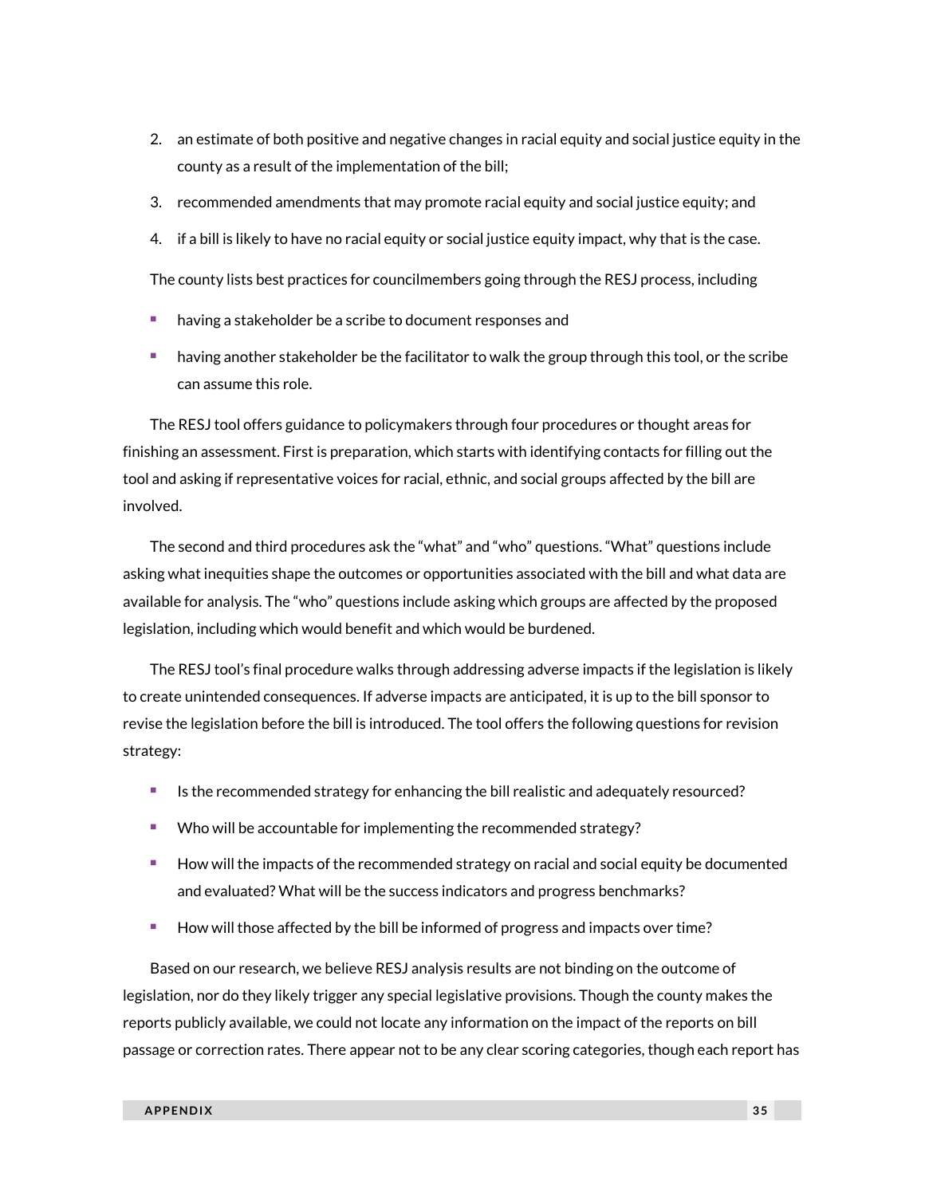2. an estimate of both positive and negative changes in racial equity and social justice equity in the county as a result of the implementation of the bill;
3. recommended amendments that may promote racial equity and social justice equity; and
4. if a bill is likely to have no racial equity or social justice equity impact, why that is the case.

The county lists best practices for councilmembers going through the RESJ process, including

- having a stakeholder be a scribe to document responses and
- having another stakeholder be the facilitator to walk the group through this tool, or the scribe can assume this role.

The RESJ tool offers guidance to policymakers through four procedures or thought areas for finishing an assessment. First is preparation, which starts with identifying contacts for filling out the tool and asking if representative voices for racial, ethnic, and social groups affected by the bill are involved.

The second and third procedures ask the "what" and "who" questions. "What" questions include asking what inequities shape the outcomes or opportunities associated with the bill and what data are available for analysis. The "who" questions include asking which groups are affected by the proposed legislation, including which would benefit and which would be burdened.

The RESJ tool's final procedure walks through addressing adverse impacts if the legislation is likely to create unintended consequences. If adverse impacts are anticipated, it is up to the bill sponsor to revise the legislation before the bill is introduced. The tool offers the following questions for revision strategy:

- Is the recommended strategy for enhancing the bill realistic and adequately resourced?
- Who will be accountable for implementing the recommended strategy?
- How will the impacts of the recommended strategy on racial and social equity be documented and evaluated? What will be the success indicators and progress benchmarks?
- How will those affected by the bill be informed of progress and impacts over time?

Based on our research, we believe RESJ analysis results are not binding on the outcome of legislation, nor do they likely trigger any special legislative provisions. Though the county makes the reports publicly available, we could not locate any information on the impact of the reports on bill passage or correction rates. There appear not to be any clear scoring categories, though each report has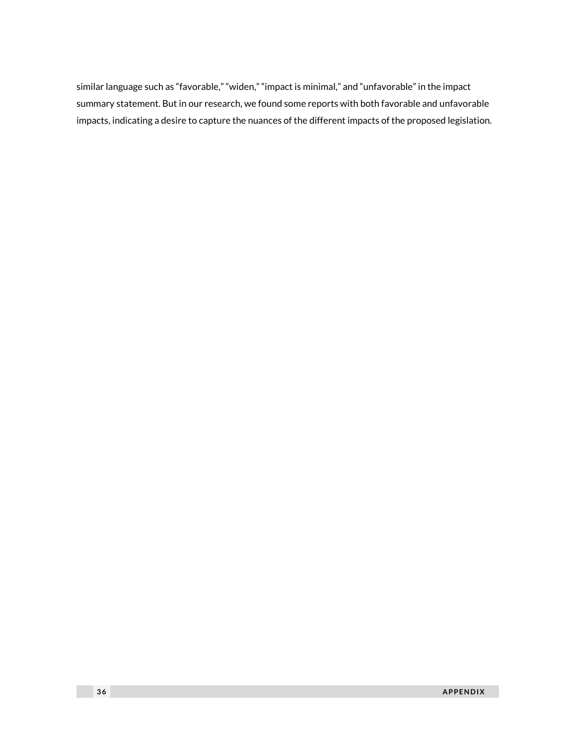similar language such as “favorable,” “widen,” “impact is minimal,” and “unfavorable” in the impact summary statement. But in our research, we found some reports with both favorable and unfavorable impacts, indicating a desire to capture the nuances of the different impacts of the proposed legislation.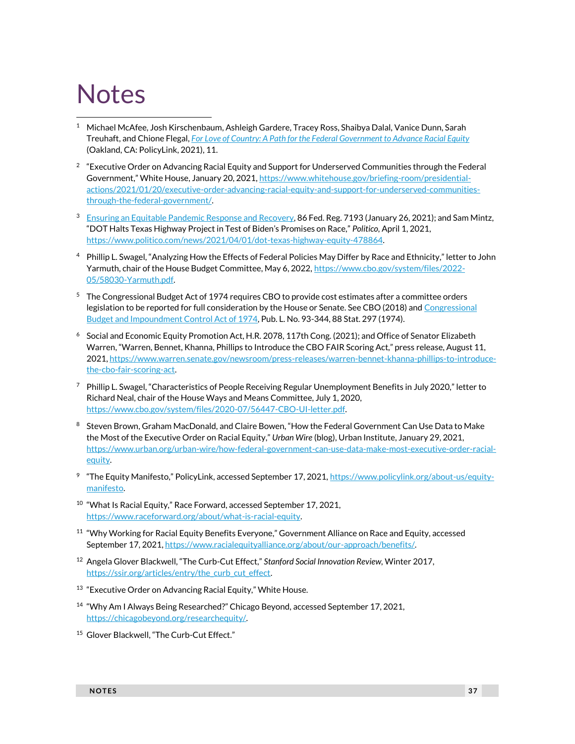# Notes

1. Michael McAfee, Josh Kirschenbaum, Ashleigh Gardere, Tracey Ross, Shaibya Dalal, Vanice Dunn, Sarah Treuhaft, and Chione Flegal, *For Love of Country: A Path for the Federal Government to Advance Racial Equity* (Oakland, CA: PolicyLink, 2021), 11.

2. "Executive Order on Advancing Racial Equity and Support for Underserved Communities through the Federal Government," White House, January 20, 2021, https://www.whitehouse.gov/briefing-room/presidential-actions/2021/01/20/executive-order-advancing-racial-equity-and-support-for-underserved-communities-through-the-federal-government/.

3. Ensuring an Equitable Pandemic Response and Recovery, 86 Fed. Reg. 7193 (January 26, 2021); and Sam Mintz, "DOT Halts Texas Highway Project in Test of Biden's Promises on Race," *Politico*, April 1, 2021, https://www.politico.com/news/2021/04/01/dot-texas-highway-equity-478864.

4. Phillip L. Swagel, "Analyzing How the Effects of Federal Policies May Differ by Race and Ethnicity," letter to John Yarmuth, chair of the House Budget Committee, May 6, 2022, https://www.cbo.gov/system/files/2022-05/58030-Yarmuth.pdf.

5. The Congressional Budget Act of 1974 requires CBO to provide cost estimates after a committee orders legislation to be reported for full consideration by the House or Senate. See CBO (2018) and Congressional Budget and Impoundment Control Act of 1974, Pub. L. No. 93-344, 88 Stat. 297 (1974).

6. Social and Economic Equity Promotion Act, H.R. 2078, 117th Cong. (2021); and Office of Senator Elizabeth Warren, "Warren, Bennet, Khanna, Phillips to Introduce the CBO FAIR Scoring Act," press release, August 11, 2021, https://www.warren.senate.gov/newsroom/press-releases/warren-bennet-khanna-phillips-to-introduce-the-cbo-fair-scoring-act.

7. Phillip L. Swagel, "Characteristics of People Receiving Regular Unemployment Benefits in July 2020," letter to Richard Neal, chair of the House Ways and Means Committee, July 1, 2020, https://www.cbo.gov/system/files/2020-07/56447-CBO-UI-letter.pdf.

8. Steven Brown, Graham MacDonald, and Claire Bowen, "How the Federal Government Can Use Data to Make the Most of the Executive Order on Racial Equity," *Urban Wire* (blog), Urban Institute, January 29, 2021, https://www.urban.org/urban-wire/how-federal-government-can-use-data-make-most-executive-order-racial-equity.

9. "The Equity Manifesto," PolicyLink, accessed September 17, 2021, https://www.policylink.org/about-us/equity-manifesto.

10. "What Is Racial Equity," Race Forward, accessed September 17, 2021, https://www.raceforward.org/about/what-is-racial-equity.

11. "Why Working for Racial Equity Benefits Everyone," Government Alliance on Race and Equity, accessed September 17, 2021, https://www.racialequityalliance.org/about/our-approach/benefits/.

12. Angela Glover Blackwell, "The Curb-Cut Effect," *Stanford Social Innovation Review*, Winter 2017, https://ssir.org/articles/entry/the_curb_cut_effect.

13. "Executive Order on Advancing Racial Equity," White House.

14. "Why Am I Always Being Researched?" Chicago Beyond, accessed September 17, 2021, https://chicagobeyond.org/researchequity/.

15. Glover Blackwell, "The Curb-Cut Effect."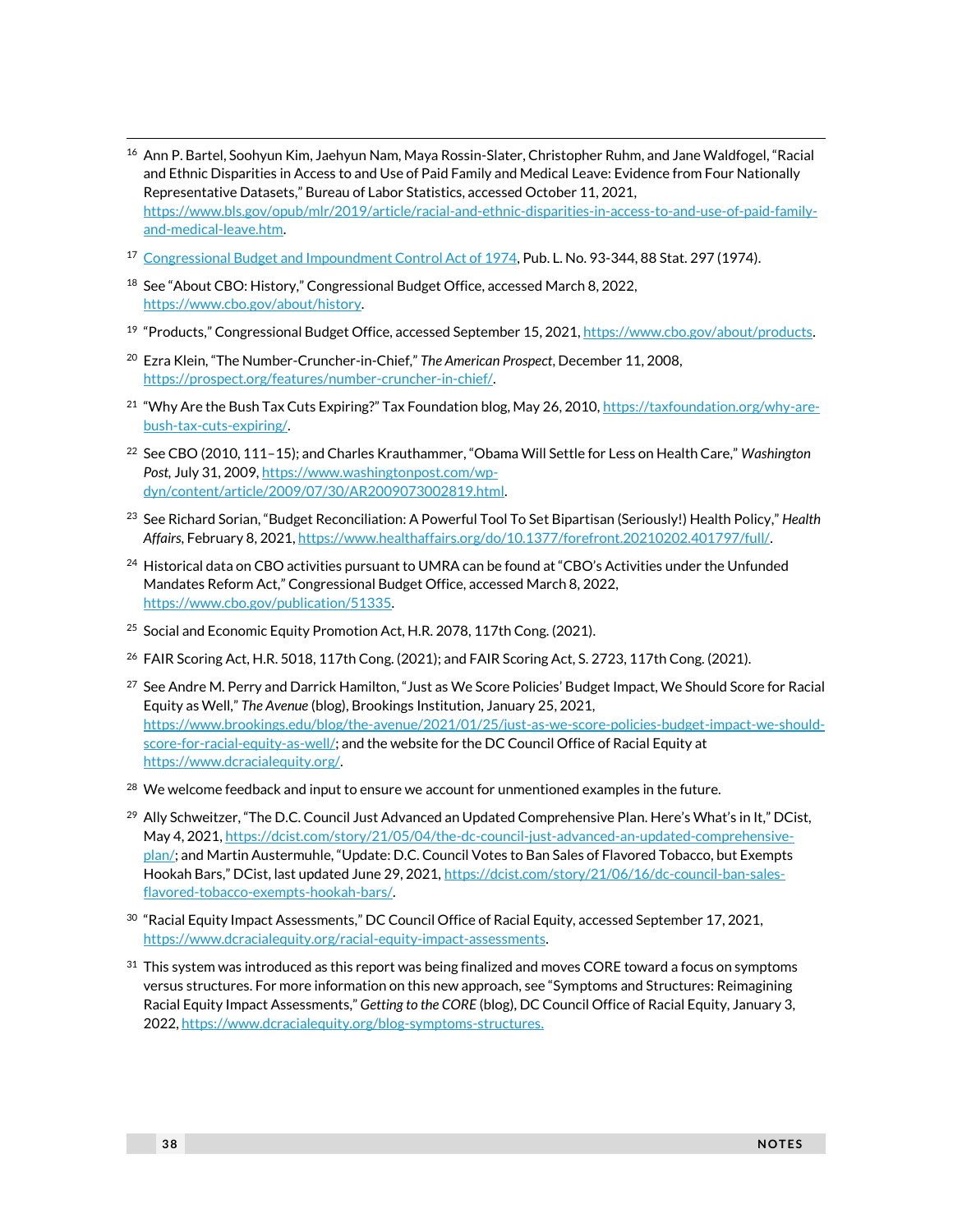[16] Ann P. Bartel, Soohyun Kim, Jaehyun Nam, Maya Rossin-Slater, Christopher Ruhm, and Jane Waldfogel, "Racial and Ethnic Disparities in Access to and Use of Paid Family and Medical Leave: Evidence from Four Nationally Representative Datasets," Bureau of Labor Statistics, accessed October 11, 2021, https://www.bls.gov/opub/mlr/2019/article/racial-and-ethnic-disparities-in-access-to-and-use-of-paid-family-and-medical-leave.htm.

[17] Congressional Budget and Impoundment Control Act of 1974, Pub. L. No. 93-344, 88 Stat. 297 (1974).

[18] See "About CBO: History," Congressional Budget Office, accessed March 8, 2022, https://www.cbo.gov/about/history.

[19] "Products," Congressional Budget Office, accessed September 15, 2021, https://www.cbo.gov/about/products.

[20] Ezra Klein, "The Number-Cruncher-in-Chief," *The American Prospect*, December 11, 2008, https://prospect.org/features/number-cruncher-in-chief/.

[21] "Why Are the Bush Tax Cuts Expiring?" Tax Foundation blog, May 26, 2010, https://taxfoundation.org/why-are-bush-tax-cuts-expiring/.

[22] See CBO (2010, 111–15); and Charles Krauthammer, "Obama Will Settle for Less on Health Care," *Washington Post*, July 31, 2009, https://www.washingtonpost.com/wp-dyn/content/article/2009/07/30/AR2009073002819.html.

[23] See Richard Sorian, "Budget Reconciliation: A Powerful Tool To Set Bipartisan (Seriously!) Health Policy," *Health Affairs*, February 8, 2021, https://www.healthaffairs.org/do/10.1377/forefront.20210202.401797/full/.

[24] Historical data on CBO activities pursuant to UMRA can be found at "CBO's Activities under the Unfunded Mandates Reform Act," Congressional Budget Office, accessed March 8, 2022, https://www.cbo.gov/publication/51335.

[25] Social and Economic Equity Promotion Act, H.R. 2078, 117th Cong. (2021).

[26] FAIR Scoring Act, H.R. 5018, 117th Cong. (2021); and FAIR Scoring Act, S. 2723, 117th Cong. (2021).

[27] See Andre M. Perry and Darrick Hamilton, "Just as We Score Policies' Budget Impact, We Should Score for Racial Equity as Well," *The Avenue* (blog), Brookings Institution, January 25, 2021, https://www.brookings.edu/blog/the-avenue/2021/01/25/just-as-we-score-policies-budget-impact-we-should-score-for-racial-equity-as-well/; and the website for the DC Council Office of Racial Equity at https://www.dcracialequity.org/.

[28] We welcome feedback and input to ensure we account for unmentioned examples in the future.

[29] Ally Schweitzer, "The D.C. Council Just Advanced an Updated Comprehensive Plan. Here's What's in It," DCist, May 4, 2021, https://dcist.com/story/21/05/04/the-dc-council-just-advanced-an-updated-comprehensive-plan/; and Martin Austermuhle, "Update: D.C. Council Votes to Ban Sales of Flavored Tobacco, but Exempts Hookah Bars," DCist, last updated June 29, 2021, https://dcist.com/story/21/06/16/dc-council-ban-sales-flavored-tobacco-exempts-hookah-bars/.

[30] "Racial Equity Impact Assessments," DC Council Office of Racial Equity, accessed September 17, 2021, https://www.dcracialequity.org/racial-equity-impact-assessments.

[31] This system was introduced as this report was being finalized and moves CORE toward a focus on symptoms versus structures. For more information on this new approach, see "Symptoms and Structures: Reimagining Racial Equity Impact Assessments," *Getting to the CORE* (blog), DC Council Office of Racial Equity, January 3, 2022, https://www.dcracialequity.org/blog-symptoms-structures.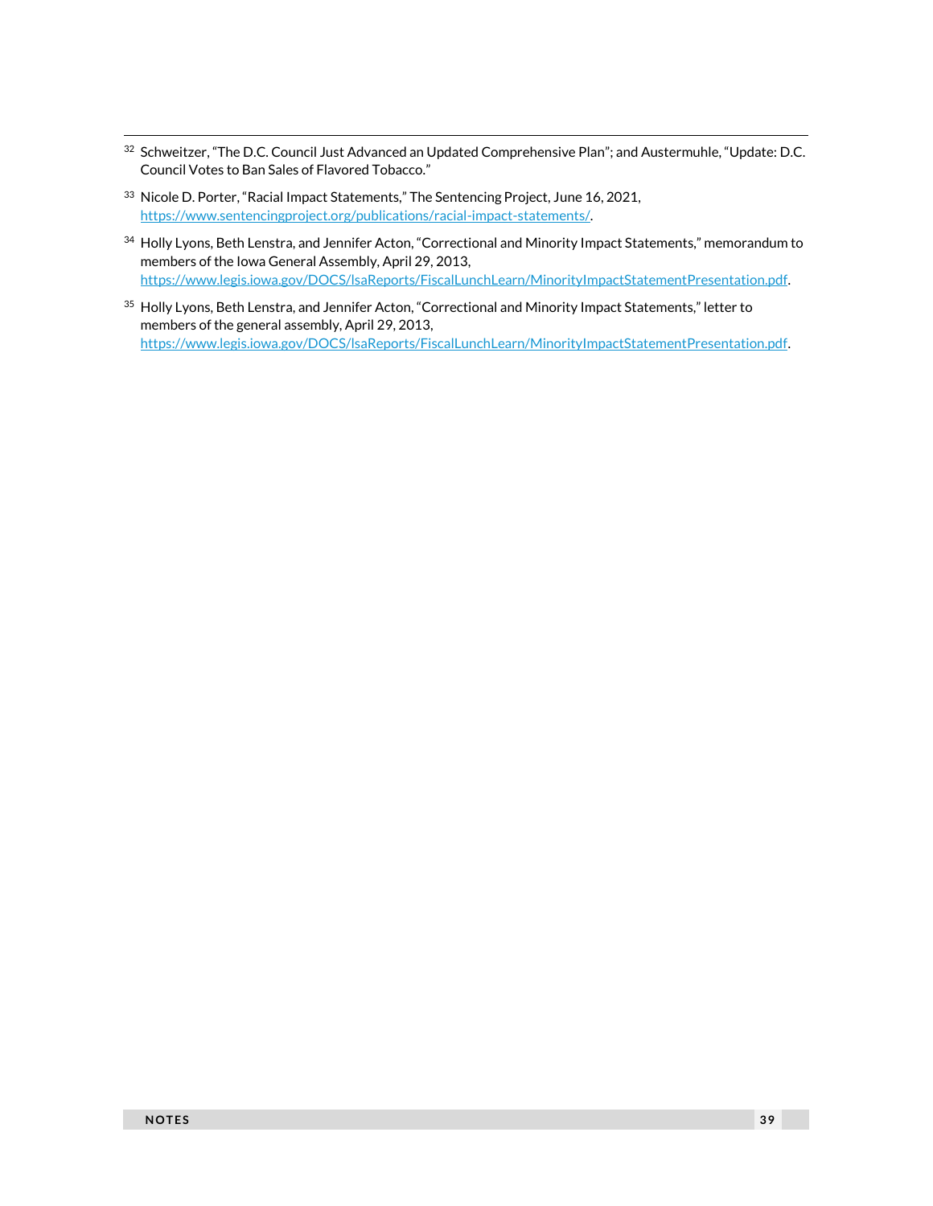[32] Schweitzer, "The D.C. Council Just Advanced an Updated Comprehensive Plan"; and Austermuhle, "Update: D.C. Council Votes to Ban Sales of Flavored Tobacco."

[33] Nicole D. Porter, "Racial Impact Statements," The Sentencing Project, June 16, 2021, https://www.sentencingproject.org/publications/racial-impact-statements/.

[34] Holly Lyons, Beth Lenstra, and Jennifer Acton, "Correctional and Minority Impact Statements," memorandum to members of the Iowa General Assembly, April 29, 2013, https://www.legis.iowa.gov/DOCS/lsaReports/FiscalLunchLearn/MinorityImpactStatementPresentation.pdf.

[35] Holly Lyons, Beth Lenstra, and Jennifer Acton, "Correctional and Minority Impact Statements," letter to members of the general assembly, April 29, 2013, https://www.legis.iowa.gov/DOCS/lsaReports/FiscalLunchLearn/MinorityImpactStatementPresentation.pdf.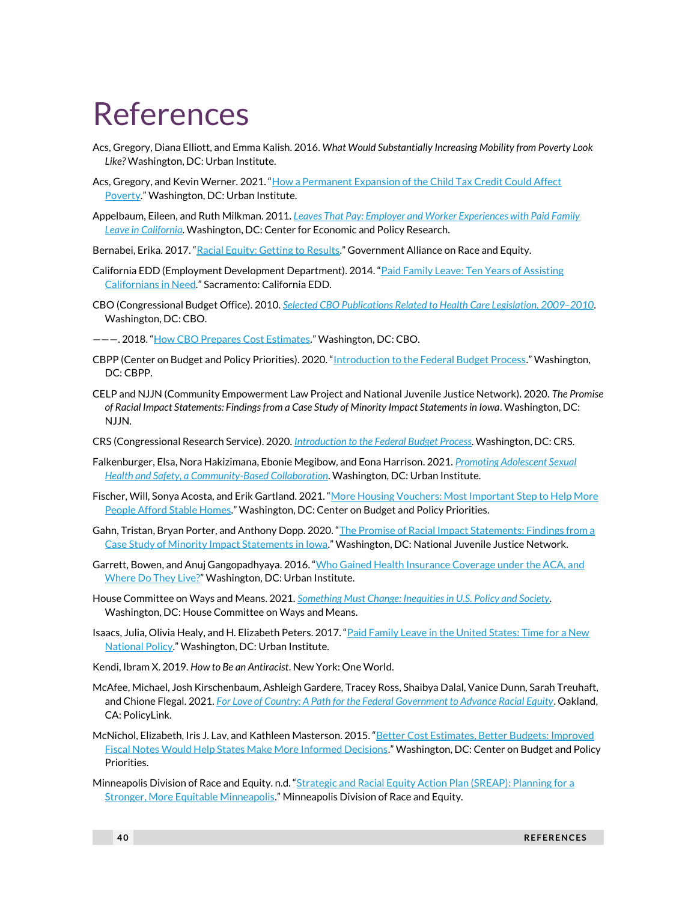# References

Acs, Gregory, Diana Elliott, and Emma Kalish. 2016. *What Would Substantially Increasing Mobility from Poverty Look Like?* Washington, DC: Urban Institute.

Acs, Gregory, and Kevin Werner. 2021. "How a Permanent Expansion of the Child Tax Credit Could Affect Poverty." Washington, DC: Urban Institute.

Appelbaum, Eileen, and Ruth Milkman. 2011. *Leaves That Pay: Employer and Worker Experiences with Paid Family Leave in California*. Washington, DC: Center for Economic and Policy Research.

Bernabei, Erika. 2017. "Racial Equity: Getting to Results." Government Alliance on Race and Equity.

California EDD (Employment Development Department). 2014. "Paid Family Leave: Ten Years of Assisting Californians in Need." Sacramento: California EDD.

CBO (Congressional Budget Office). 2010. *Selected CBO Publications Related to Health Care Legislation, 2009–2010*. Washington, DC: CBO.

———. 2018. "How CBO Prepares Cost Estimates." Washington, DC: CBO.

CBPP (Center on Budget and Policy Priorities). 2020. "Introduction to the Federal Budget Process." Washington, DC: CBPP.

CELP and NJJN (Community Empowerment Law Project and National Juvenile Justice Network). 2020. *The Promise of Racial Impact Statements: Findings from a Case Study of Minority Impact Statements in Iowa*. Washington, DC: NJJN.

CRS (Congressional Research Service). 2020. *Introduction to the Federal Budget Process*. Washington, DC: CRS.

Falkenburger, Elsa, Nora Hakizimana, Ebonie Megibow, and Eona Harrison. 2021. *Promoting Adolescent Sexual Health and Safety, a Community-Based Collaboration*. Washington, DC: Urban Institute.

Fischer, Will, Sonya Acosta, and Erik Gartland. 2021. "More Housing Vouchers: Most Important Step to Help More People Afford Stable Homes." Washington, DC: Center on Budget and Policy Priorities.

Gahn, Tristan, Bryan Porter, and Anthony Dopp. 2020. "The Promise of Racial Impact Statements: Findings from a Case Study of Minority Impact Statements in Iowa." Washington, DC: National Juvenile Justice Network.

Garrett, Bowen, and Anuj Gangopadhyaya. 2016. "Who Gained Health Insurance Coverage under the ACA, and Where Do They Live?" Washington, DC: Urban Institute.

House Committee on Ways and Means. 2021. *Something Must Change: Inequities in U.S. Policy and Society*. Washington, DC: House Committee on Ways and Means.

Isaacs, Julia, Olivia Healy, and H. Elizabeth Peters. 2017. "Paid Family Leave in the United States: Time for a New National Policy." Washington, DC: Urban Institute.

Kendi, Ibram X. 2019. *How to Be an Antiracist*. New York: One World.

McAfee, Michael, Josh Kirschenbaum, Ashleigh Gardere, Tracey Ross, Shaibya Dalal, Vanice Dunn, Sarah Treuhaft, and Chione Flegal. 2021. *For Love of Country: A Path for the Federal Government to Advance Racial Equity*. Oakland, CA: PolicyLink.

McNichol, Elizabeth, Iris J. Lav, and Kathleen Masterson. 2015. "Better Cost Estimates, Better Budgets: Improved Fiscal Notes Would Help States Make More Informed Decisions." Washington, DC: Center on Budget and Policy Priorities.

Minneapolis Division of Race and Equity. n.d. "Strategic and Racial Equity Action Plan (SREAP): Planning for a Stronger, More Equitable Minneapolis." Minneapolis Division of Race and Equity.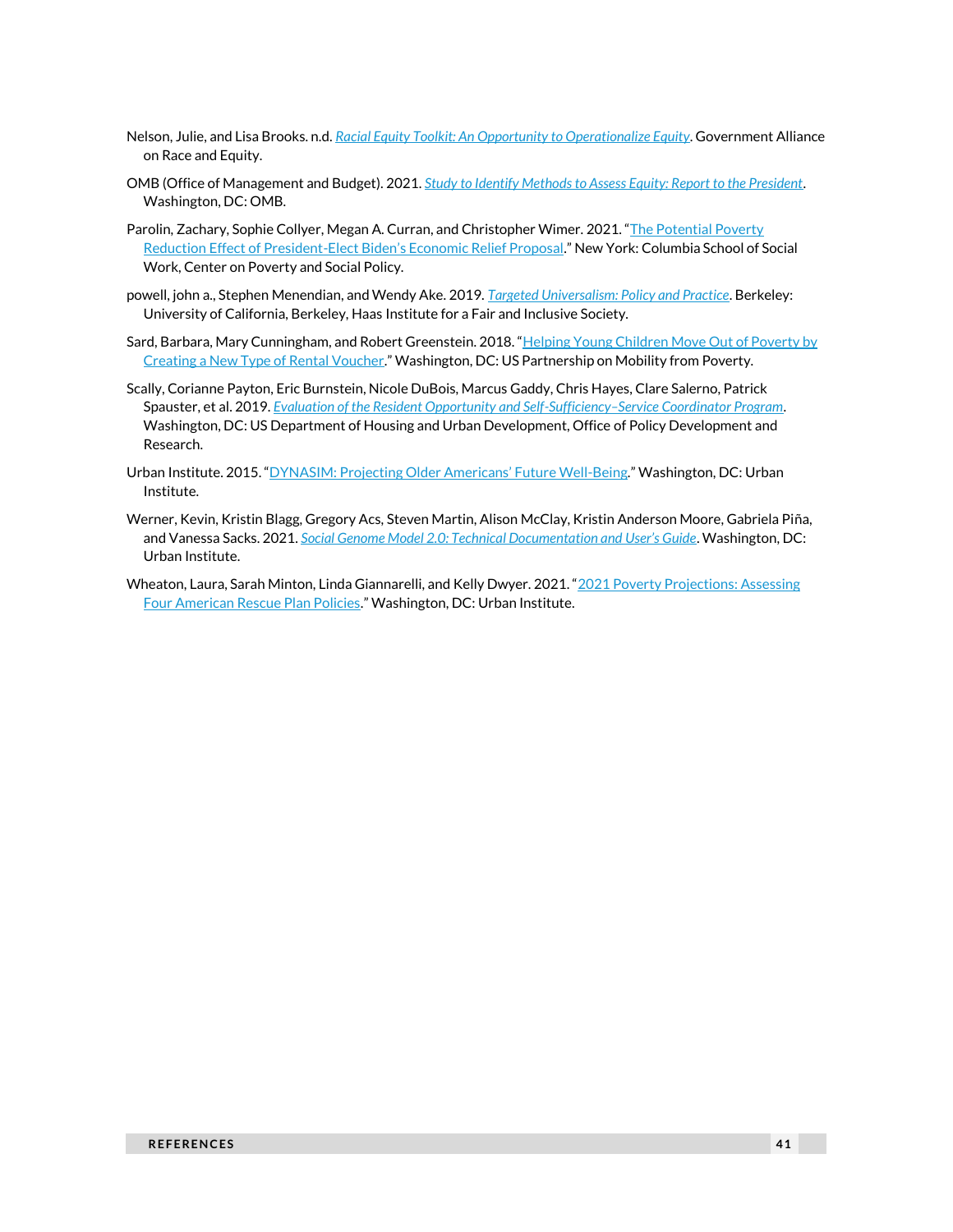Nelson, Julie, and Lisa Brooks. n.d. *Racial Equity Toolkit: An Opportunity to Operationalize Equity*. Government Alliance on Race and Equity.

OMB (Office of Management and Budget). 2021. *Study to Identify Methods to Assess Equity: Report to the President*. Washington, DC: OMB.

Parolin, Zachary, Sophie Collyer, Megan A. Curran, and Christopher Wimer. 2021. "The Potential Poverty Reduction Effect of President-Elect Biden's Economic Relief Proposal." New York: Columbia School of Social Work, Center on Poverty and Social Policy.

powell, john a., Stephen Menendian, and Wendy Ake. 2019. *Targeted Universalism: Policy and Practice*. Berkeley: University of California, Berkeley, Haas Institute for a Fair and Inclusive Society.

Sard, Barbara, Mary Cunningham, and Robert Greenstein. 2018. "Helping Young Children Move Out of Poverty by Creating a New Type of Rental Voucher." Washington, DC: US Partnership on Mobility from Poverty.

Scally, Corianne Payton, Eric Burnstein, Nicole DuBois, Marcus Gaddy, Chris Hayes, Clare Salerno, Patrick Spauster, et al. 2019. *Evaluation of the Resident Opportunity and Self-Sufficiency–Service Coordinator Program*. Washington, DC: US Department of Housing and Urban Development, Office of Policy Development and Research.

Urban Institute. 2015. "DYNASIM: Projecting Older Americans' Future Well-Being." Washington, DC: Urban Institute.

Werner, Kevin, Kristin Blagg, Gregory Acs, Steven Martin, Alison McClay, Kristin Anderson Moore, Gabriela Piña, and Vanessa Sacks. 2021. *Social Genome Model 2.0: Technical Documentation and User's Guide*. Washington, DC: Urban Institute.

Wheaton, Laura, Sarah Minton, Linda Giannarelli, and Kelly Dwyer. 2021. "2021 Poverty Projections: Assessing Four American Rescue Plan Policies." Washington, DC: Urban Institute.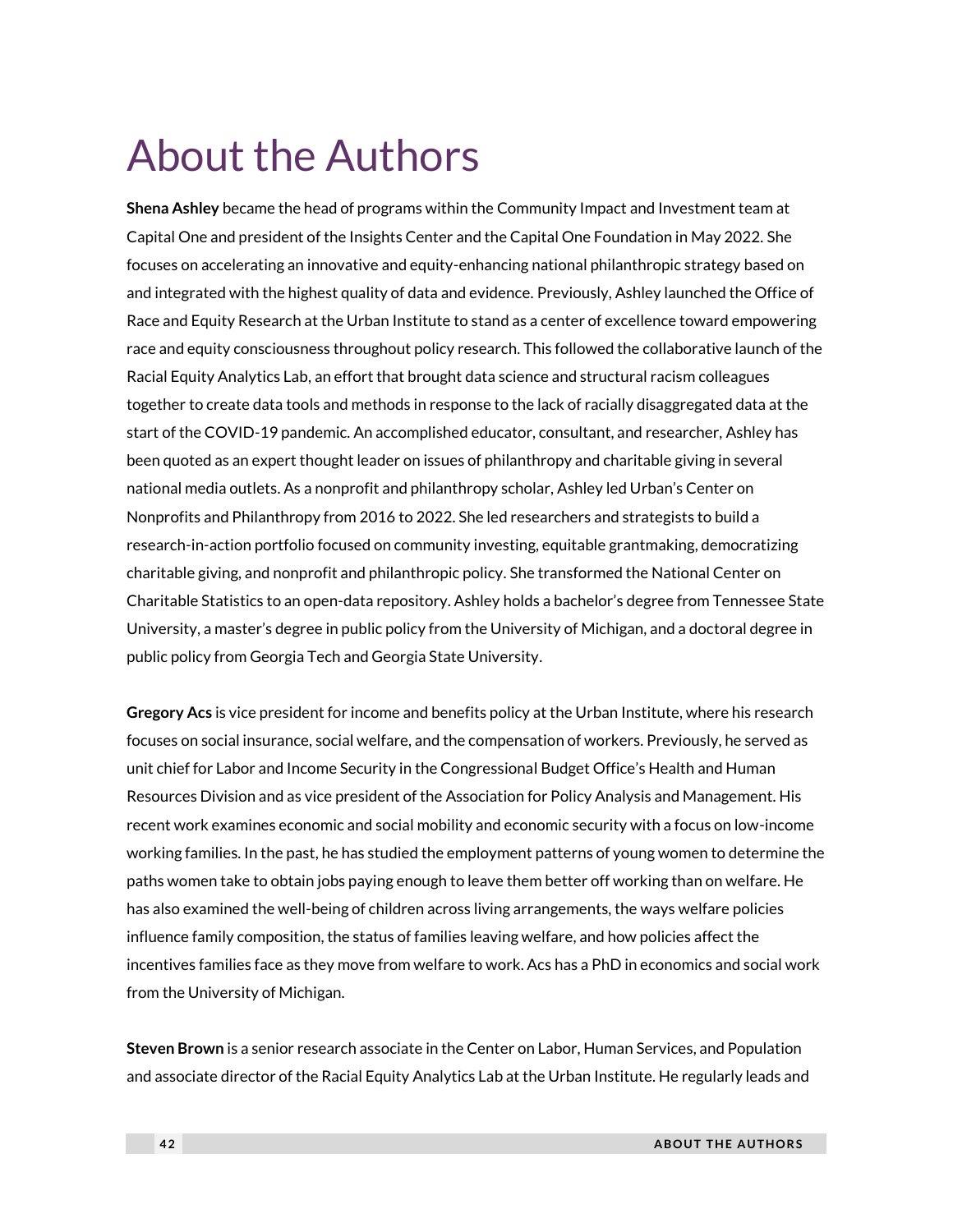# About the Authors

**Shena Ashley** became the head of programs within the Community Impact and Investment team at Capital One and president of the Insights Center and the Capital One Foundation in May 2022. She focuses on accelerating an innovative and equity-enhancing national philanthropic strategy based on and integrated with the highest quality of data and evidence. Previously, Ashley launched the Office of Race and Equity Research at the Urban Institute to stand as a center of excellence toward empowering race and equity consciousness throughout policy research. This followed the collaborative launch of the Racial Equity Analytics Lab, an effort that brought data science and structural racism colleagues together to create data tools and methods in response to the lack of racially disaggregated data at the start of the COVID-19 pandemic. An accomplished educator, consultant, and researcher, Ashley has been quoted as an expert thought leader on issues of philanthropy and charitable giving in several national media outlets. As a nonprofit and philanthropy scholar, Ashley led Urban's Center on Nonprofits and Philanthropy from 2016 to 2022. She led researchers and strategists to build a research-in-action portfolio focused on community investing, equitable grantmaking, democratizing charitable giving, and nonprofit and philanthropic policy. She transformed the National Center on Charitable Statistics to an open-data repository. Ashley holds a bachelor's degree from Tennessee State University, a master's degree in public policy from the University of Michigan, and a doctoral degree in public policy from Georgia Tech and Georgia State University.

**Gregory Acs** is vice president for income and benefits policy at the Urban Institute, where his research focuses on social insurance, social welfare, and the compensation of workers. Previously, he served as unit chief for Labor and Income Security in the Congressional Budget Office's Health and Human Resources Division and as vice president of the Association for Policy Analysis and Management. His recent work examines economic and social mobility and economic security with a focus on low-income working families. In the past, he has studied the employment patterns of young women to determine the paths women take to obtain jobs paying enough to leave them better off working than on welfare. He has also examined the well-being of children across living arrangements, the ways welfare policies influence family composition, the status of families leaving welfare, and how policies affect the incentives families face as they move from welfare to work. Acs has a PhD in economics and social work from the University of Michigan.

**Steven Brown** is a senior research associate in the Center on Labor, Human Services, and Population and associate director of the Racial Equity Analytics Lab at the Urban Institute. He regularly leads and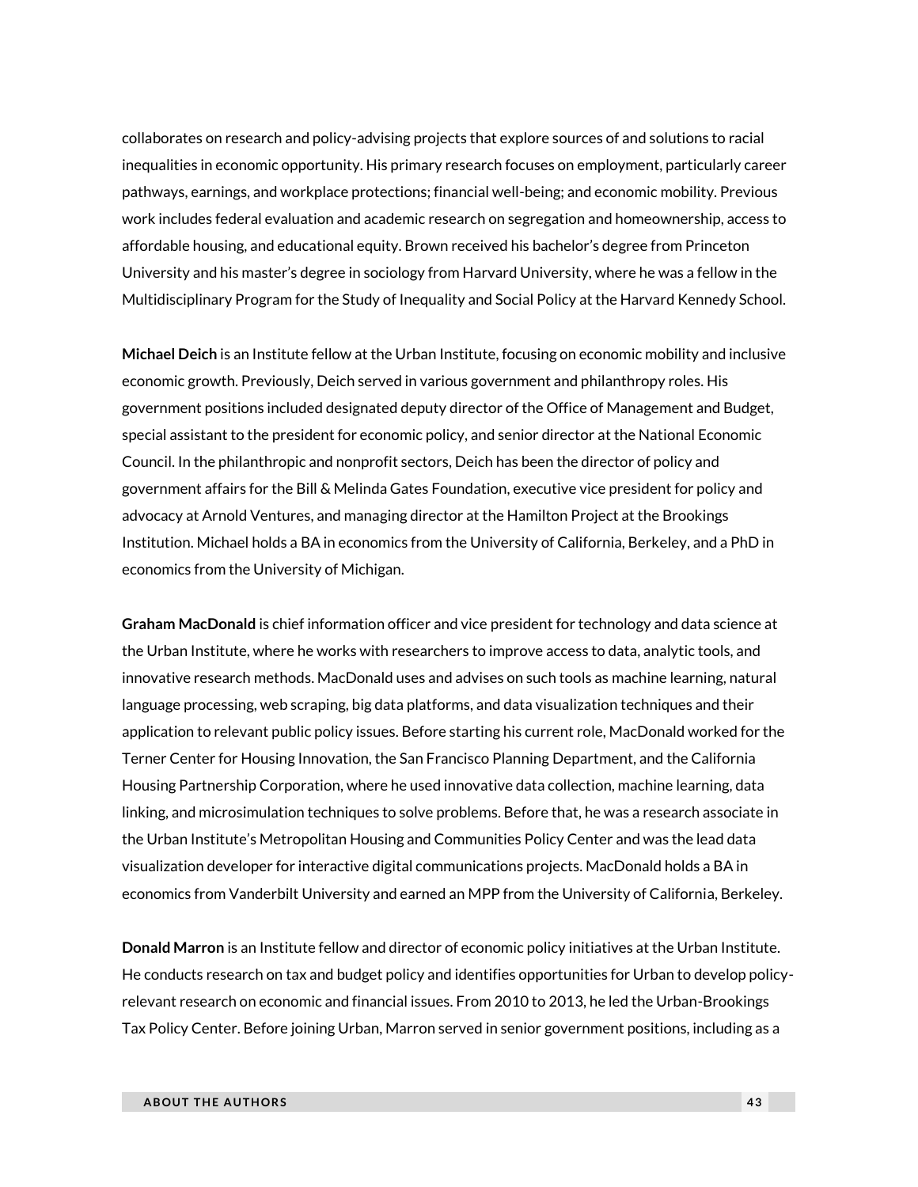collaborates on research and policy-advising projects that explore sources of and solutions to racial inequalities in economic opportunity. His primary research focuses on employment, particularly career pathways, earnings, and workplace protections; financial well-being; and economic mobility. Previous work includes federal evaluation and academic research on segregation and homeownership, access to affordable housing, and educational equity. Brown received his bachelor's degree from Princeton University and his master's degree in sociology from Harvard University, where he was a fellow in the Multidisciplinary Program for the Study of Inequality and Social Policy at the Harvard Kennedy School.

**Michael Deich** is an Institute fellow at the Urban Institute, focusing on economic mobility and inclusive economic growth. Previously, Deich served in various government and philanthropy roles. His government positions included designated deputy director of the Office of Management and Budget, special assistant to the president for economic policy, and senior director at the National Economic Council. In the philanthropic and nonprofit sectors, Deich has been the director of policy and government affairs for the Bill & Melinda Gates Foundation, executive vice president for policy and advocacy at Arnold Ventures, and managing director at the Hamilton Project at the Brookings Institution. Michael holds a BA in economics from the University of California, Berkeley, and a PhD in economics from the University of Michigan.

**Graham MacDonald** is chief information officer and vice president for technology and data science at the Urban Institute, where he works with researchers to improve access to data, analytic tools, and innovative research methods. MacDonald uses and advises on such tools as machine learning, natural language processing, web scraping, big data platforms, and data visualization techniques and their application to relevant public policy issues. Before starting his current role, MacDonald worked for the Terner Center for Housing Innovation, the San Francisco Planning Department, and the California Housing Partnership Corporation, where he used innovative data collection, machine learning, data linking, and microsimulation techniques to solve problems. Before that, he was a research associate in the Urban Institute's Metropolitan Housing and Communities Policy Center and was the lead data visualization developer for interactive digital communications projects. MacDonald holds a BA in economics from Vanderbilt University and earned an MPP from the University of California, Berkeley.

**Donald Marron** is an Institute fellow and director of economic policy initiatives at the Urban Institute. He conducts research on tax and budget policy and identifies opportunities for Urban to develop policy-relevant research on economic and financial issues. From 2010 to 2013, he led the Urban-Brookings Tax Policy Center. Before joining Urban, Marron served in senior government positions, including as a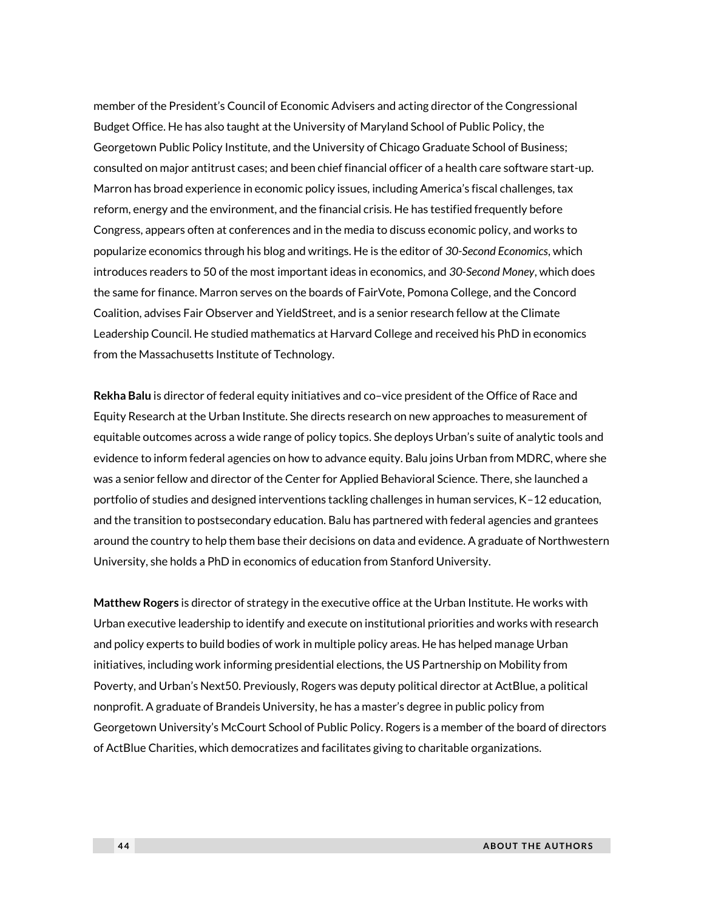member of the President's Council of Economic Advisers and acting director of the Congressional Budget Office. He has also taught at the University of Maryland School of Public Policy, the Georgetown Public Policy Institute, and the University of Chicago Graduate School of Business; consulted on major antitrust cases; and been chief financial officer of a health care software start-up. Marron has broad experience in economic policy issues, including America's fiscal challenges, tax reform, energy and the environment, and the financial crisis. He has testified frequently before Congress, appears often at conferences and in the media to discuss economic policy, and works to popularize economics through his blog and writings. He is the editor of *30-Second Economics*, which introduces readers to 50 of the most important ideas in economics, and *30-Second Money*, which does the same for finance. Marron serves on the boards of FairVote, Pomona College, and the Concord Coalition, advises Fair Observer and YieldStreet, and is a senior research fellow at the Climate Leadership Council. He studied mathematics at Harvard College and received his PhD in economics from the Massachusetts Institute of Technology.

**Rekha Balu** is director of federal equity initiatives and co–vice president of the Office of Race and Equity Research at the Urban Institute. She directs research on new approaches to measurement of equitable outcomes across a wide range of policy topics. She deploys Urban's suite of analytic tools and evidence to inform federal agencies on how to advance equity. Balu joins Urban from MDRC, where she was a senior fellow and director of the Center for Applied Behavioral Science. There, she launched a portfolio of studies and designed interventions tackling challenges in human services, K–12 education, and the transition to postsecondary education. Balu has partnered with federal agencies and grantees around the country to help them base their decisions on data and evidence. A graduate of Northwestern University, she holds a PhD in economics of education from Stanford University.

**Matthew Rogers** is director of strategy in the executive office at the Urban Institute. He works with Urban executive leadership to identify and execute on institutional priorities and works with research and policy experts to build bodies of work in multiple policy areas. He has helped manage Urban initiatives, including work informing presidential elections, the US Partnership on Mobility from Poverty, and Urban's Next50. Previously, Rogers was deputy political director at ActBlue, a political nonprofit. A graduate of Brandeis University, he has a master's degree in public policy from Georgetown University's McCourt School of Public Policy. Rogers is a member of the board of directors of ActBlue Charities, which democratizes and facilitates giving to charitable organizations.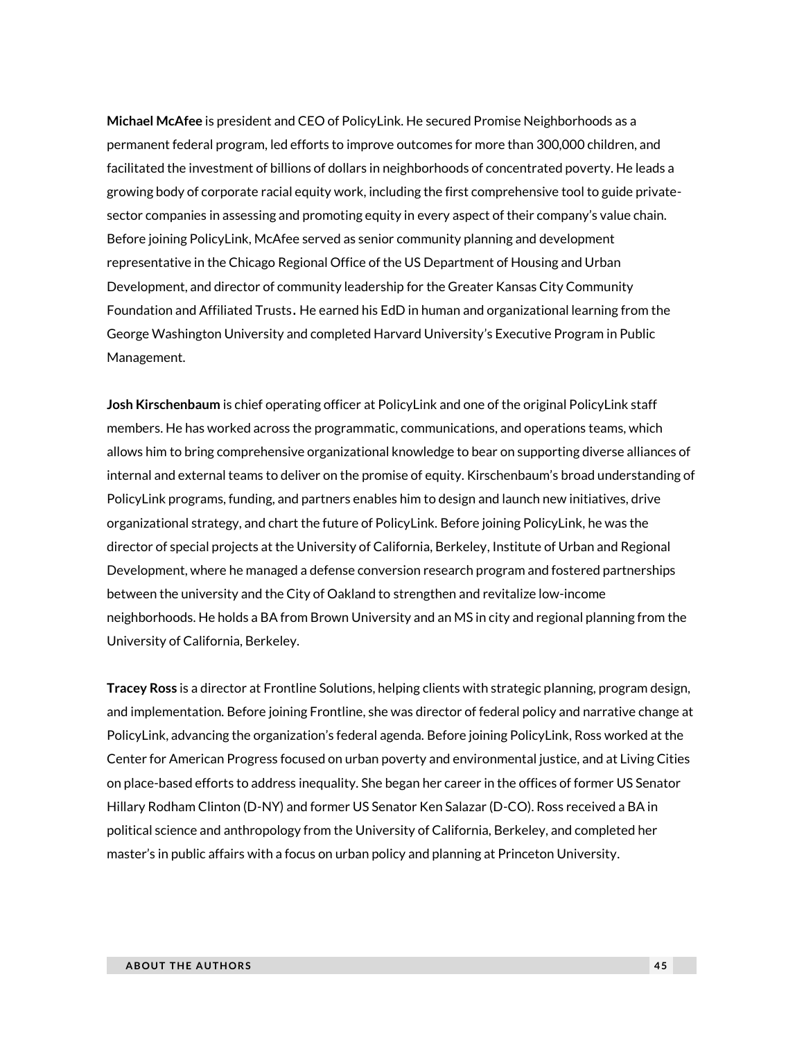**Michael McAfee** is president and CEO of PolicyLink. He secured Promise Neighborhoods as a permanent federal program, led efforts to improve outcomes for more than 300,000 children, and facilitated the investment of billions of dollars in neighborhoods of concentrated poverty. He leads a growing body of corporate racial equity work, including the first comprehensive tool to guide private-sector companies in assessing and promoting equity in every aspect of their company's value chain. Before joining PolicyLink, McAfee served as senior community planning and development representative in the Chicago Regional Office of the US Department of Housing and Urban Development, and director of community leadership for the Greater Kansas City Community Foundation and Affiliated Trusts. He earned his EdD in human and organizational learning from the George Washington University and completed Harvard University's Executive Program in Public Management.

**Josh Kirschenbaum** is chief operating officer at PolicyLink and one of the original PolicyLink staff members. He has worked across the programmatic, communications, and operations teams, which allows him to bring comprehensive organizational knowledge to bear on supporting diverse alliances of internal and external teams to deliver on the promise of equity. Kirschenbaum's broad understanding of PolicyLink programs, funding, and partners enables him to design and launch new initiatives, drive organizational strategy, and chart the future of PolicyLink. Before joining PolicyLink, he was the director of special projects at the University of California, Berkeley, Institute of Urban and Regional Development, where he managed a defense conversion research program and fostered partnerships between the university and the City of Oakland to strengthen and revitalize low-income neighborhoods. He holds a BA from Brown University and an MS in city and regional planning from the University of California, Berkeley.

**Tracey Ross** is a director at Frontline Solutions, helping clients with strategic planning, program design, and implementation. Before joining Frontline, she was director of federal policy and narrative change at PolicyLink, advancing the organization's federal agenda. Before joining PolicyLink, Ross worked at the Center for American Progress focused on urban poverty and environmental justice, and at Living Cities on place-based efforts to address inequality. She began her career in the offices of former US Senator Hillary Rodham Clinton (D-NY) and former US Senator Ken Salazar (D-CO). Ross received a BA in political science and anthropology from the University of California, Berkeley, and completed her master's in public affairs with a focus on urban policy and planning at Princeton University.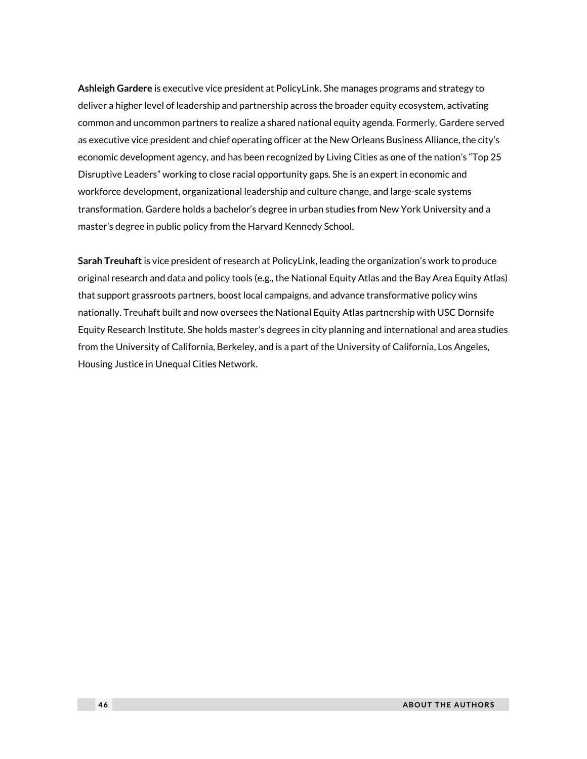**Ashleigh Gardere** is executive vice president at PolicyLink**.** She manages programs and strategy to deliver a higher level of leadership and partnership across the broader equity ecosystem, activating common and uncommon partners to realize a shared national equity agenda. Formerly, Gardere served as executive vice president and chief operating officer at the New Orleans Business Alliance, the city's economic development agency, and has been recognized by Living Cities as one of the nation's "Top 25 Disruptive Leaders" working to close racial opportunity gaps. She is an expert in economic and workforce development, organizational leadership and culture change, and large-scale systems transformation. Gardere holds a bachelor's degree in urban studies from New York University and a master's degree in public policy from the Harvard Kennedy School.

**Sarah Treuhaft** is vice president of research at PolicyLink, leading the organization's work to produce original research and data and policy tools (e.g., the National Equity Atlas and the Bay Area Equity Atlas) that support grassroots partners, boost local campaigns, and advance transformative policy wins nationally. Treuhaft built and now oversees the National Equity Atlas partnership with USC Dornsife Equity Research Institute. She holds master's degrees in city planning and international and area studies from the University of California, Berkeley, and is a part of the University of California, Los Angeles, Housing Justice in Unequal Cities Network.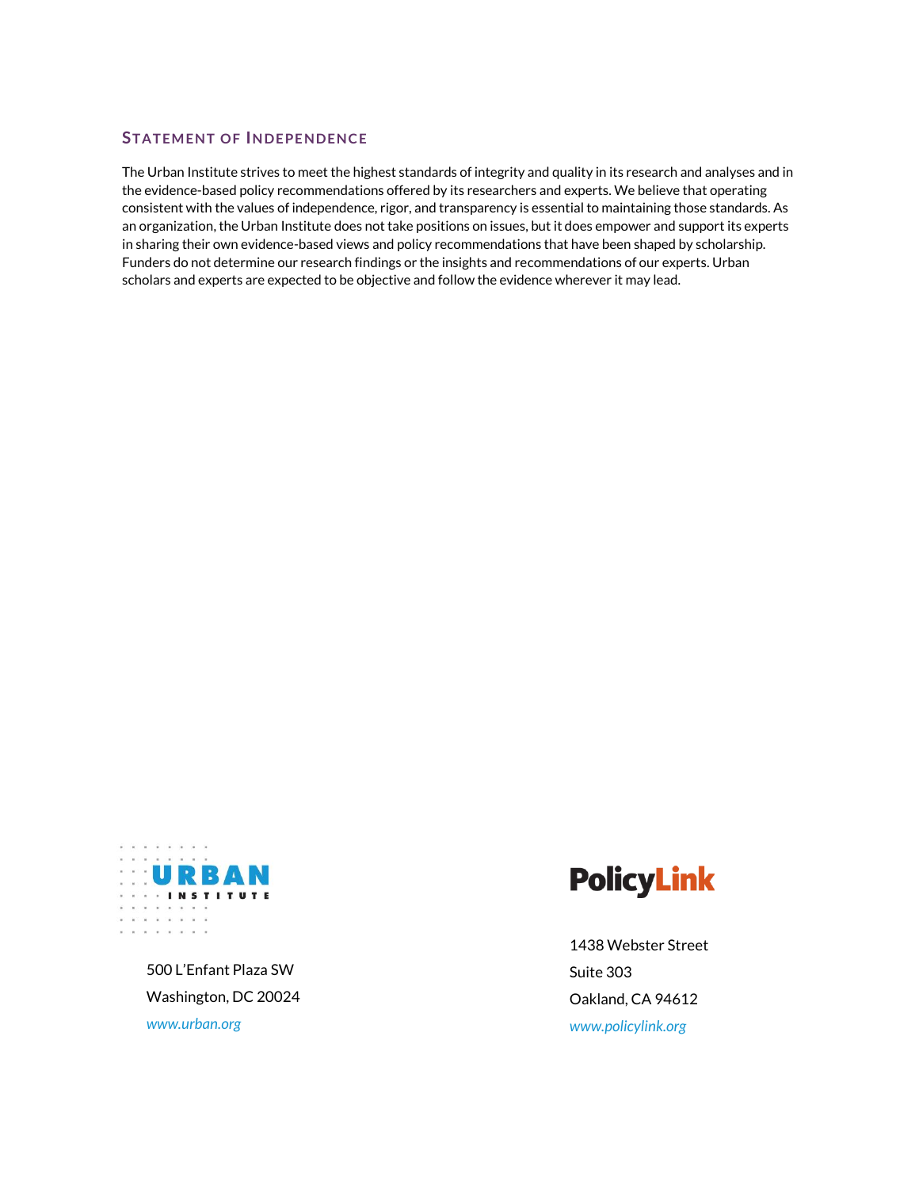## Statement of Independence

The Urban Institute strives to meet the highest standards of integrity and quality in its research and analyses and in the evidence-based policy recommendations offered by its researchers and experts. We believe that operating consistent with the values of independence, rigor, and transparency is essential to maintaining those standards. As an organization, the Urban Institute does not take positions on issues, but it does empower and support its experts in sharing their own evidence-based views and policy recommendations that have been shaped by scholarship. Funders do not determine our research findings or the insights and recommendations of our experts. Urban scholars and experts are expected to be objective and follow the evidence wherever it may lead.

URBAN INSTITUTE

500 L'Enfant Plaza SW
Washington, DC 20024
*www.urban.org*

PolicyLink

1438 Webster Street
Suite 303
Oakland, CA 94612
*www.policylink.org*